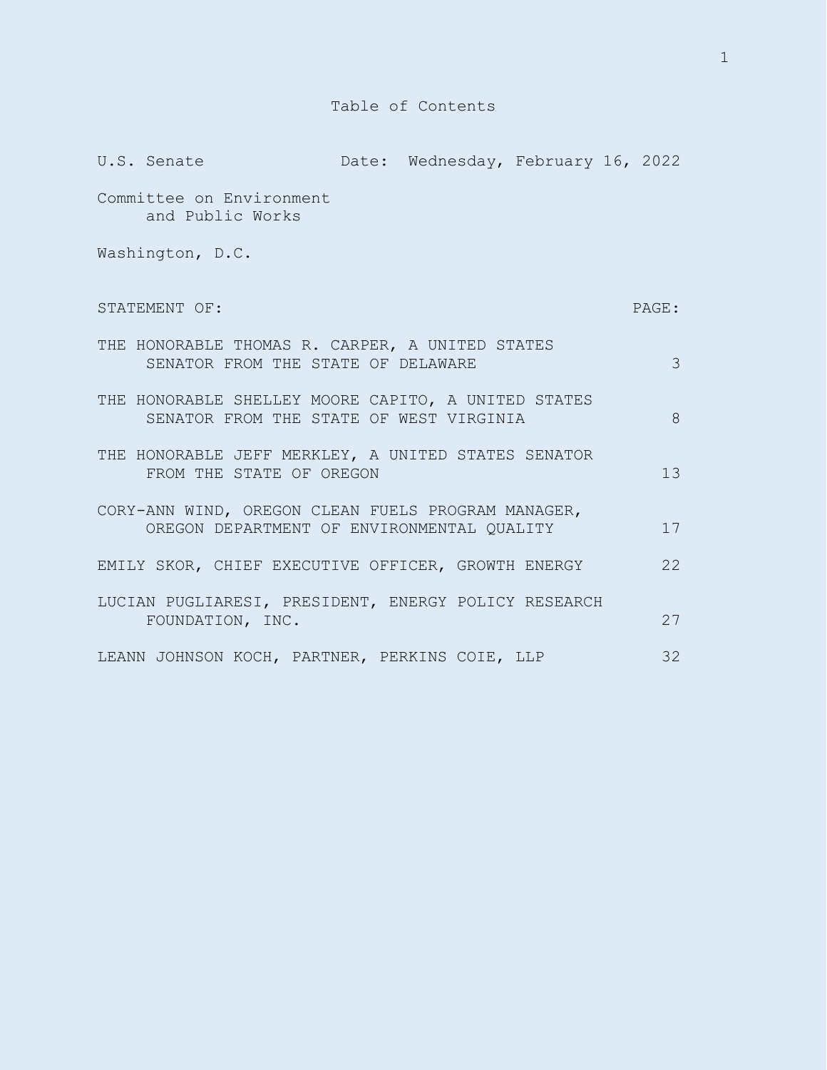# Table of Contents

U.S. Senate — Date: Wednesday, February 16, 2022

Committee on Environment and Public Works

Washington, D.C.

| STATEMENT OF: | PAGE: |
|---|---|
| THE HONORABLE THOMAS R. CARPER, A UNITED STATES SENATOR FROM THE STATE OF DELAWARE | 3 |
| THE HONORABLE SHELLEY MOORE CAPITO, A UNITED STATES SENATOR FROM THE STATE OF WEST VIRGINIA | 8 |
| THE HONORABLE JEFF MERKLEY, A UNITED STATES SENATOR FROM THE STATE OF OREGON | 13 |
| CORY-ANN WIND, OREGON CLEAN FUELS PROGRAM MANAGER, OREGON DEPARTMENT OF ENVIRONMENTAL QUALITY | 17 |
| EMILY SKOR, CHIEF EXECUTIVE OFFICER, GROWTH ENERGY | 22 |
| LUCIAN PUGLIARESI, PRESIDENT, ENERGY POLICY RESEARCH FOUNDATION, INC. | 27 |
| LEANN JOHNSON KOCH, PARTNER, PERKINS COIE, LLP | 32 |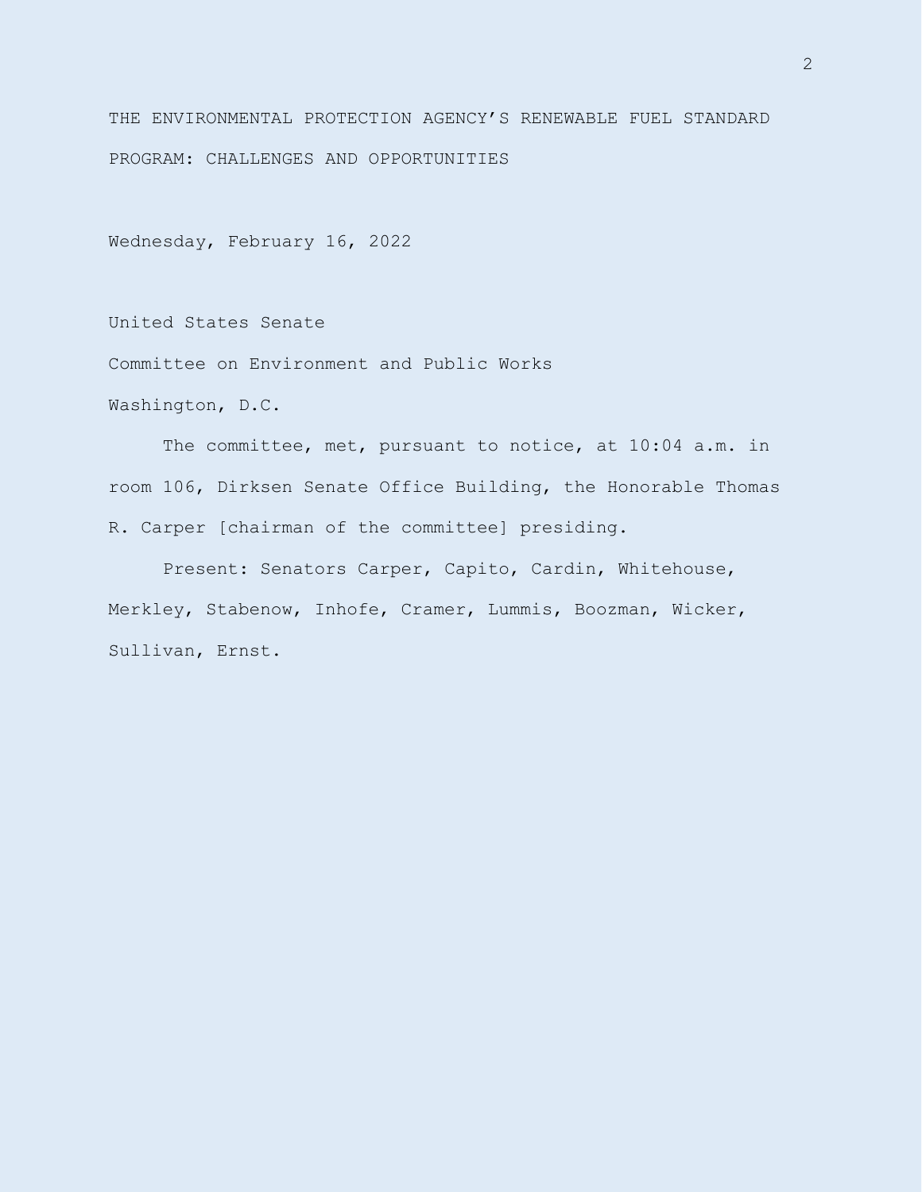THE ENVIRONMENTAL PROTECTION AGENCY'S RENEWABLE FUEL STANDARD PROGRAM: CHALLENGES AND OPPORTUNITIES

Wednesday, February 16, 2022

United States Senate

Committee on Environment and Public Works

Washington, D.C.

The committee, met, pursuant to notice, at 10:04 a.m. in room 106, Dirksen Senate Office Building, the Honorable Thomas R. Carper [chairman of the committee] presiding.

Present: Senators Carper, Capito, Cardin, Whitehouse, Merkley, Stabenow, Inhofe, Cramer, Lummis, Boozman, Wicker, Sullivan, Ernst.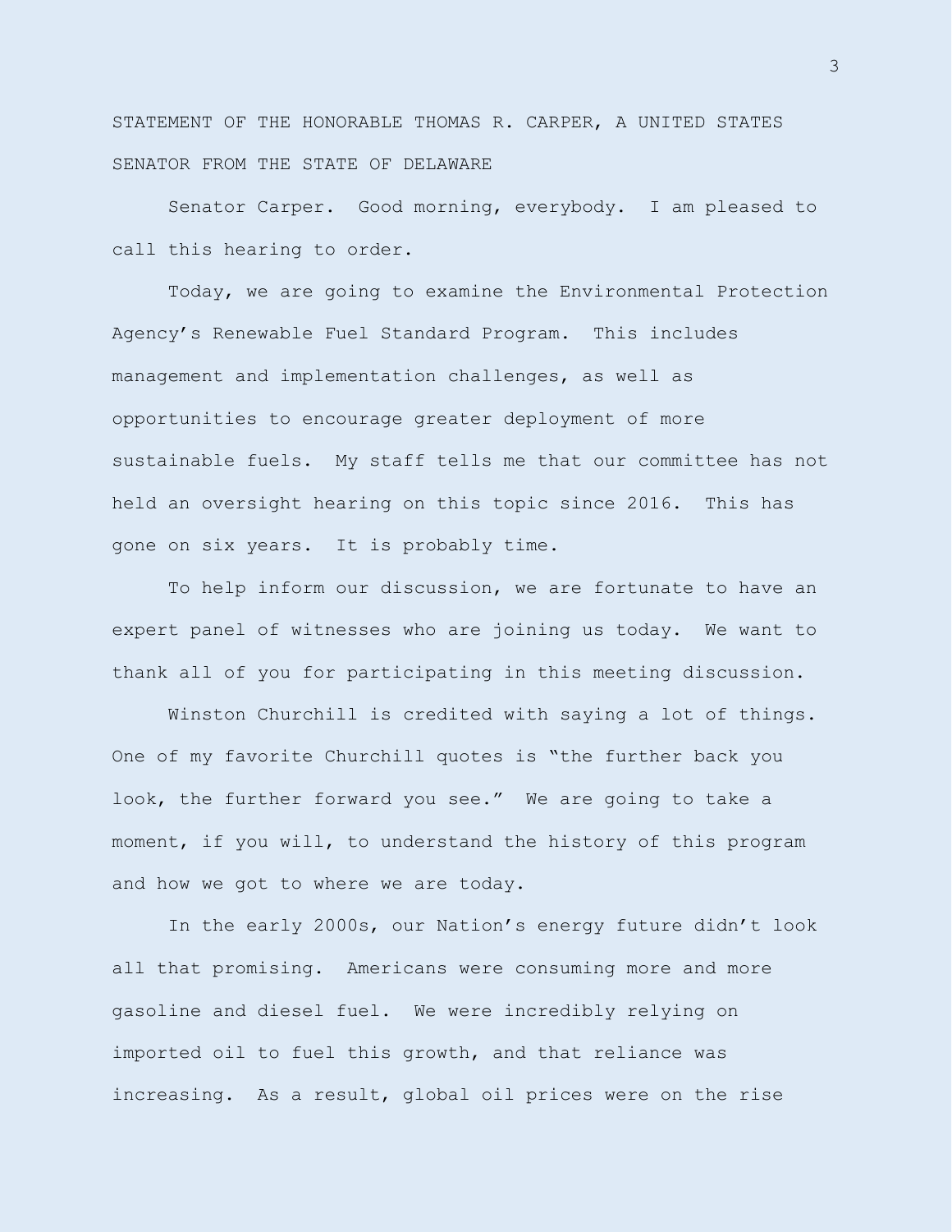STATEMENT OF THE HONORABLE THOMAS R. CARPER, A UNITED STATES SENATOR FROM THE STATE OF DELAWARE

Senator Carper. Good morning, everybody. I am pleased to call this hearing to order.

Today, we are going to examine the Environmental Protection Agency's Renewable Fuel Standard Program. This includes management and implementation challenges, as well as opportunities to encourage greater deployment of more sustainable fuels. My staff tells me that our committee has not held an oversight hearing on this topic since 2016. This has gone on six years. It is probably time.

To help inform our discussion, we are fortunate to have an expert panel of witnesses who are joining us today. We want to thank all of you for participating in this meeting discussion.

Winston Churchill is credited with saying a lot of things. One of my favorite Churchill quotes is "the further back you look, the further forward you see." We are going to take a moment, if you will, to understand the history of this program and how we got to where we are today.

In the early 2000s, our Nation's energy future didn't look all that promising. Americans were consuming more and more gasoline and diesel fuel. We were incredibly relying on imported oil to fuel this growth, and that reliance was increasing. As a result, global oil prices were on the rise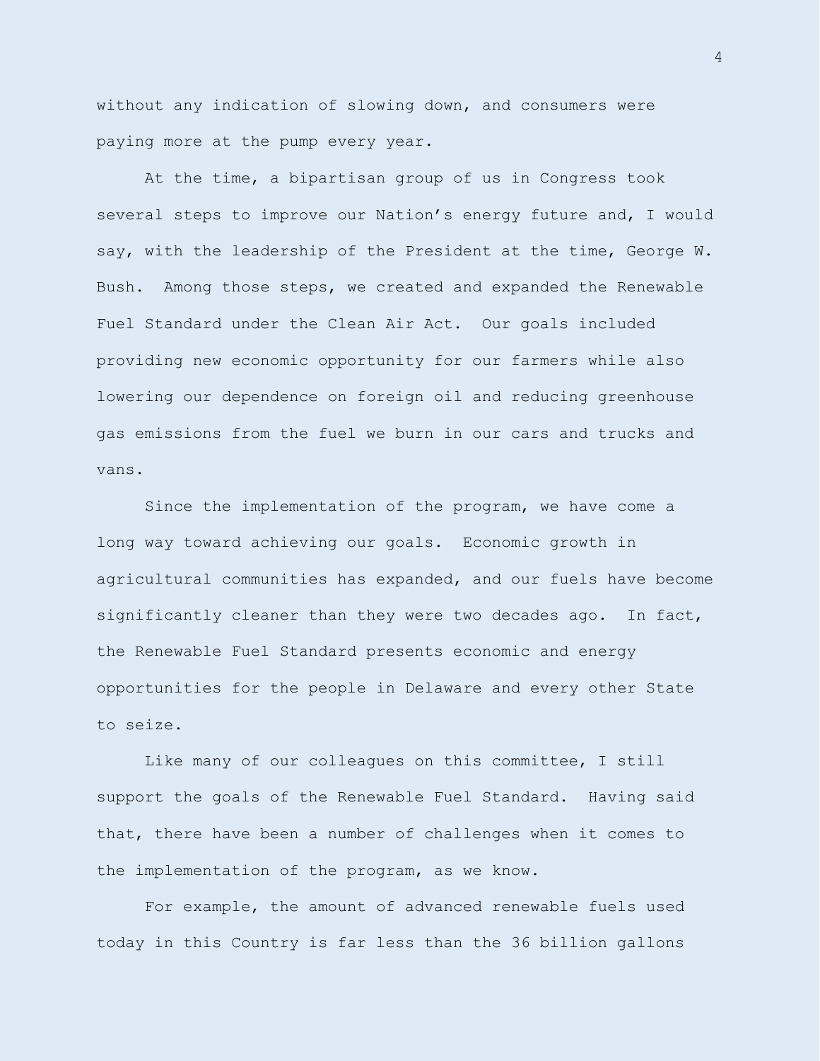without any indication of slowing down, and consumers were paying more at the pump every year.

At the time, a bipartisan group of us in Congress took several steps to improve our Nation's energy future and, I would say, with the leadership of the President at the time, George W. Bush. Among those steps, we created and expanded the Renewable Fuel Standard under the Clean Air Act. Our goals included providing new economic opportunity for our farmers while also lowering our dependence on foreign oil and reducing greenhouse gas emissions from the fuel we burn in our cars and trucks and vans.

Since the implementation of the program, we have come a long way toward achieving our goals. Economic growth in agricultural communities has expanded, and our fuels have become significantly cleaner than they were two decades ago. In fact, the Renewable Fuel Standard presents economic and energy opportunities for the people in Delaware and every other State to seize.

Like many of our colleagues on this committee, I still support the goals of the Renewable Fuel Standard. Having said that, there have been a number of challenges when it comes to the implementation of the program, as we know.

For example, the amount of advanced renewable fuels used today in this Country is far less than the 36 billion gallons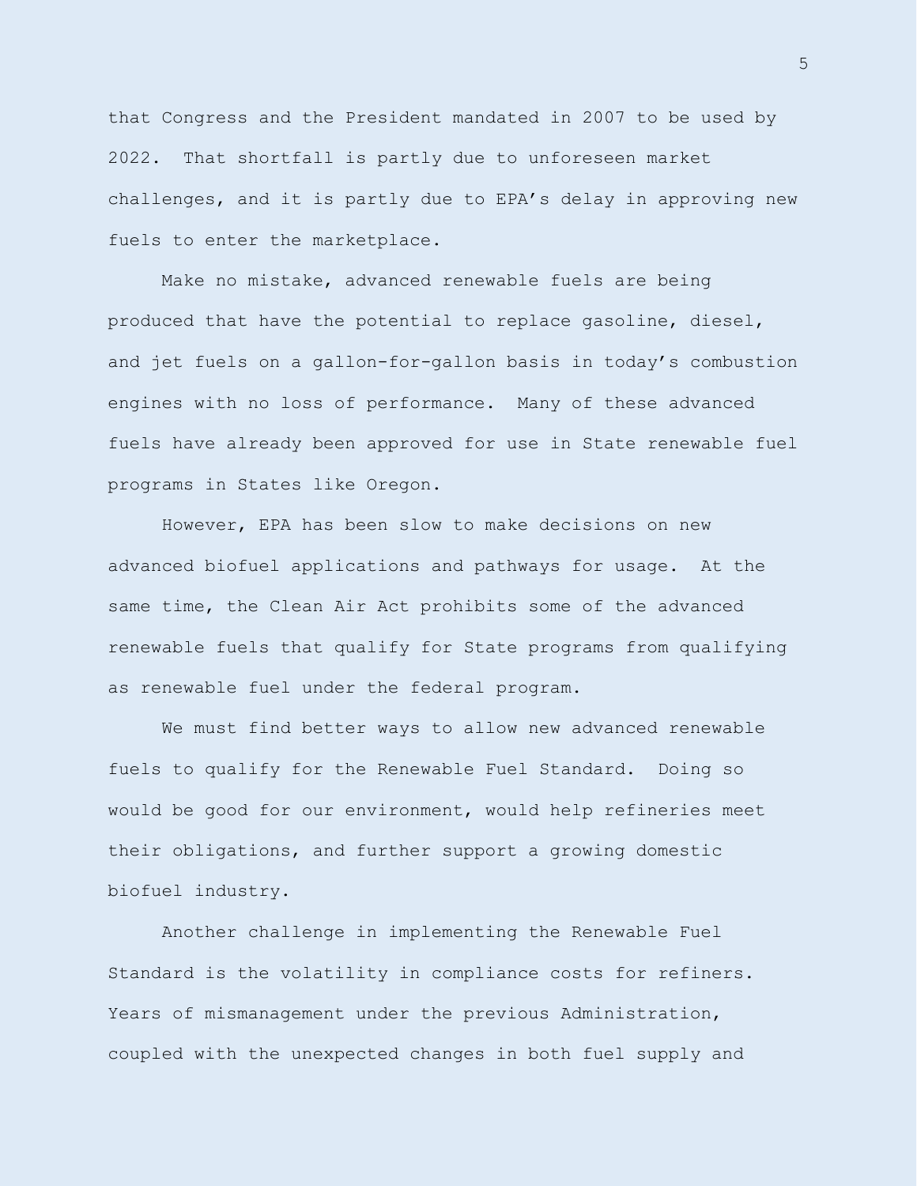that Congress and the President mandated in 2007 to be used by 2022. That shortfall is partly due to unforeseen market challenges, and it is partly due to EPA's delay in approving new fuels to enter the marketplace.

Make no mistake, advanced renewable fuels are being produced that have the potential to replace gasoline, diesel, and jet fuels on a gallon-for-gallon basis in today's combustion engines with no loss of performance. Many of these advanced fuels have already been approved for use in State renewable fuel programs in States like Oregon.

However, EPA has been slow to make decisions on new advanced biofuel applications and pathways for usage. At the same time, the Clean Air Act prohibits some of the advanced renewable fuels that qualify for State programs from qualifying as renewable fuel under the federal program.

We must find better ways to allow new advanced renewable fuels to qualify for the Renewable Fuel Standard. Doing so would be good for our environment, would help refineries meet their obligations, and further support a growing domestic biofuel industry.

Another challenge in implementing the Renewable Fuel Standard is the volatility in compliance costs for refiners. Years of mismanagement under the previous Administration, coupled with the unexpected changes in both fuel supply and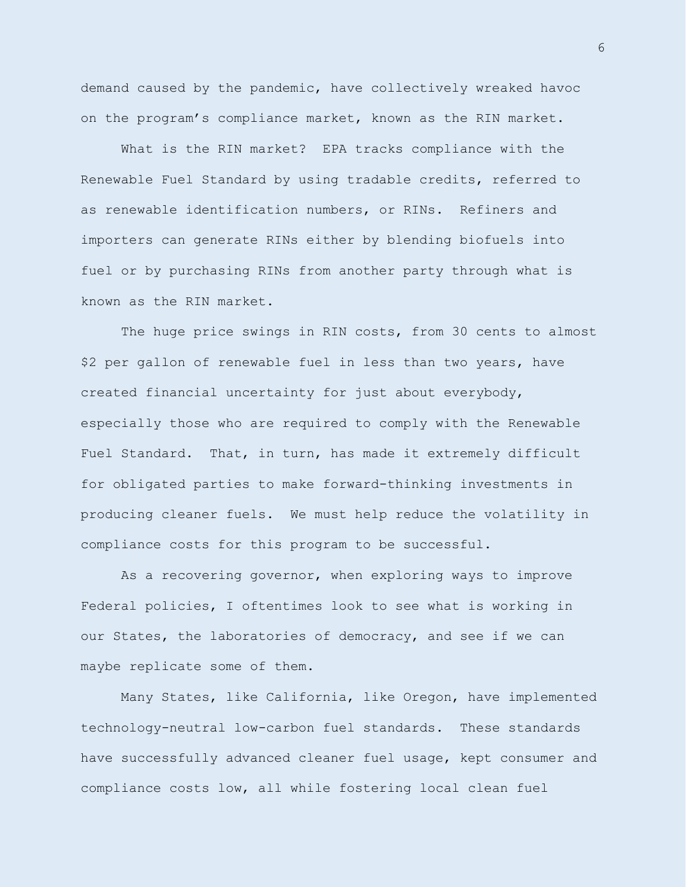demand caused by the pandemic, have collectively wreaked havoc on the program's compliance market, known as the RIN market.

What is the RIN market? EPA tracks compliance with the Renewable Fuel Standard by using tradable credits, referred to as renewable identification numbers, or RINs. Refiners and importers can generate RINs either by blending biofuels into fuel or by purchasing RINs from another party through what is known as the RIN market.

The huge price swings in RIN costs, from 30 cents to almost $2 per gallon of renewable fuel in less than two years, have created financial uncertainty for just about everybody, especially those who are required to comply with the Renewable Fuel Standard. That, in turn, has made it extremely difficult for obligated parties to make forward-thinking investments in producing cleaner fuels. We must help reduce the volatility in compliance costs for this program to be successful.

As a recovering governor, when exploring ways to improve Federal policies, I oftentimes look to see what is working in our States, the laboratories of democracy, and see if we can maybe replicate some of them.

Many States, like California, like Oregon, have implemented technology-neutral low-carbon fuel standards. These standards have successfully advanced cleaner fuel usage, kept consumer and compliance costs low, all while fostering local clean fuel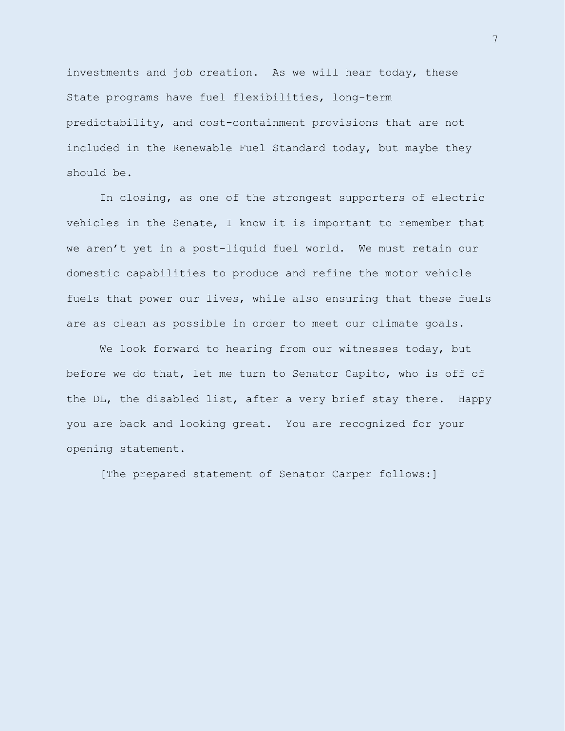investments and job creation. As we will hear today, these State programs have fuel flexibilities, long-term predictability, and cost-containment provisions that are not included in the Renewable Fuel Standard today, but maybe they should be.

In closing, as one of the strongest supporters of electric vehicles in the Senate, I know it is important to remember that we aren't yet in a post-liquid fuel world. We must retain our domestic capabilities to produce and refine the motor vehicle fuels that power our lives, while also ensuring that these fuels are as clean as possible in order to meet our climate goals.

We look forward to hearing from our witnesses today, but before we do that, let me turn to Senator Capito, who is off of the DL, the disabled list, after a very brief stay there. Happy you are back and looking great. You are recognized for your opening statement.

[The prepared statement of Senator Carper follows:]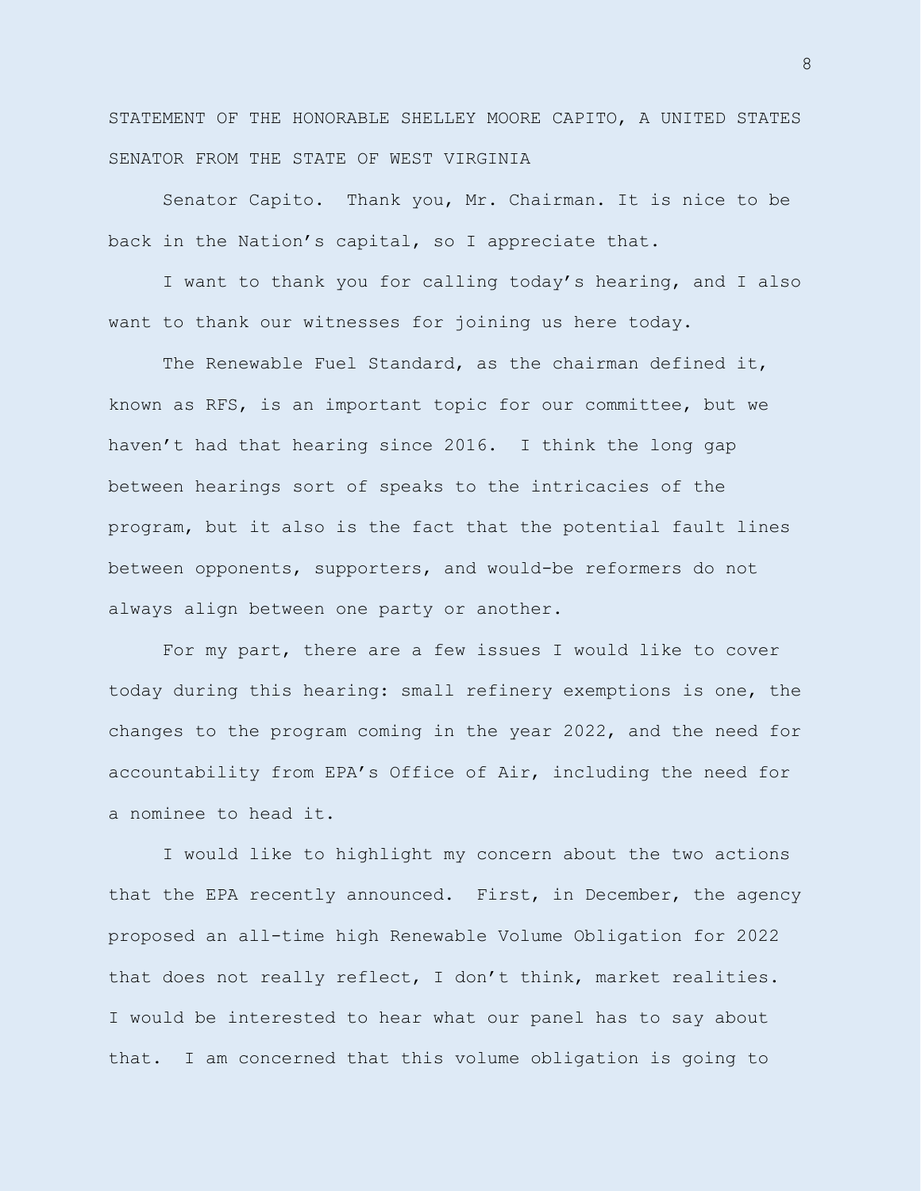STATEMENT OF THE HONORABLE SHELLEY MOORE CAPITO, A UNITED STATES SENATOR FROM THE STATE OF WEST VIRGINIA

Senator Capito. Thank you, Mr. Chairman. It is nice to be back in the Nation's capital, so I appreciate that.

I want to thank you for calling today's hearing, and I also want to thank our witnesses for joining us here today.

The Renewable Fuel Standard, as the chairman defined it, known as RFS, is an important topic for our committee, but we haven't had that hearing since 2016. I think the long gap between hearings sort of speaks to the intricacies of the program, but it also is the fact that the potential fault lines between opponents, supporters, and would-be reformers do not always align between one party or another.

For my part, there are a few issues I would like to cover today during this hearing: small refinery exemptions is one, the changes to the program coming in the year 2022, and the need for accountability from EPA's Office of Air, including the need for a nominee to head it.

I would like to highlight my concern about the two actions that the EPA recently announced. First, in December, the agency proposed an all-time high Renewable Volume Obligation for 2022 that does not really reflect, I don't think, market realities. I would be interested to hear what our panel has to say about that. I am concerned that this volume obligation is going to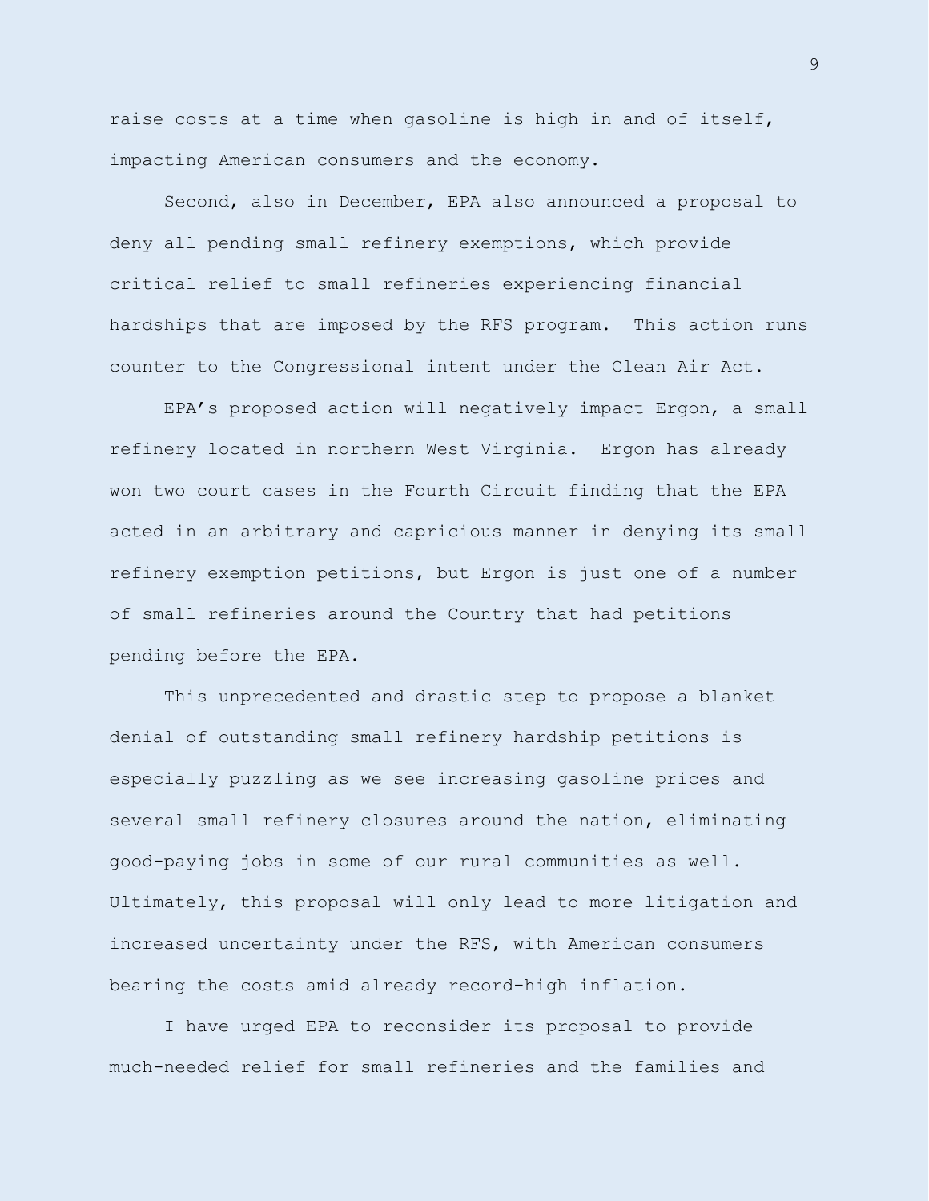raise costs at a time when gasoline is high in and of itself, impacting American consumers and the economy.

Second, also in December, EPA also announced a proposal to deny all pending small refinery exemptions, which provide critical relief to small refineries experiencing financial hardships that are imposed by the RFS program. This action runs counter to the Congressional intent under the Clean Air Act.

EPA's proposed action will negatively impact Ergon, a small refinery located in northern West Virginia. Ergon has already won two court cases in the Fourth Circuit finding that the EPA acted in an arbitrary and capricious manner in denying its small refinery exemption petitions, but Ergon is just one of a number of small refineries around the Country that had petitions pending before the EPA.

This unprecedented and drastic step to propose a blanket denial of outstanding small refinery hardship petitions is especially puzzling as we see increasing gasoline prices and several small refinery closures around the nation, eliminating good-paying jobs in some of our rural communities as well. Ultimately, this proposal will only lead to more litigation and increased uncertainty under the RFS, with American consumers bearing the costs amid already record-high inflation.

I have urged EPA to reconsider its proposal to provide much-needed relief for small refineries and the families and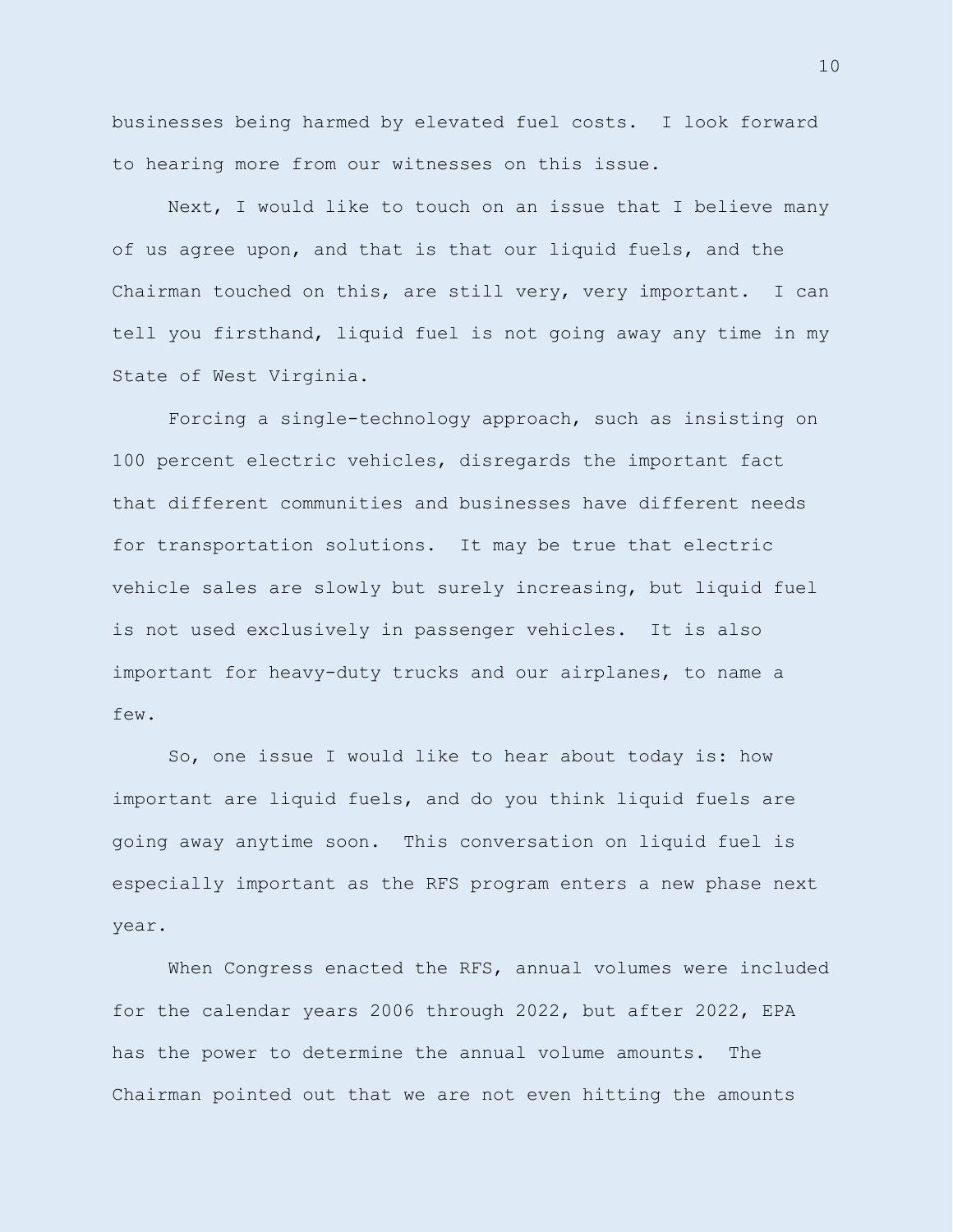businesses being harmed by elevated fuel costs. I look forward to hearing more from our witnesses on this issue.

Next, I would like to touch on an issue that I believe many of us agree upon, and that is that our liquid fuels, and the Chairman touched on this, are still very, very important. I can tell you firsthand, liquid fuel is not going away any time in my State of West Virginia.

Forcing a single-technology approach, such as insisting on 100 percent electric vehicles, disregards the important fact that different communities and businesses have different needs for transportation solutions. It may be true that electric vehicle sales are slowly but surely increasing, but liquid fuel is not used exclusively in passenger vehicles. It is also important for heavy-duty trucks and our airplanes, to name a few.

So, one issue I would like to hear about today is: how important are liquid fuels, and do you think liquid fuels are going away anytime soon. This conversation on liquid fuel is especially important as the RFS program enters a new phase next year.

When Congress enacted the RFS, annual volumes were included for the calendar years 2006 through 2022, but after 2022, EPA has the power to determine the annual volume amounts. The Chairman pointed out that we are not even hitting the amounts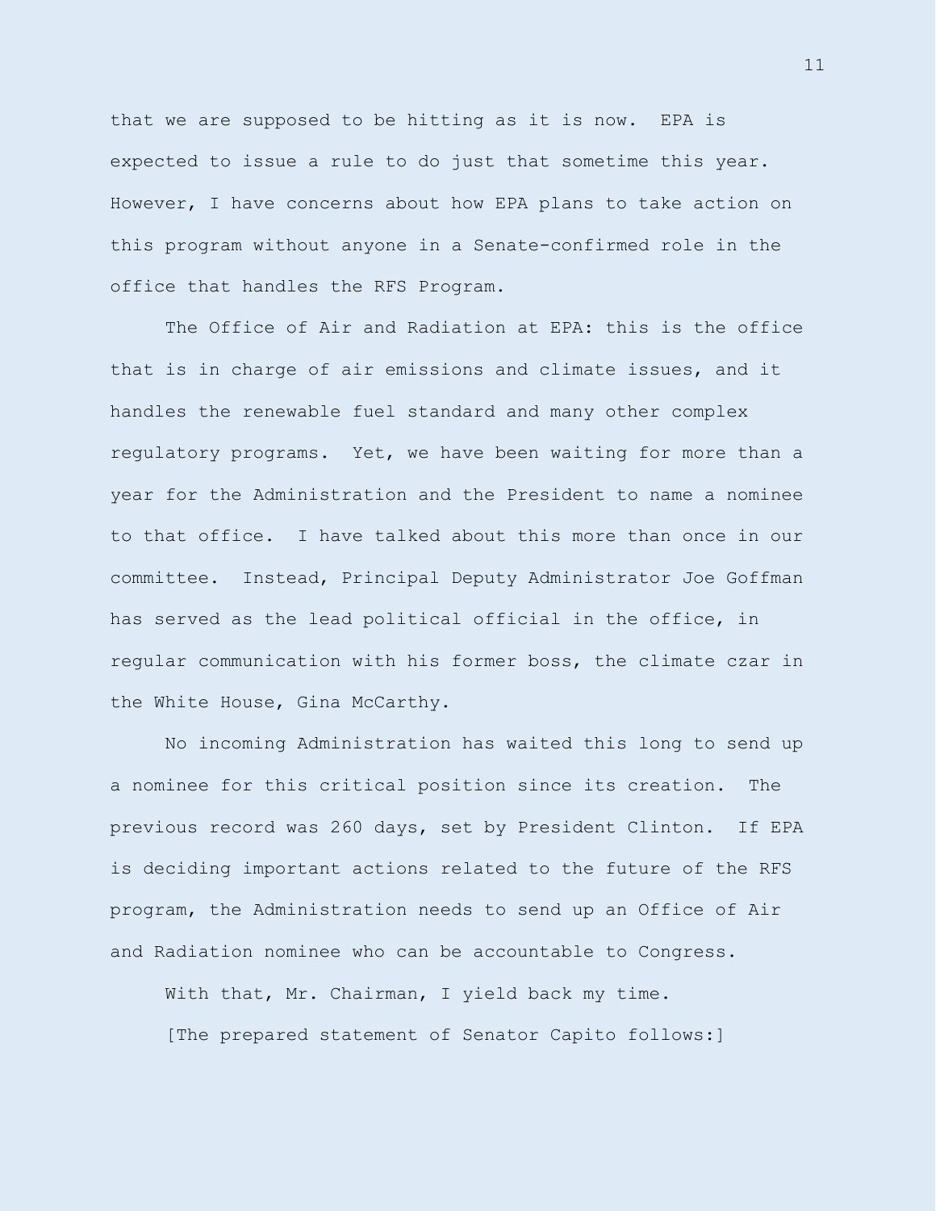that we are supposed to be hitting as it is now. EPA is expected to issue a rule to do just that sometime this year. However, I have concerns about how EPA plans to take action on this program without anyone in a Senate-confirmed role in the office that handles the RFS Program.

The Office of Air and Radiation at EPA: this is the office that is in charge of air emissions and climate issues, and it handles the renewable fuel standard and many other complex regulatory programs. Yet, we have been waiting for more than a year for the Administration and the President to name a nominee to that office. I have talked about this more than once in our committee. Instead, Principal Deputy Administrator Joe Goffman has served as the lead political official in the office, in regular communication with his former boss, the climate czar in the White House, Gina McCarthy.

No incoming Administration has waited this long to send up a nominee for this critical position since its creation. The previous record was 260 days, set by President Clinton. If EPA is deciding important actions related to the future of the RFS program, the Administration needs to send up an Office of Air and Radiation nominee who can be accountable to Congress.

With that, Mr. Chairman, I yield back my time.

[The prepared statement of Senator Capito follows:]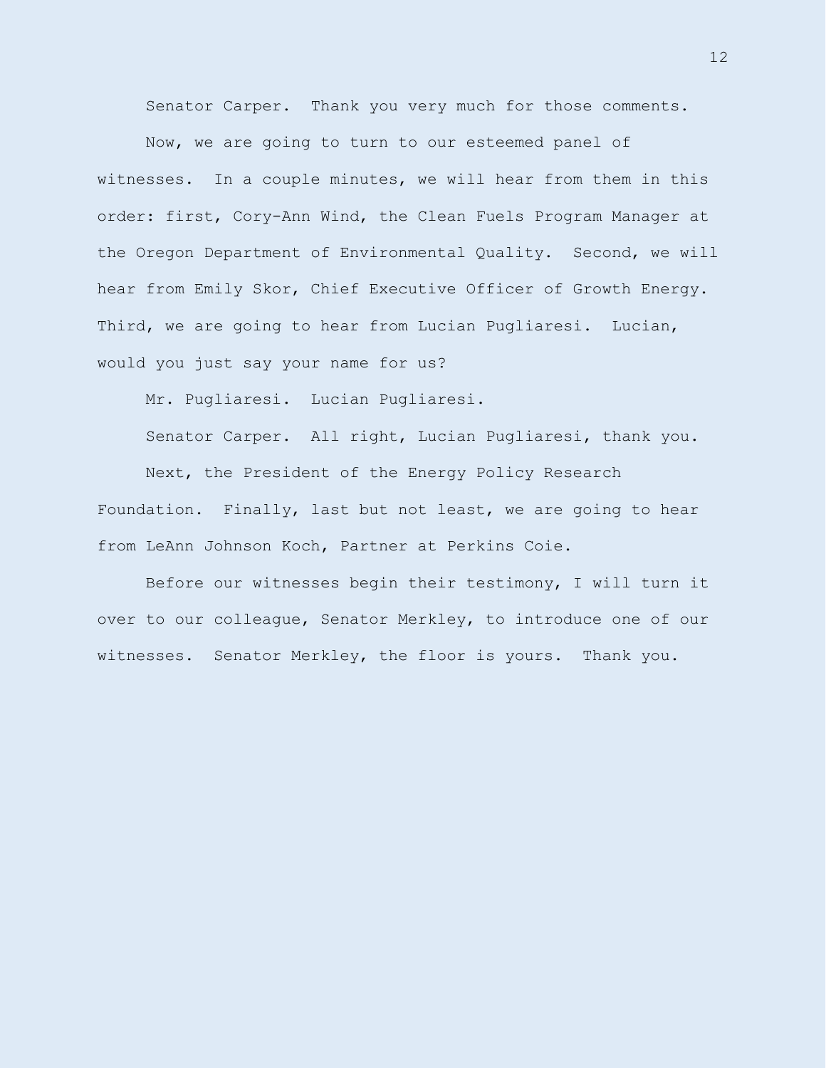Senator Carper. Thank you very much for those comments.

Now, we are going to turn to our esteemed panel of witnesses. In a couple minutes, we will hear from them in this order: first, Cory-Ann Wind, the Clean Fuels Program Manager at the Oregon Department of Environmental Quality. Second, we will hear from Emily Skor, Chief Executive Officer of Growth Energy. Third, we are going to hear from Lucian Pugliaresi. Lucian, would you just say your name for us?

Mr. Pugliaresi. Lucian Pugliaresi.

Senator Carper. All right, Lucian Pugliaresi, thank you.

Next, the President of the Energy Policy Research Foundation. Finally, last but not least, we are going to hear from LeAnn Johnson Koch, Partner at Perkins Coie.

Before our witnesses begin their testimony, I will turn it over to our colleague, Senator Merkley, to introduce one of our witnesses. Senator Merkley, the floor is yours. Thank you.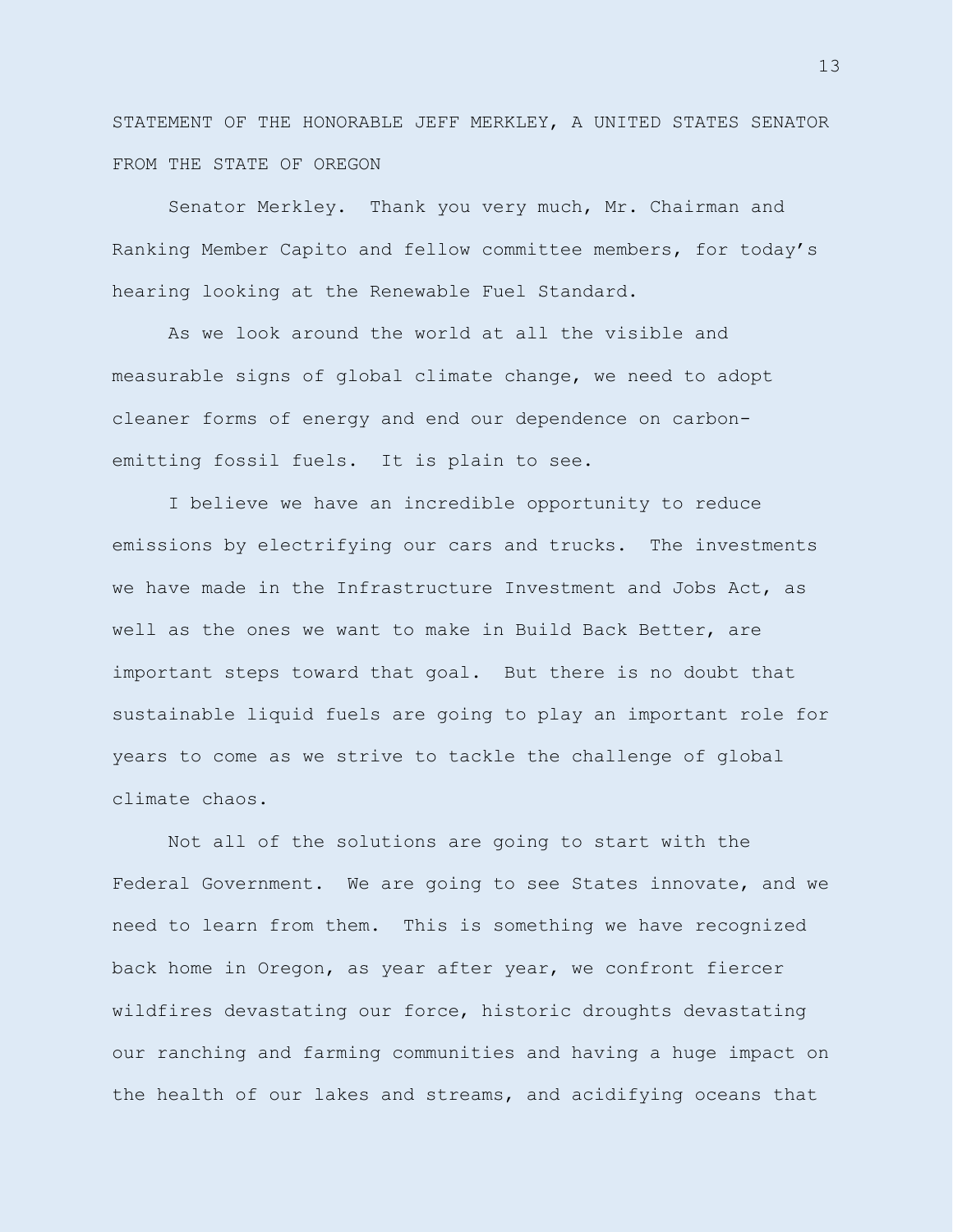STATEMENT OF THE HONORABLE JEFF MERKLEY, A UNITED STATES SENATOR FROM THE STATE OF OREGON

Senator Merkley. Thank you very much, Mr. Chairman and Ranking Member Capito and fellow committee members, for today's hearing looking at the Renewable Fuel Standard.

As we look around the world at all the visible and measurable signs of global climate change, we need to adopt cleaner forms of energy and end our dependence on carbon-emitting fossil fuels. It is plain to see.

I believe we have an incredible opportunity to reduce emissions by electrifying our cars and trucks. The investments we have made in the Infrastructure Investment and Jobs Act, as well as the ones we want to make in Build Back Better, are important steps toward that goal. But there is no doubt that sustainable liquid fuels are going to play an important role for years to come as we strive to tackle the challenge of global climate chaos.

Not all of the solutions are going to start with the Federal Government. We are going to see States innovate, and we need to learn from them. This is something we have recognized back home in Oregon, as year after year, we confront fiercer wildfires devastating our force, historic droughts devastating our ranching and farming communities and having a huge impact on the health of our lakes and streams, and acidifying oceans that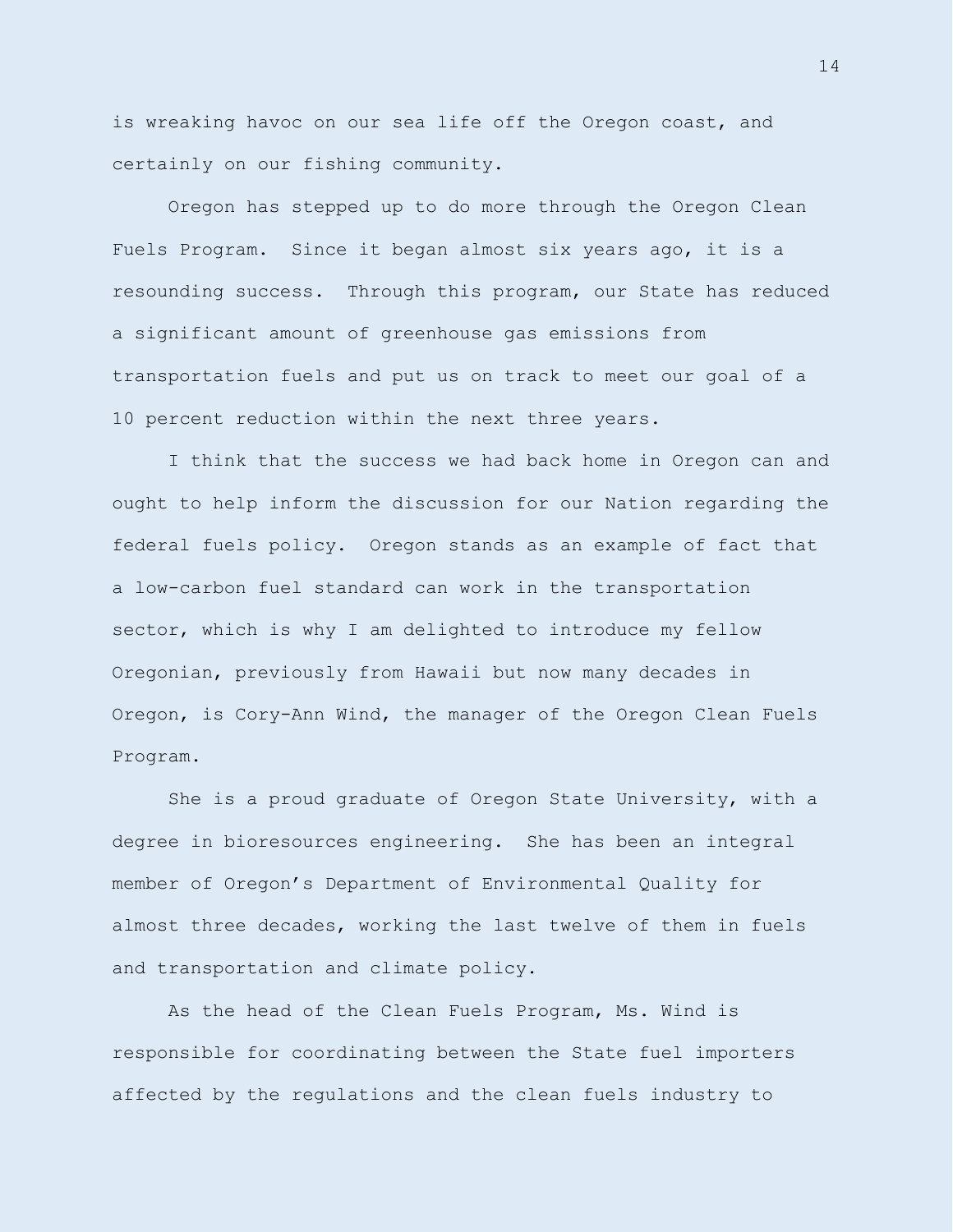is wreaking havoc on our sea life off the Oregon coast, and certainly on our fishing community.

Oregon has stepped up to do more through the Oregon Clean Fuels Program. Since it began almost six years ago, it is a resounding success. Through this program, our State has reduced a significant amount of greenhouse gas emissions from transportation fuels and put us on track to meet our goal of a 10 percent reduction within the next three years.

I think that the success we had back home in Oregon can and ought to help inform the discussion for our Nation regarding the federal fuels policy. Oregon stands as an example of fact that a low-carbon fuel standard can work in the transportation sector, which is why I am delighted to introduce my fellow Oregonian, previously from Hawaii but now many decades in Oregon, is Cory-Ann Wind, the manager of the Oregon Clean Fuels Program.

She is a proud graduate of Oregon State University, with a degree in bioresources engineering. She has been an integral member of Oregon's Department of Environmental Quality for almost three decades, working the last twelve of them in fuels and transportation and climate policy.

As the head of the Clean Fuels Program, Ms. Wind is responsible for coordinating between the State fuel importers affected by the regulations and the clean fuels industry to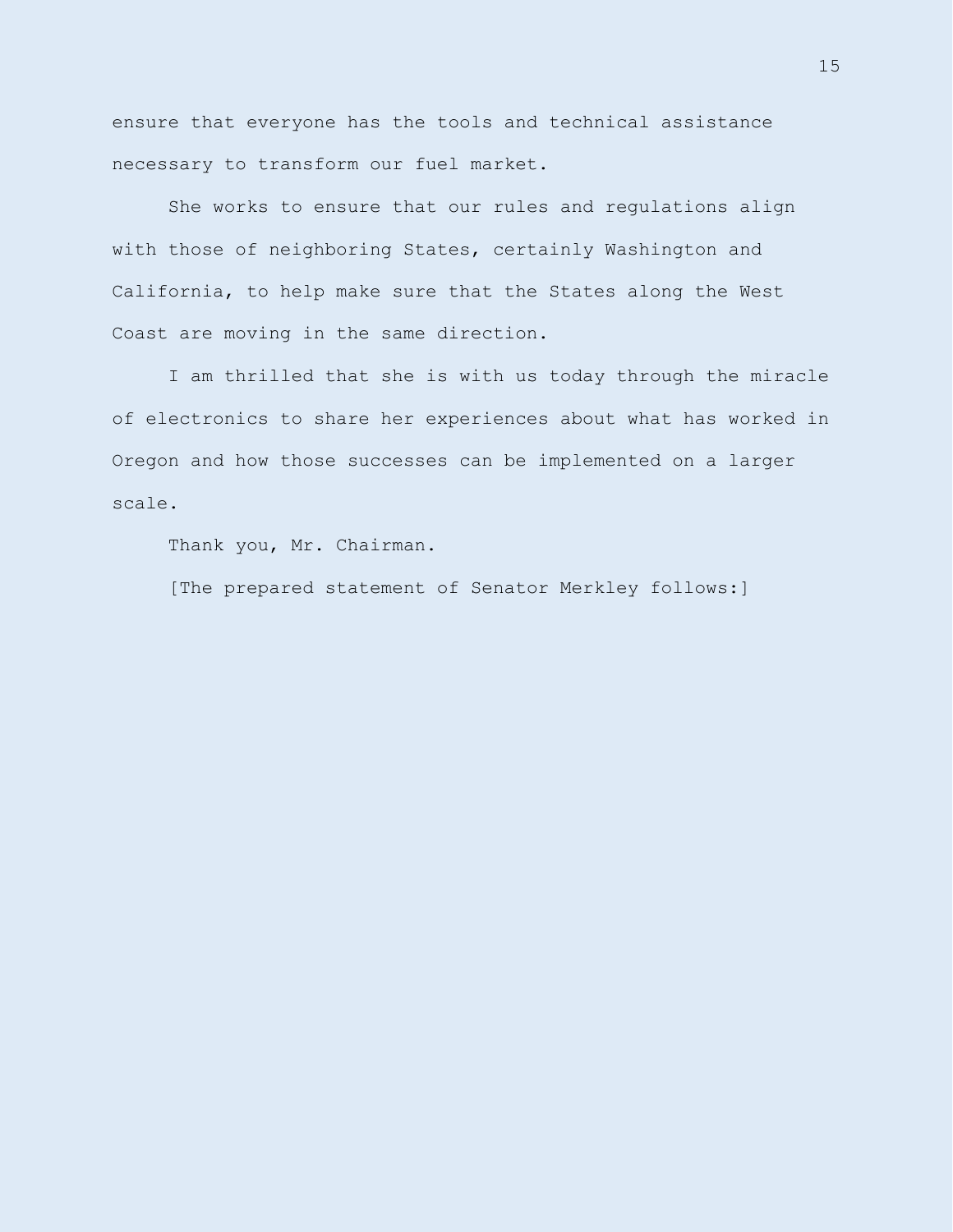ensure that everyone has the tools and technical assistance necessary to transform our fuel market.

She works to ensure that our rules and regulations align with those of neighboring States, certainly Washington and California, to help make sure that the States along the West Coast are moving in the same direction.

I am thrilled that she is with us today through the miracle of electronics to share her experiences about what has worked in Oregon and how those successes can be implemented on a larger scale.

Thank you, Mr. Chairman.

[The prepared statement of Senator Merkley follows:]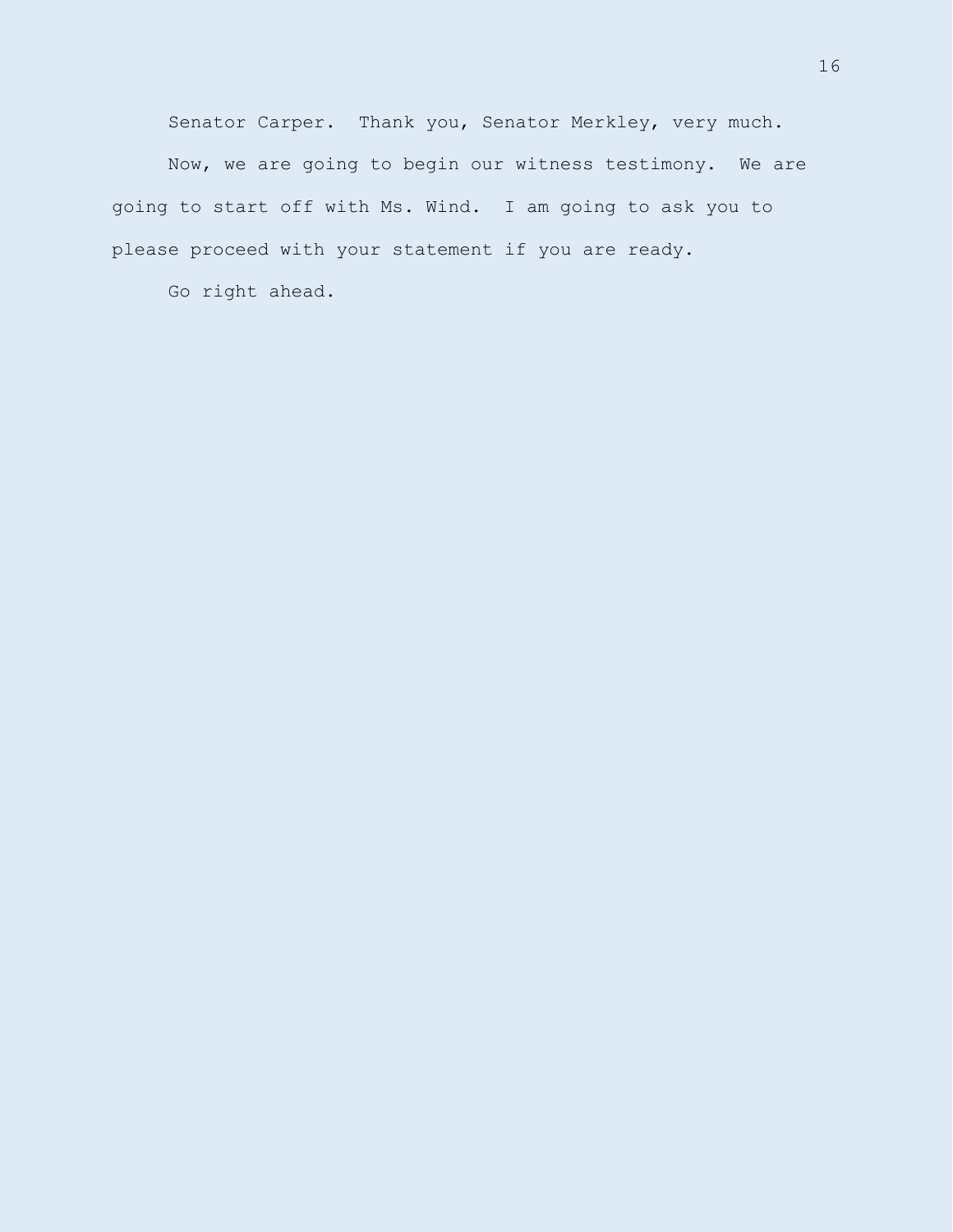Senator Carper. Thank you, Senator Merkley, very much.

Now, we are going to begin our witness testimony. We are going to start off with Ms. Wind. I am going to ask you to please proceed with your statement if you are ready.

Go right ahead.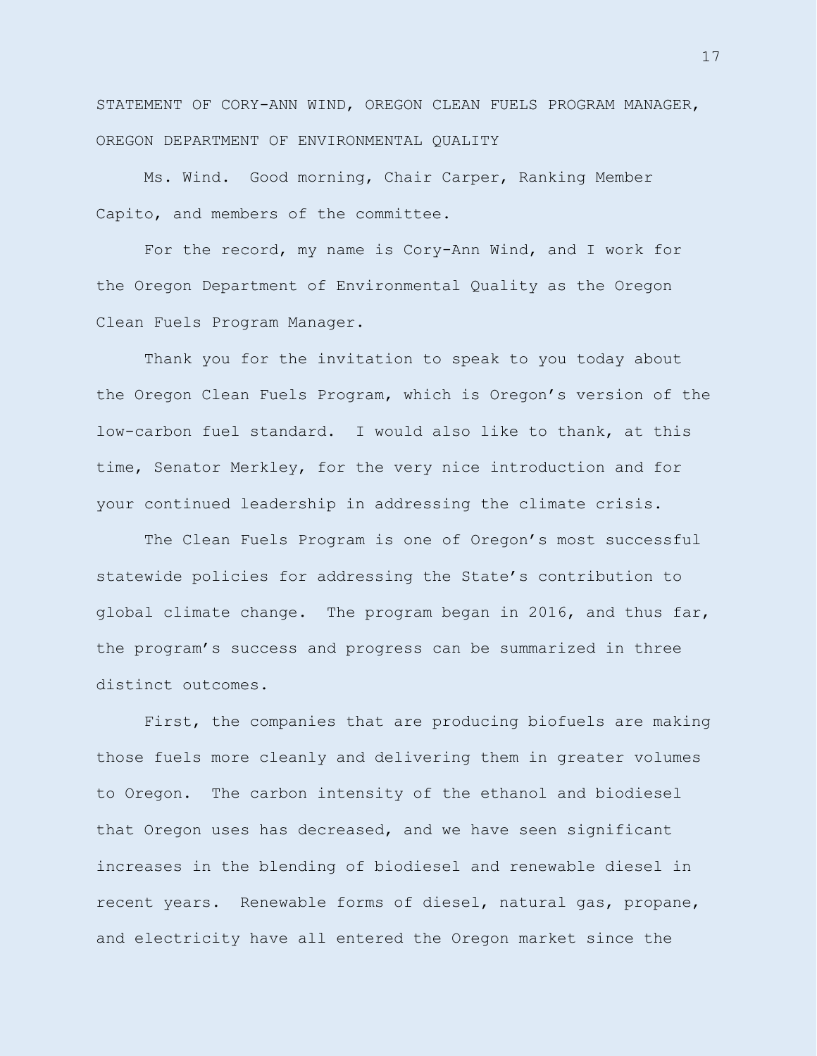STATEMENT OF CORY-ANN WIND, OREGON CLEAN FUELS PROGRAM MANAGER, OREGON DEPARTMENT OF ENVIRONMENTAL QUALITY

Ms. Wind. Good morning, Chair Carper, Ranking Member Capito, and members of the committee.

For the record, my name is Cory-Ann Wind, and I work for the Oregon Department of Environmental Quality as the Oregon Clean Fuels Program Manager.

Thank you for the invitation to speak to you today about the Oregon Clean Fuels Program, which is Oregon's version of the low-carbon fuel standard. I would also like to thank, at this time, Senator Merkley, for the very nice introduction and for your continued leadership in addressing the climate crisis.

The Clean Fuels Program is one of Oregon's most successful statewide policies for addressing the State's contribution to global climate change. The program began in 2016, and thus far, the program's success and progress can be summarized in three distinct outcomes.

First, the companies that are producing biofuels are making those fuels more cleanly and delivering them in greater volumes to Oregon. The carbon intensity of the ethanol and biodiesel that Oregon uses has decreased, and we have seen significant increases in the blending of biodiesel and renewable diesel in recent years. Renewable forms of diesel, natural gas, propane, and electricity have all entered the Oregon market since the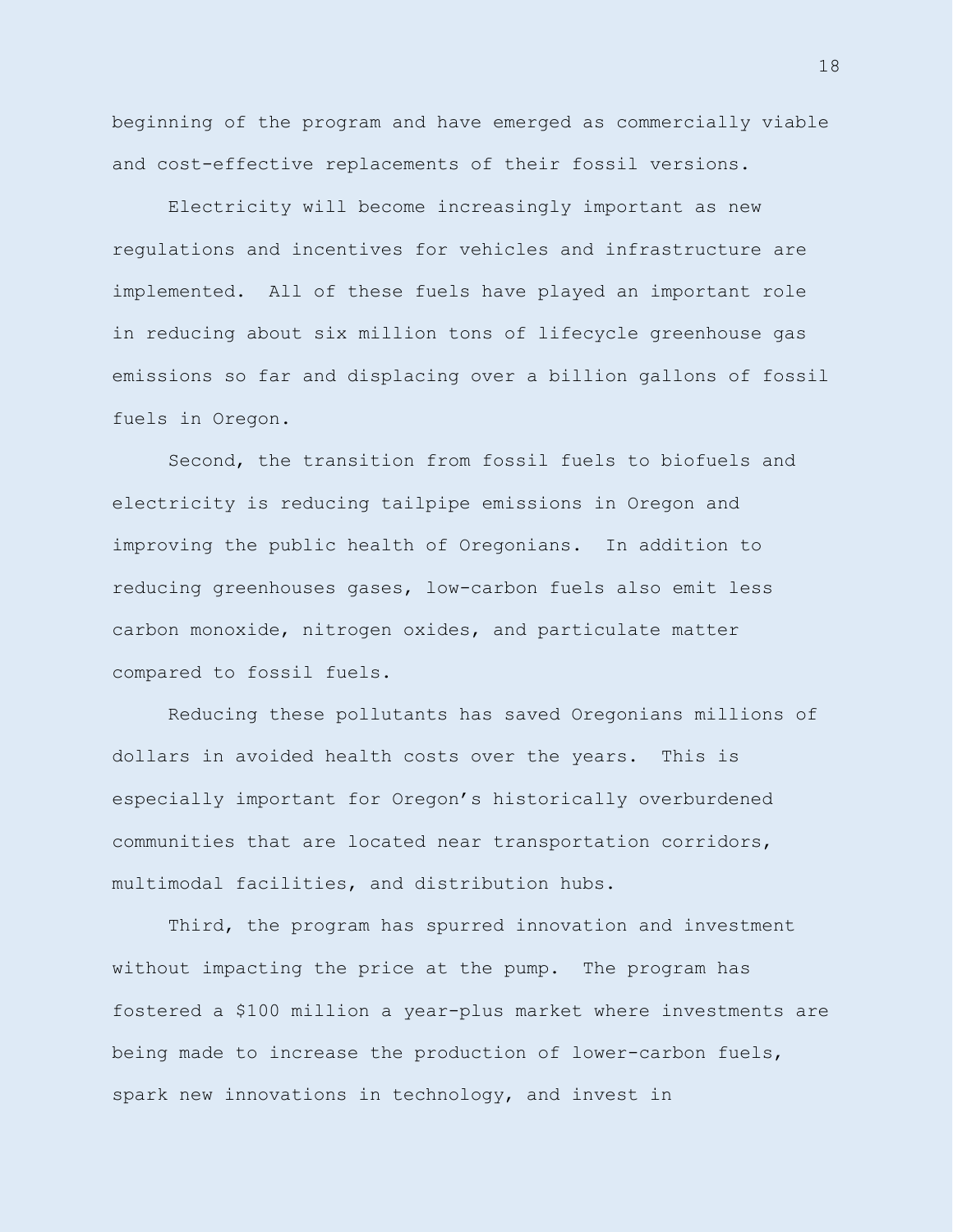beginning of the program and have emerged as commercially viable and cost-effective replacements of their fossil versions.

Electricity will become increasingly important as new regulations and incentives for vehicles and infrastructure are implemented. All of these fuels have played an important role in reducing about six million tons of lifecycle greenhouse gas emissions so far and displacing over a billion gallons of fossil fuels in Oregon.

Second, the transition from fossil fuels to biofuels and electricity is reducing tailpipe emissions in Oregon and improving the public health of Oregonians. In addition to reducing greenhouses gases, low-carbon fuels also emit less carbon monoxide, nitrogen oxides, and particulate matter compared to fossil fuels.

Reducing these pollutants has saved Oregonians millions of dollars in avoided health costs over the years. This is especially important for Oregon's historically overburdened communities that are located near transportation corridors, multimodal facilities, and distribution hubs.

Third, the program has spurred innovation and investment without impacting the price at the pump. The program has fostered a $100 million a year-plus market where investments are being made to increase the production of lower-carbon fuels, spark new innovations in technology, and invest in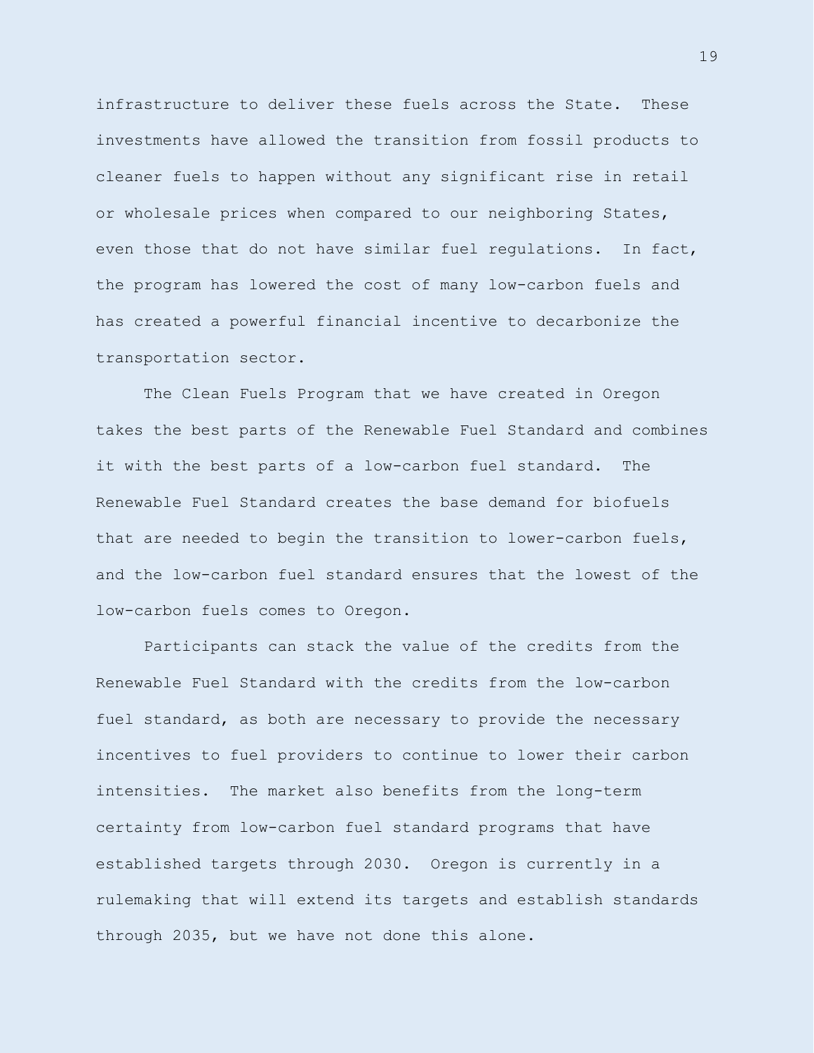infrastructure to deliver these fuels across the State. These investments have allowed the transition from fossil products to cleaner fuels to happen without any significant rise in retail or wholesale prices when compared to our neighboring States, even those that do not have similar fuel regulations. In fact, the program has lowered the cost of many low-carbon fuels and has created a powerful financial incentive to decarbonize the transportation sector.

The Clean Fuels Program that we have created in Oregon takes the best parts of the Renewable Fuel Standard and combines it with the best parts of a low-carbon fuel standard. The Renewable Fuel Standard creates the base demand for biofuels that are needed to begin the transition to lower-carbon fuels, and the low-carbon fuel standard ensures that the lowest of the low-carbon fuels comes to Oregon.

Participants can stack the value of the credits from the Renewable Fuel Standard with the credits from the low-carbon fuel standard, as both are necessary to provide the necessary incentives to fuel providers to continue to lower their carbon intensities. The market also benefits from the long-term certainty from low-carbon fuel standard programs that have established targets through 2030. Oregon is currently in a rulemaking that will extend its targets and establish standards through 2035, but we have not done this alone.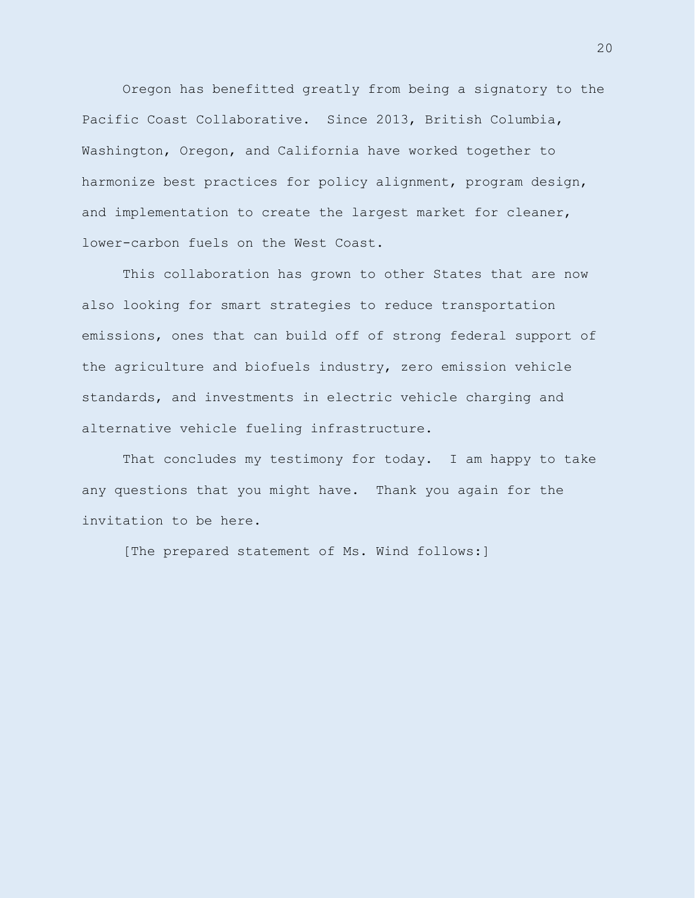Oregon has benefitted greatly from being a signatory to the Pacific Coast Collaborative. Since 2013, British Columbia, Washington, Oregon, and California have worked together to harmonize best practices for policy alignment, program design, and implementation to create the largest market for cleaner, lower-carbon fuels on the West Coast.

This collaboration has grown to other States that are now also looking for smart strategies to reduce transportation emissions, ones that can build off of strong federal support of the agriculture and biofuels industry, zero emission vehicle standards, and investments in electric vehicle charging and alternative vehicle fueling infrastructure.

That concludes my testimony for today. I am happy to take any questions that you might have. Thank you again for the invitation to be here.

[The prepared statement of Ms. Wind follows:]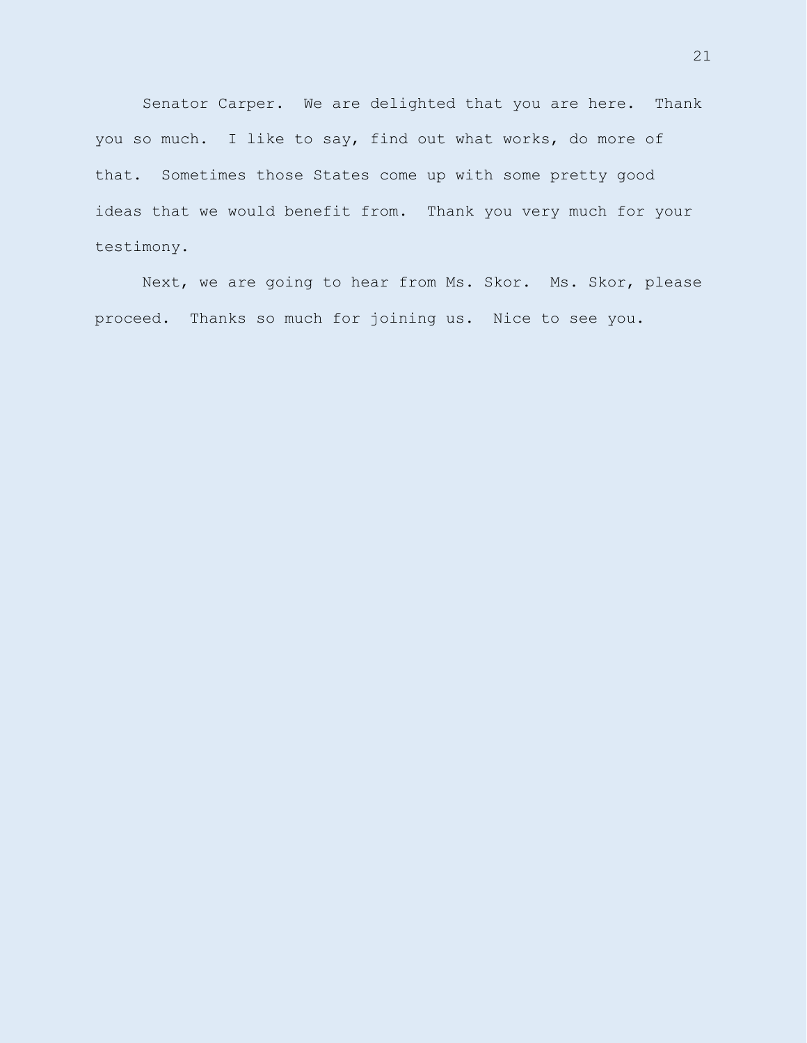Senator Carper. We are delighted that you are here. Thank you so much. I like to say, find out what works, do more of that. Sometimes those States come up with some pretty good ideas that we would benefit from. Thank you very much for your testimony.

Next, we are going to hear from Ms. Skor. Ms. Skor, please proceed. Thanks so much for joining us. Nice to see you.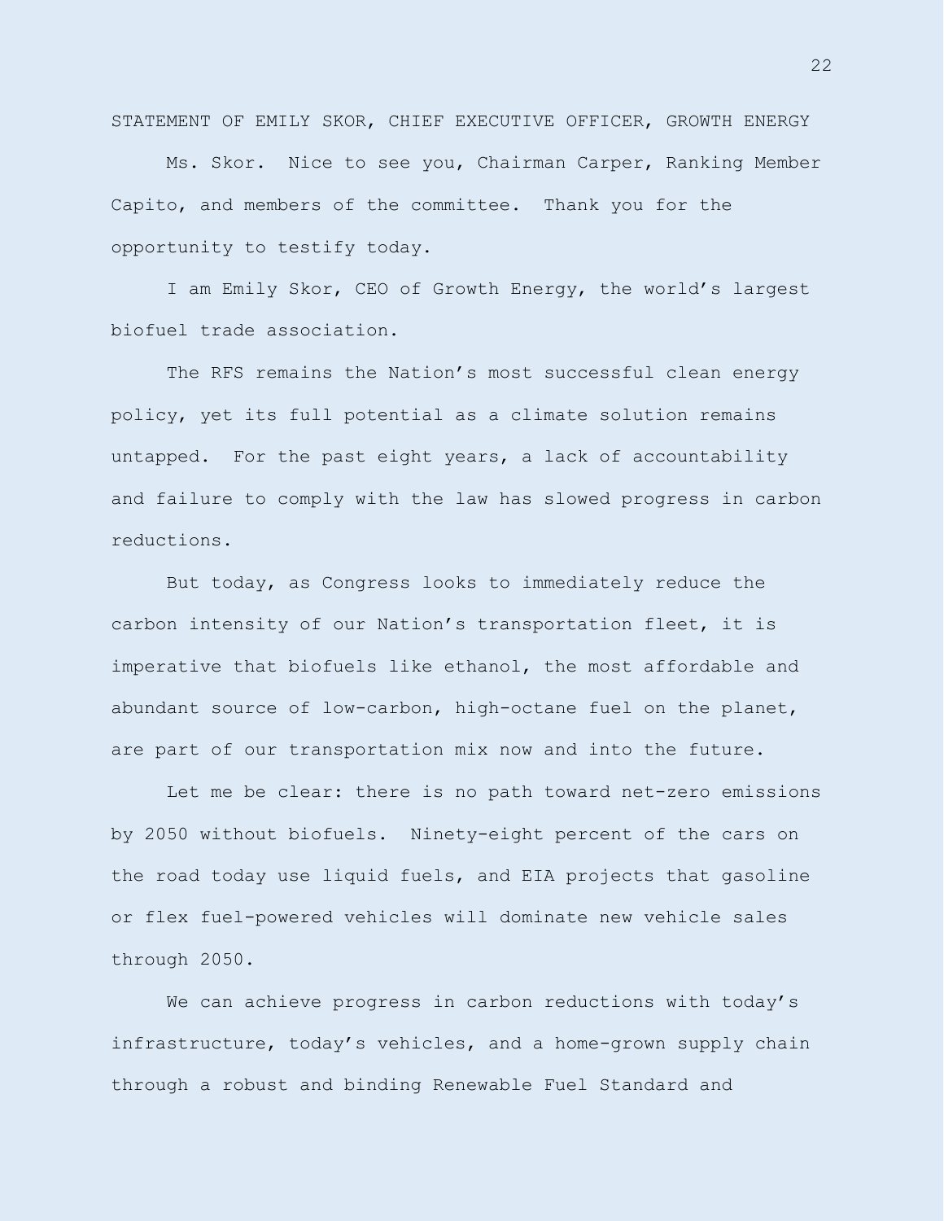STATEMENT OF EMILY SKOR, CHIEF EXECUTIVE OFFICER, GROWTH ENERGY

Ms. Skor. Nice to see you, Chairman Carper, Ranking Member Capito, and members of the committee. Thank you for the opportunity to testify today.

I am Emily Skor, CEO of Growth Energy, the world's largest biofuel trade association.

The RFS remains the Nation's most successful clean energy policy, yet its full potential as a climate solution remains untapped. For the past eight years, a lack of accountability and failure to comply with the law has slowed progress in carbon reductions.

But today, as Congress looks to immediately reduce the carbon intensity of our Nation's transportation fleet, it is imperative that biofuels like ethanol, the most affordable and abundant source of low-carbon, high-octane fuel on the planet, are part of our transportation mix now and into the future.

Let me be clear: there is no path toward net-zero emissions by 2050 without biofuels. Ninety-eight percent of the cars on the road today use liquid fuels, and EIA projects that gasoline or flex fuel-powered vehicles will dominate new vehicle sales through 2050.

We can achieve progress in carbon reductions with today's infrastructure, today's vehicles, and a home-grown supply chain through a robust and binding Renewable Fuel Standard and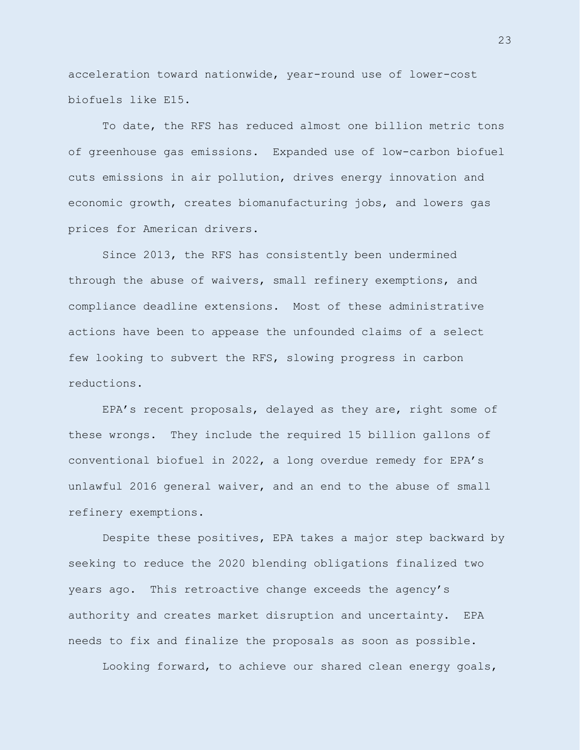acceleration toward nationwide, year-round use of lower-cost biofuels like E15.

To date, the RFS has reduced almost one billion metric tons of greenhouse gas emissions. Expanded use of low-carbon biofuel cuts emissions in air pollution, drives energy innovation and economic growth, creates biomanufacturing jobs, and lowers gas prices for American drivers.

Since 2013, the RFS has consistently been undermined through the abuse of waivers, small refinery exemptions, and compliance deadline extensions. Most of these administrative actions have been to appease the unfounded claims of a select few looking to subvert the RFS, slowing progress in carbon reductions.

EPA's recent proposals, delayed as they are, right some of these wrongs. They include the required 15 billion gallons of conventional biofuel in 2022, a long overdue remedy for EPA's unlawful 2016 general waiver, and an end to the abuse of small refinery exemptions.

Despite these positives, EPA takes a major step backward by seeking to reduce the 2020 blending obligations finalized two years ago. This retroactive change exceeds the agency's authority and creates market disruption and uncertainty. EPA needs to fix and finalize the proposals as soon as possible.

Looking forward, to achieve our shared clean energy goals,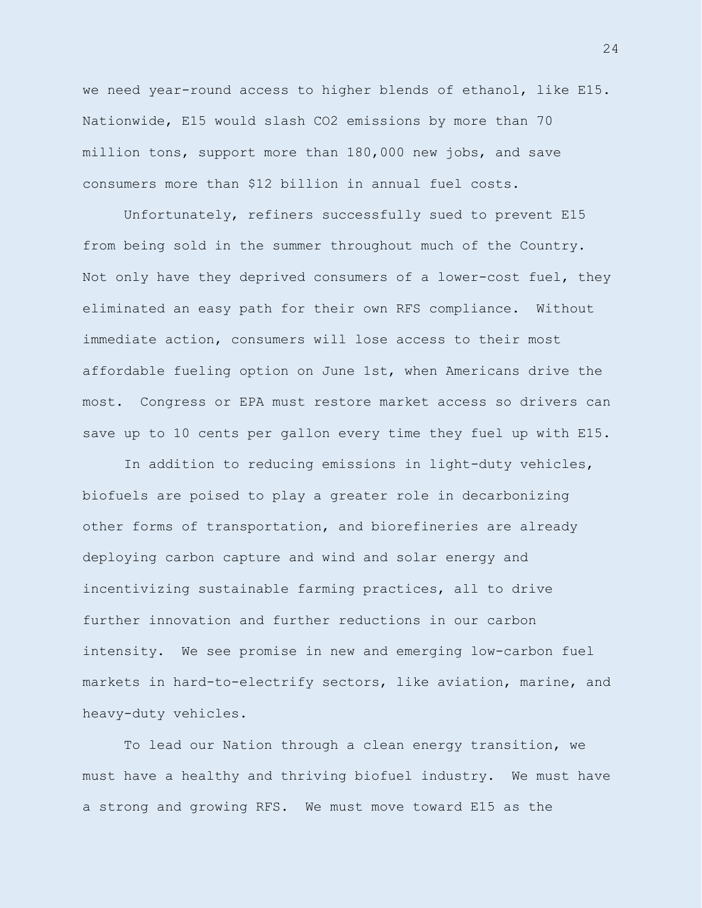we need year-round access to higher blends of ethanol, like E15. Nationwide, E15 would slash $CO_2$ emissions by more than 70 million tons, support more than 180,000 new jobs, and save consumers more than $12 billion in annual fuel costs.

Unfortunately, refiners successfully sued to prevent E15 from being sold in the summer throughout much of the Country. Not only have they deprived consumers of a lower-cost fuel, they eliminated an easy path for their own RFS compliance. Without immediate action, consumers will lose access to their most affordable fueling option on June 1st, when Americans drive the most. Congress or EPA must restore market access so drivers can save up to 10 cents per gallon every time they fuel up with E15.

In addition to reducing emissions in light-duty vehicles, biofuels are poised to play a greater role in decarbonizing other forms of transportation, and biorefineries are already deploying carbon capture and wind and solar energy and incentivizing sustainable farming practices, all to drive further innovation and further reductions in our carbon intensity. We see promise in new and emerging low-carbon fuel markets in hard-to-electrify sectors, like aviation, marine, and heavy-duty vehicles.

To lead our Nation through a clean energy transition, we must have a healthy and thriving biofuel industry. We must have a strong and growing RFS. We must move toward E15 as the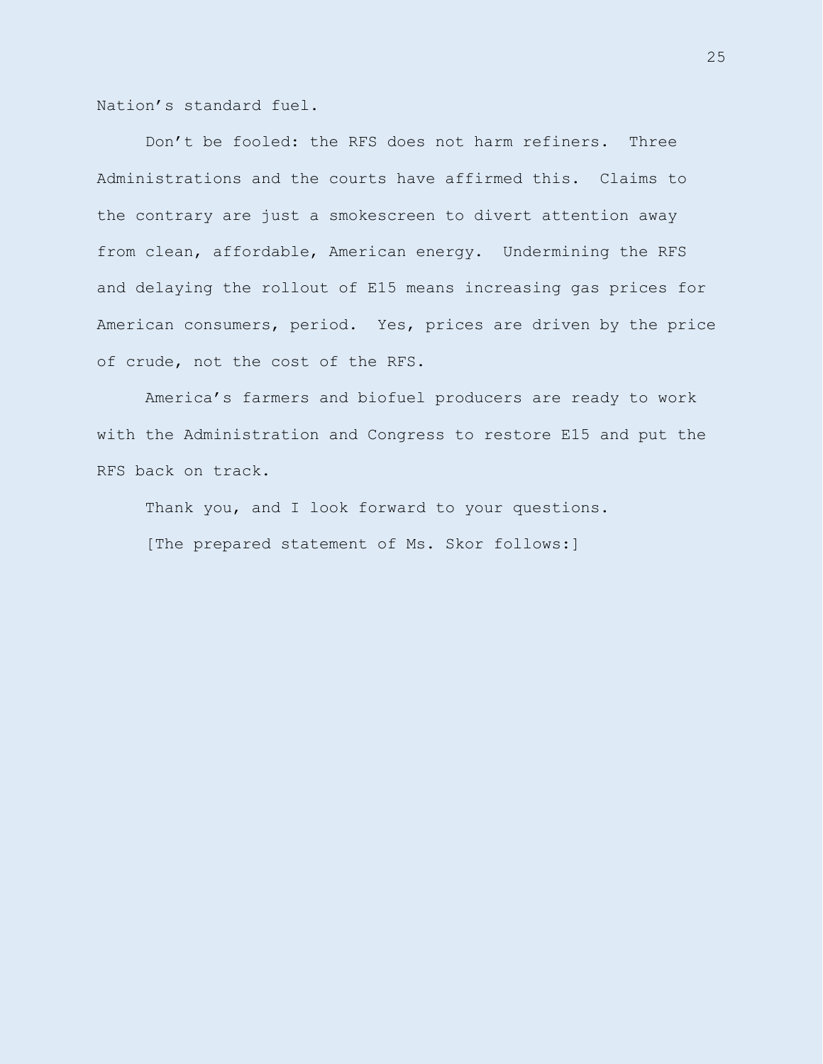Nation's standard fuel.

Don't be fooled: the RFS does not harm refiners. Three Administrations and the courts have affirmed this. Claims to the contrary are just a smokescreen to divert attention away from clean, affordable, American energy. Undermining the RFS and delaying the rollout of E15 means increasing gas prices for American consumers, period. Yes, prices are driven by the price of crude, not the cost of the RFS.

America's farmers and biofuel producers are ready to work with the Administration and Congress to restore E15 and put the RFS back on track.

Thank you, and I look forward to your questions.

[The prepared statement of Ms. Skor follows:]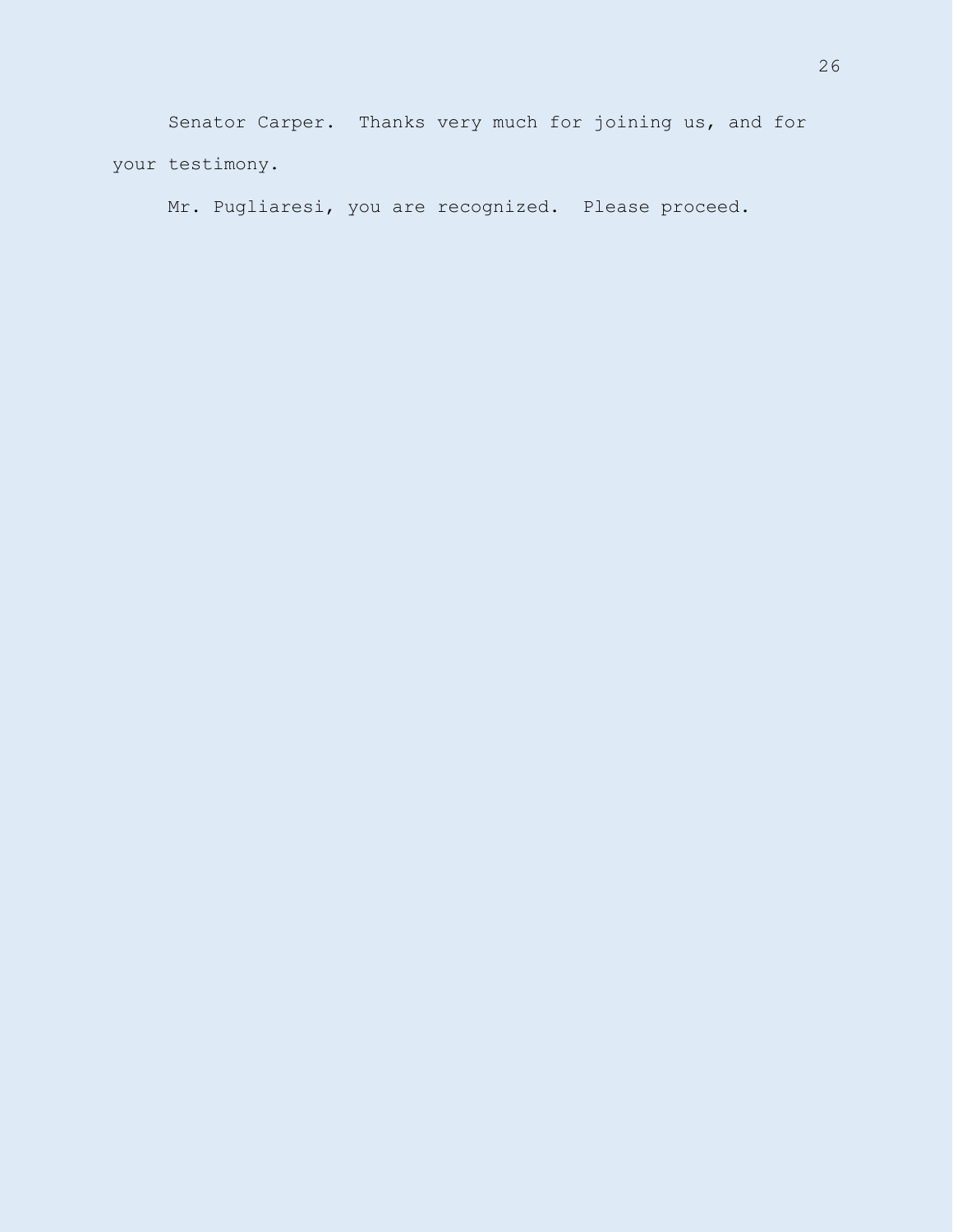Senator Carper. Thanks very much for joining us, and for your testimony.

Mr. Pugliaresi, you are recognized. Please proceed.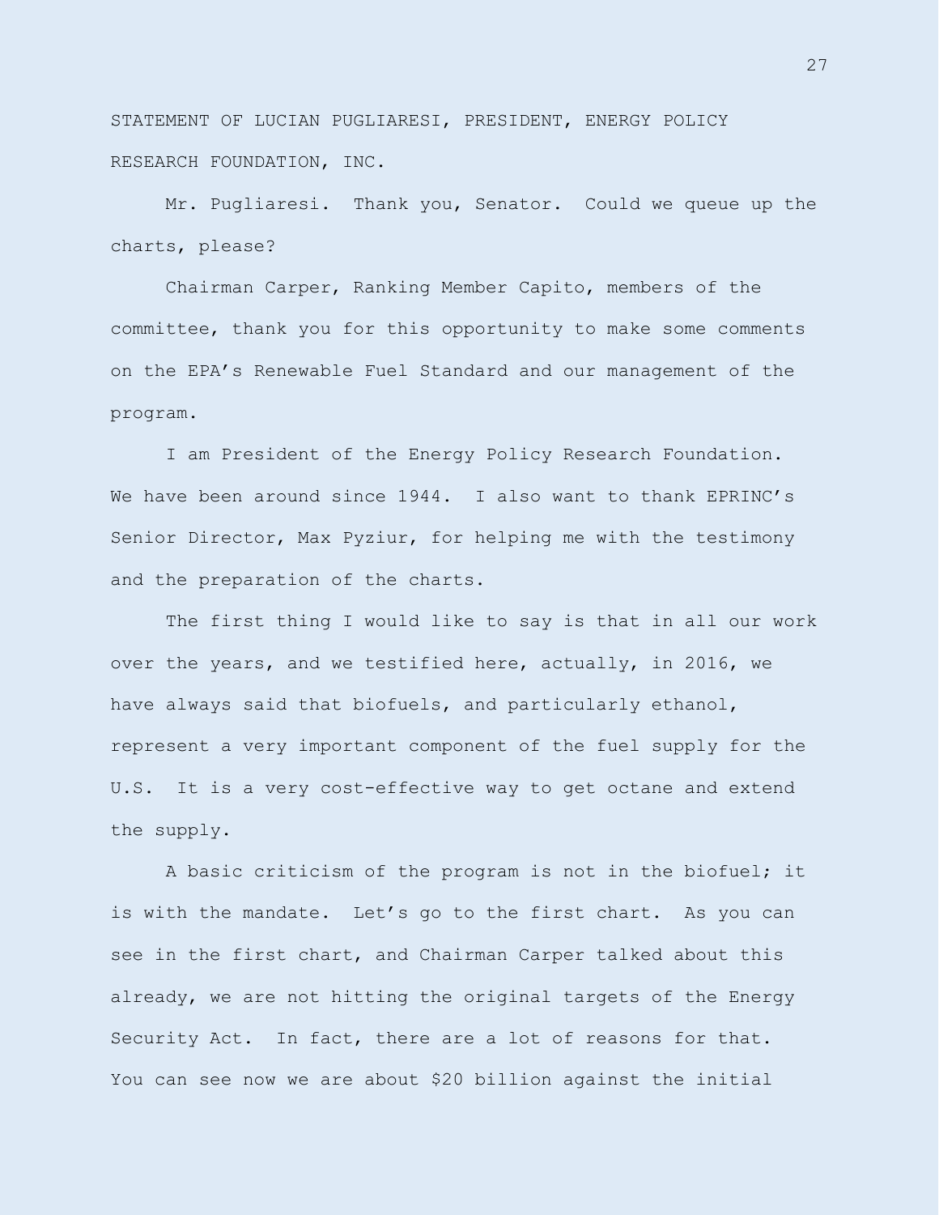STATEMENT OF LUCIAN PUGLIARESI, PRESIDENT, ENERGY POLICY RESEARCH FOUNDATION, INC.

Mr. Pugliaresi. Thank you, Senator. Could we queue up the charts, please?

Chairman Carper, Ranking Member Capito, members of the committee, thank you for this opportunity to make some comments on the EPA's Renewable Fuel Standard and our management of the program.

I am President of the Energy Policy Research Foundation. We have been around since 1944. I also want to thank EPRINC's Senior Director, Max Pyziur, for helping me with the testimony and the preparation of the charts.

The first thing I would like to say is that in all our work over the years, and we testified here, actually, in 2016, we have always said that biofuels, and particularly ethanol, represent a very important component of the fuel supply for the U.S. It is a very cost-effective way to get octane and extend the supply.

A basic criticism of the program is not in the biofuel; it is with the mandate. Let's go to the first chart. As you can see in the first chart, and Chairman Carper talked about this already, we are not hitting the original targets of the Energy Security Act. In fact, there are a lot of reasons for that. You can see now we are about $20 billion against the initial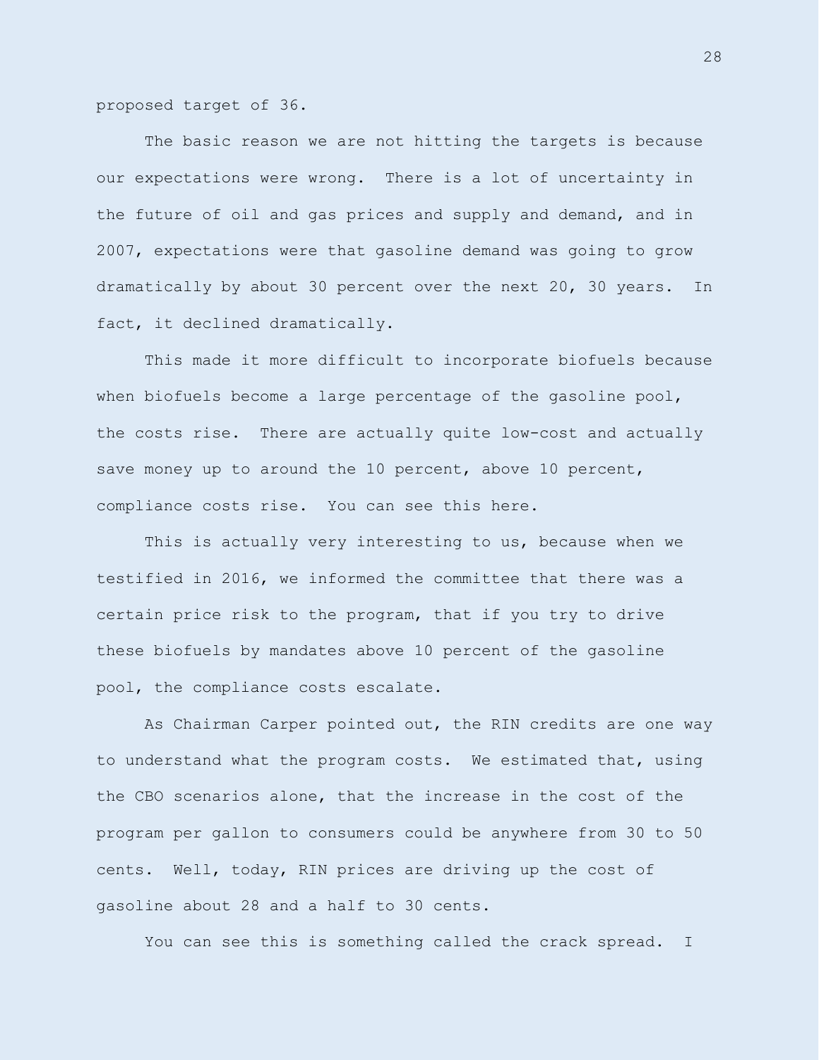proposed target of 36.

The basic reason we are not hitting the targets is because our expectations were wrong. There is a lot of uncertainty in the future of oil and gas prices and supply and demand, and in 2007, expectations were that gasoline demand was going to grow dramatically by about 30 percent over the next 20, 30 years. In fact, it declined dramatically.

This made it more difficult to incorporate biofuels because when biofuels become a large percentage of the gasoline pool, the costs rise. There are actually quite low-cost and actually save money up to around the 10 percent, above 10 percent, compliance costs rise. You can see this here.

This is actually very interesting to us, because when we testified in 2016, we informed the committee that there was a certain price risk to the program, that if you try to drive these biofuels by mandates above 10 percent of the gasoline pool, the compliance costs escalate.

As Chairman Carper pointed out, the RIN credits are one way to understand what the program costs. We estimated that, using the CBO scenarios alone, that the increase in the cost of the program per gallon to consumers could be anywhere from 30 to 50 cents. Well, today, RIN prices are driving up the cost of gasoline about 28 and a half to 30 cents.

You can see this is something called the crack spread. I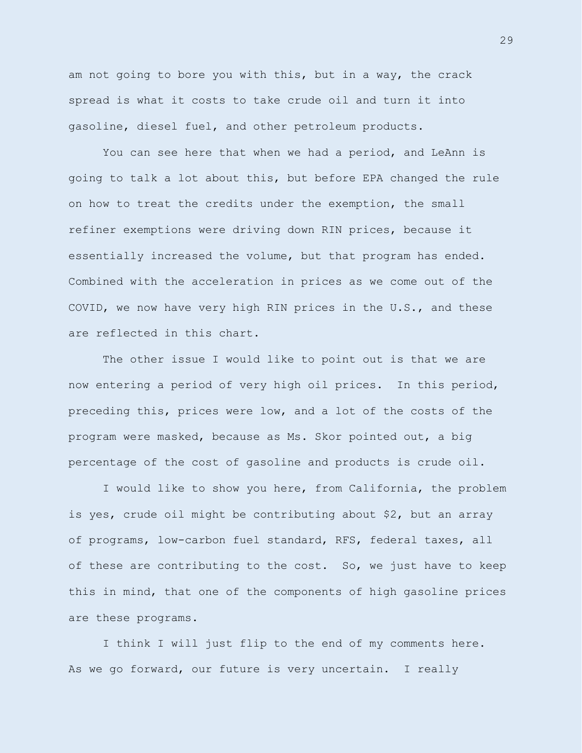am not going to bore you with this, but in a way, the crack spread is what it costs to take crude oil and turn it into gasoline, diesel fuel, and other petroleum products.

You can see here that when we had a period, and LeAnn is going to talk a lot about this, but before EPA changed the rule on how to treat the credits under the exemption, the small refiner exemptions were driving down RIN prices, because it essentially increased the volume, but that program has ended. Combined with the acceleration in prices as we come out of the COVID, we now have very high RIN prices in the U.S., and these are reflected in this chart.

The other issue I would like to point out is that we are now entering a period of very high oil prices. In this period, preceding this, prices were low, and a lot of the costs of the program were masked, because as Ms. Skor pointed out, a big percentage of the cost of gasoline and products is crude oil.

I would like to show you here, from California, the problem is yes, crude oil might be contributing about $2, but an array of programs, low-carbon fuel standard, RFS, federal taxes, all of these are contributing to the cost. So, we just have to keep this in mind, that one of the components of high gasoline prices are these programs.

I think I will just flip to the end of my comments here. As we go forward, our future is very uncertain. I really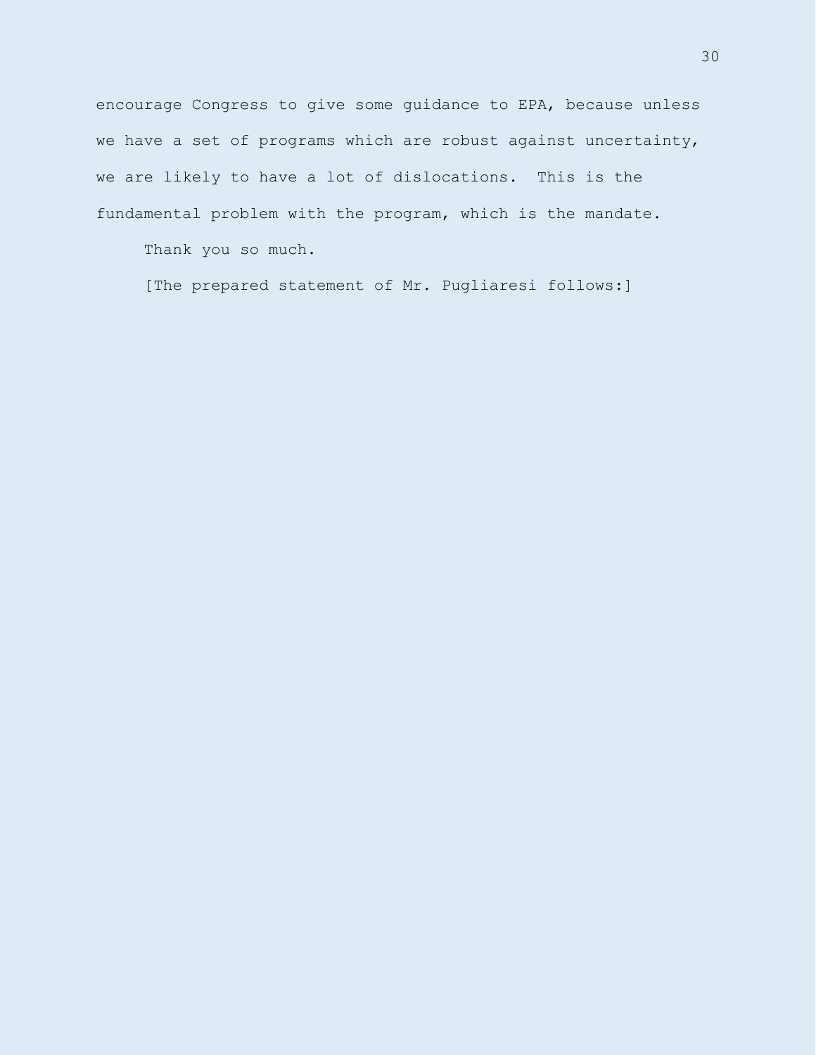encourage Congress to give some guidance to EPA, because unless we have a set of programs which are robust against uncertainty, we are likely to have a lot of dislocations. This is the fundamental problem with the program, which is the mandate.

Thank you so much.

[The prepared statement of Mr. Pugliaresi follows:]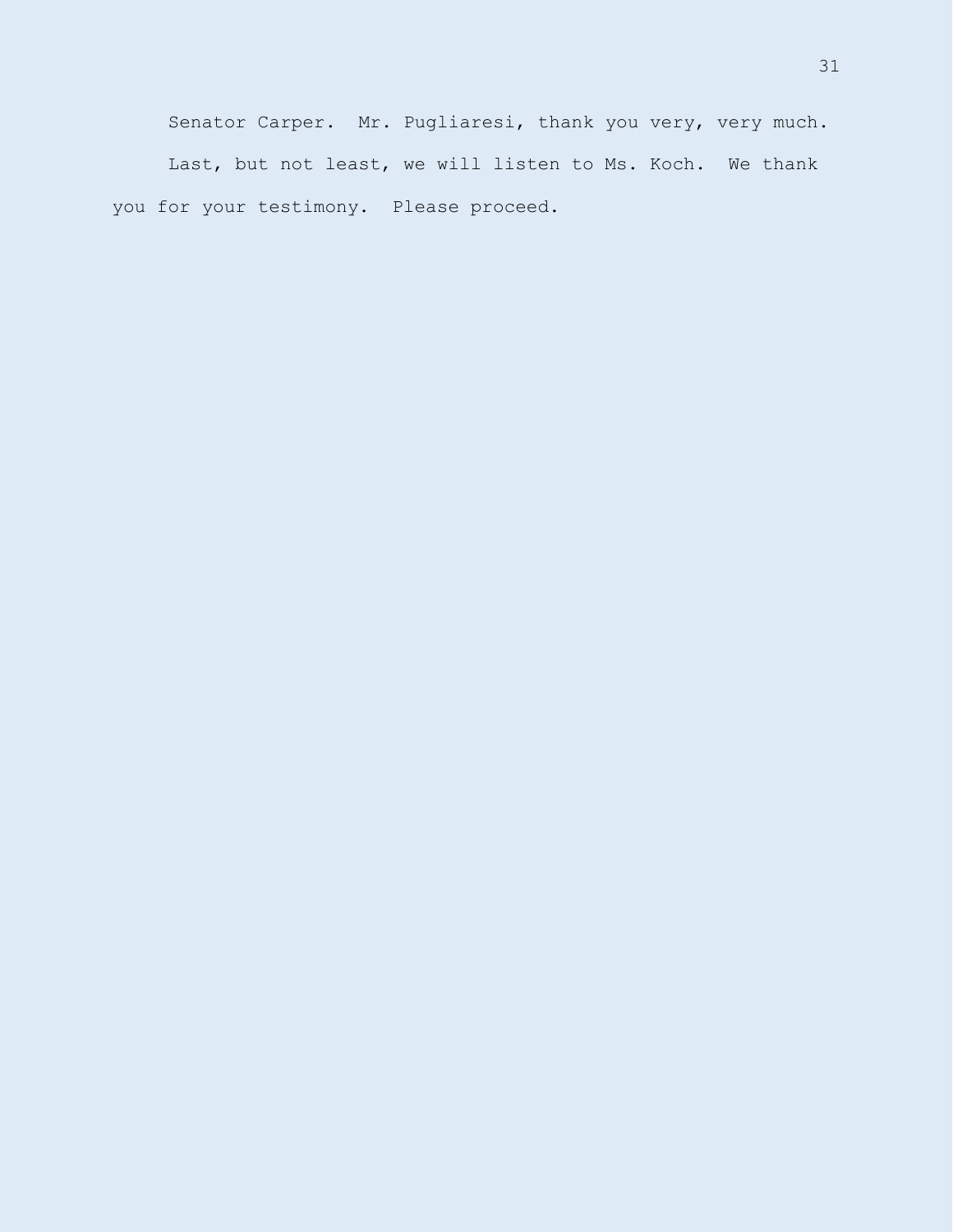Senator Carper. Mr. Pugliaresi, thank you very, very much.

Last, but not least, we will listen to Ms. Koch. We thank you for your testimony. Please proceed.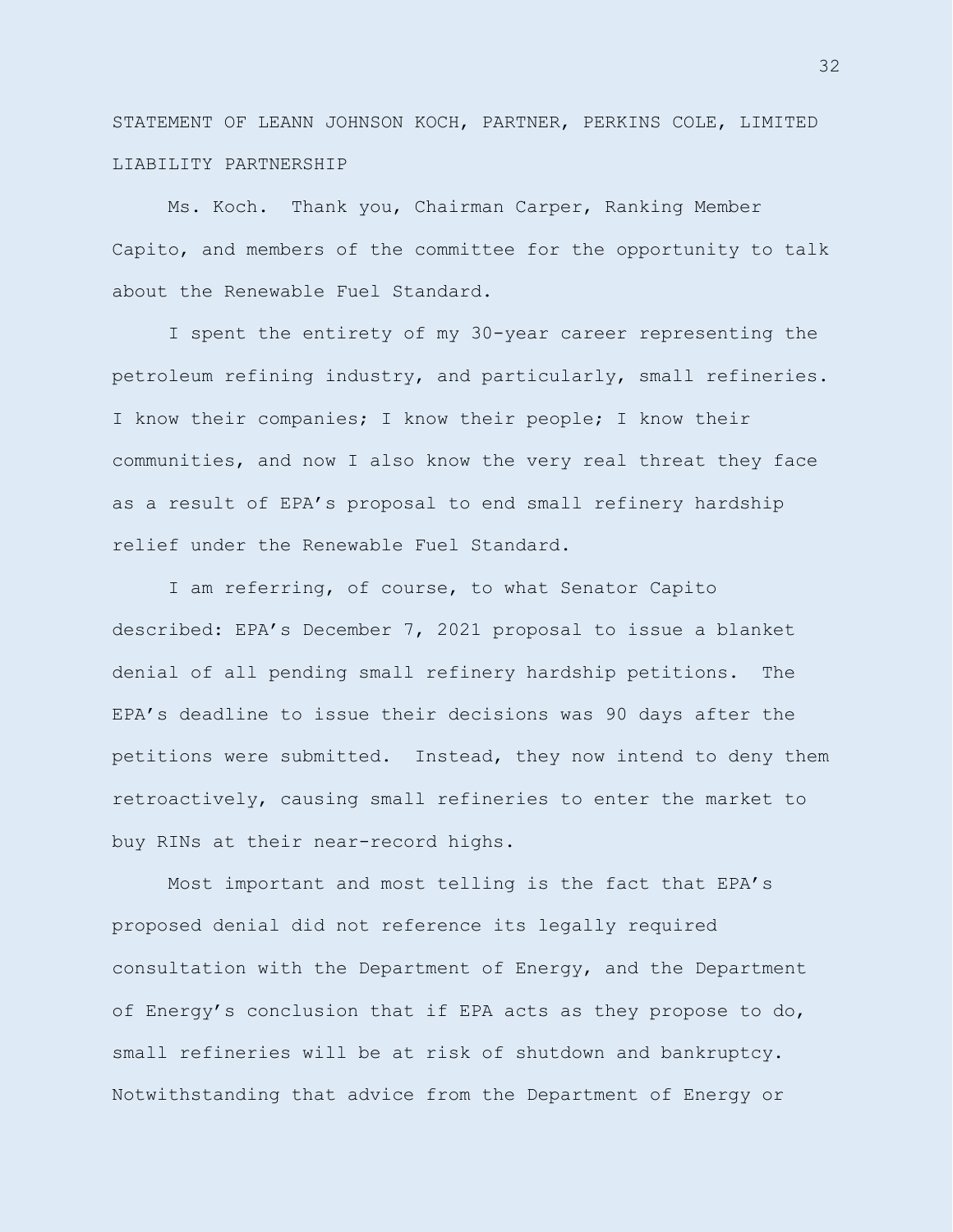STATEMENT OF LEANN JOHNSON KOCH, PARTNER, PERKINS COLE, LIMITED LIABILITY PARTNERSHIP

Ms. Koch. Thank you, Chairman Carper, Ranking Member Capito, and members of the committee for the opportunity to talk about the Renewable Fuel Standard.

I spent the entirety of my 30-year career representing the petroleum refining industry, and particularly, small refineries. I know their companies; I know their people; I know their communities, and now I also know the very real threat they face as a result of EPA's proposal to end small refinery hardship relief under the Renewable Fuel Standard.

I am referring, of course, to what Senator Capito described: EPA's December 7, 2021 proposal to issue a blanket denial of all pending small refinery hardship petitions. The EPA's deadline to issue their decisions was 90 days after the petitions were submitted. Instead, they now intend to deny them retroactively, causing small refineries to enter the market to buy RINs at their near-record highs.

Most important and most telling is the fact that EPA's proposed denial did not reference its legally required consultation with the Department of Energy, and the Department of Energy's conclusion that if EPA acts as they propose to do, small refineries will be at risk of shutdown and bankruptcy. Notwithstanding that advice from the Department of Energy or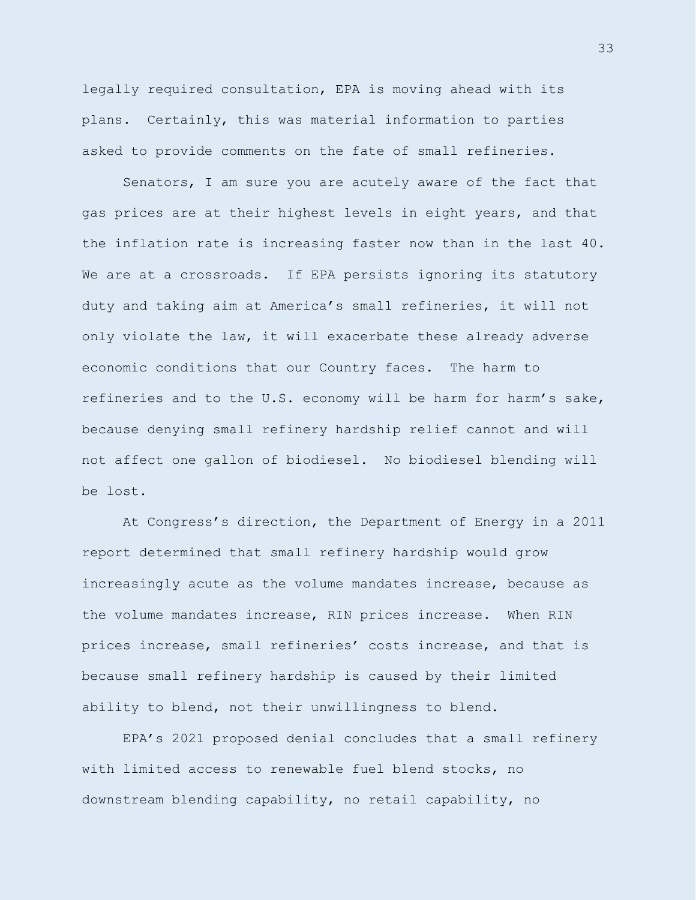legally required consultation, EPA is moving ahead with its plans. Certainly, this was material information to parties asked to provide comments on the fate of small refineries.

Senators, I am sure you are acutely aware of the fact that gas prices are at their highest levels in eight years, and that the inflation rate is increasing faster now than in the last 40. We are at a crossroads. If EPA persists ignoring its statutory duty and taking aim at America's small refineries, it will not only violate the law, it will exacerbate these already adverse economic conditions that our Country faces. The harm to refineries and to the U.S. economy will be harm for harm's sake, because denying small refinery hardship relief cannot and will not affect one gallon of biodiesel. No biodiesel blending will be lost.

At Congress's direction, the Department of Energy in a 2011 report determined that small refinery hardship would grow increasingly acute as the volume mandates increase, because as the volume mandates increase, RIN prices increase. When RIN prices increase, small refineries' costs increase, and that is because small refinery hardship is caused by their limited ability to blend, not their unwillingness to blend.

EPA's 2021 proposed denial concludes that a small refinery with limited access to renewable fuel blend stocks, no downstream blending capability, no retail capability, no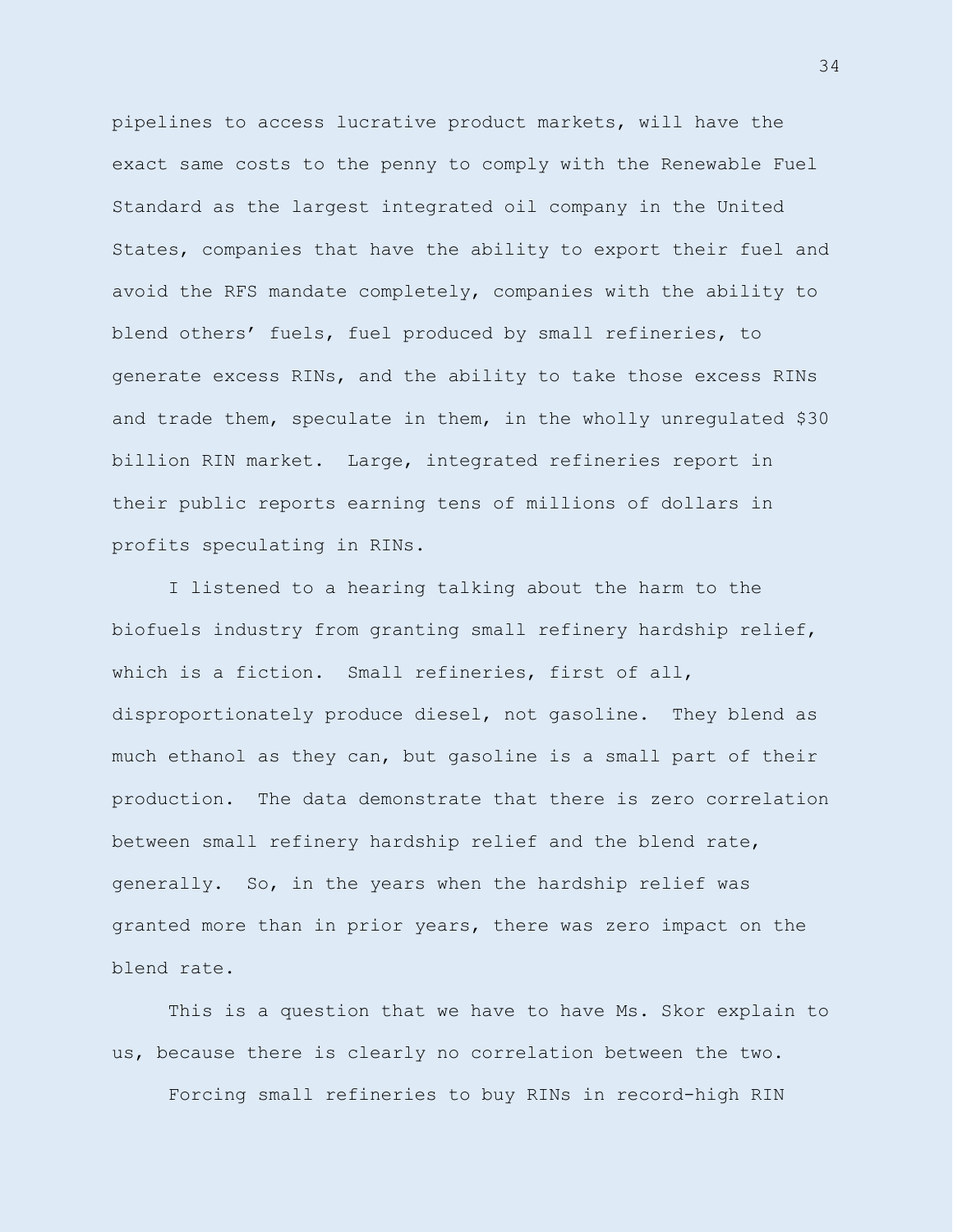pipelines to access lucrative product markets, will have the exact same costs to the penny to comply with the Renewable Fuel Standard as the largest integrated oil company in the United States, companies that have the ability to export their fuel and avoid the RFS mandate completely, companies with the ability to blend others' fuels, fuel produced by small refineries, to generate excess RINs, and the ability to take those excess RINs and trade them, speculate in them, in the wholly unregulated $30 billion RIN market. Large, integrated refineries report in their public reports earning tens of millions of dollars in profits speculating in RINs.

I listened to a hearing talking about the harm to the biofuels industry from granting small refinery hardship relief, which is a fiction. Small refineries, first of all, disproportionately produce diesel, not gasoline. They blend as much ethanol as they can, but gasoline is a small part of their production. The data demonstrate that there is zero correlation between small refinery hardship relief and the blend rate, generally. So, in the years when the hardship relief was granted more than in prior years, there was zero impact on the blend rate.

This is a question that we have to have Ms. Skor explain to us, because there is clearly no correlation between the two.

Forcing small refineries to buy RINs in record-high RIN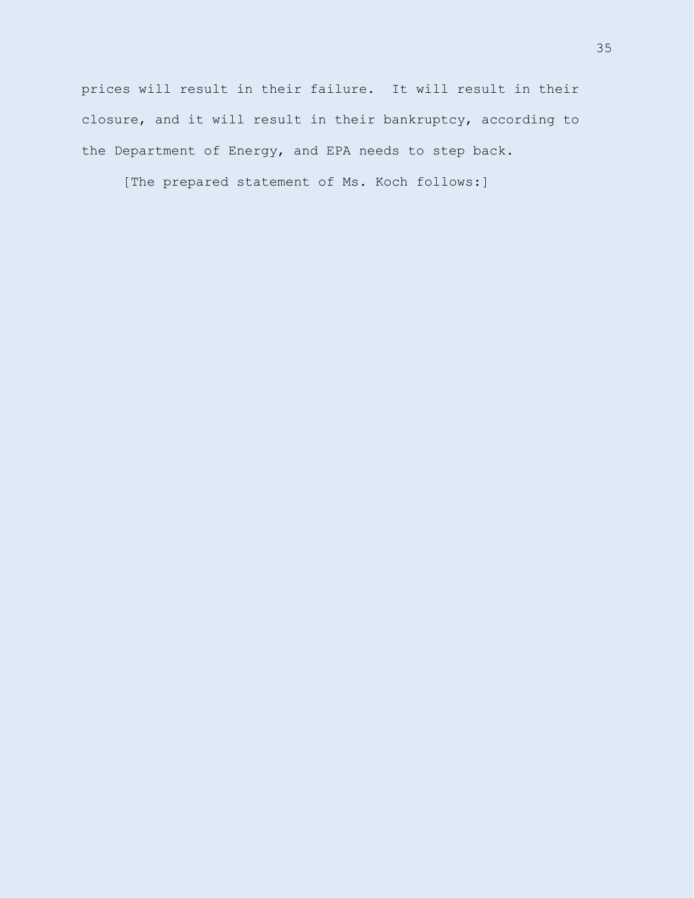prices will result in their failure. It will result in their closure, and it will result in their bankruptcy, according to the Department of Energy, and EPA needs to step back.

[The prepared statement of Ms. Koch follows:]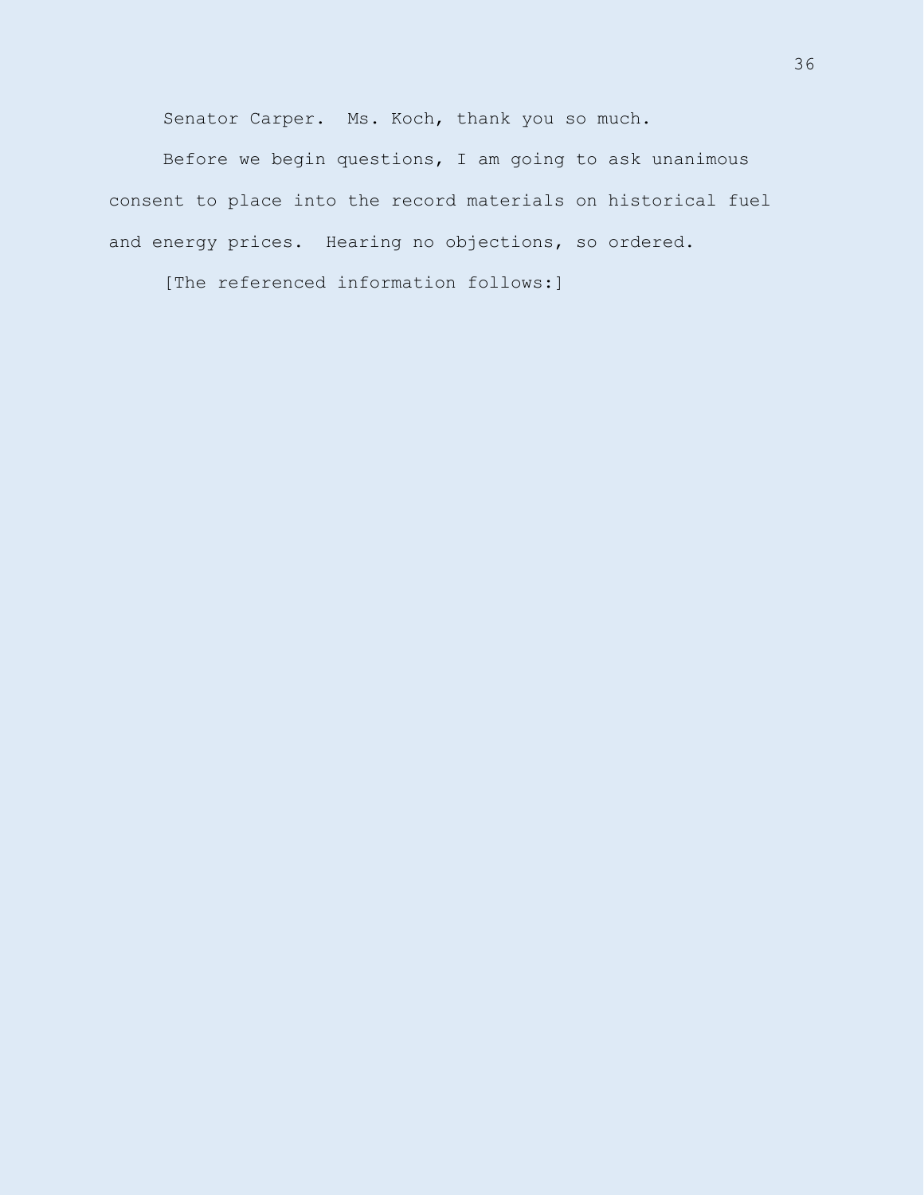Senator Carper. Ms. Koch, thank you so much.

Before we begin questions, I am going to ask unanimous consent to place into the record materials on historical fuel and energy prices. Hearing no objections, so ordered.

[The referenced information follows:]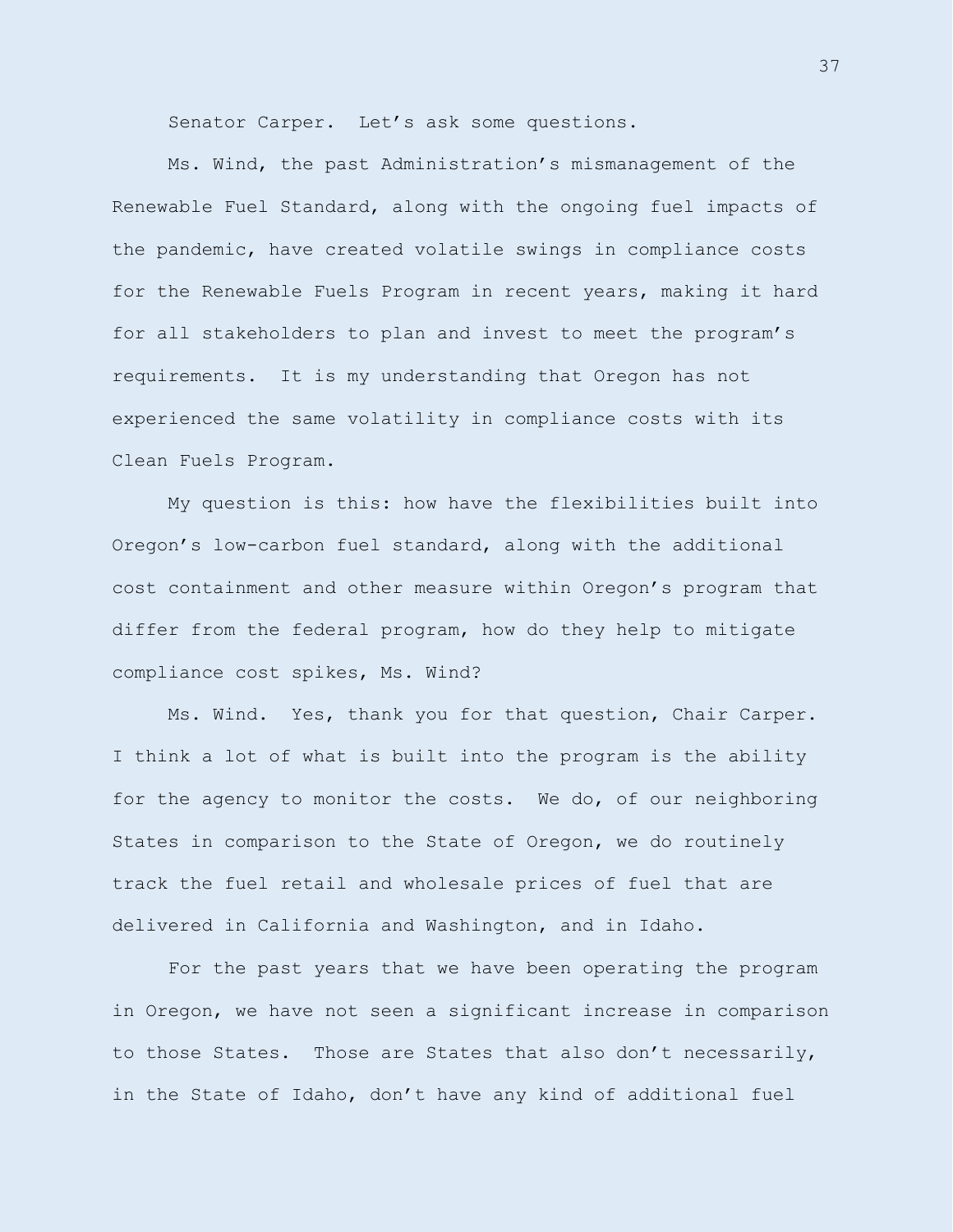Senator Carper. Let's ask some questions.

Ms. Wind, the past Administration's mismanagement of the Renewable Fuel Standard, along with the ongoing fuel impacts of the pandemic, have created volatile swings in compliance costs for the Renewable Fuels Program in recent years, making it hard for all stakeholders to plan and invest to meet the program's requirements. It is my understanding that Oregon has not experienced the same volatility in compliance costs with its Clean Fuels Program.

My question is this: how have the flexibilities built into Oregon's low-carbon fuel standard, along with the additional cost containment and other measure within Oregon's program that differ from the federal program, how do they help to mitigate compliance cost spikes, Ms. Wind?

Ms. Wind. Yes, thank you for that question, Chair Carper. I think a lot of what is built into the program is the ability for the agency to monitor the costs. We do, of our neighboring States in comparison to the State of Oregon, we do routinely track the fuel retail and wholesale prices of fuel that are delivered in California and Washington, and in Idaho.

For the past years that we have been operating the program in Oregon, we have not seen a significant increase in comparison to those States. Those are States that also don't necessarily, in the State of Idaho, don't have any kind of additional fuel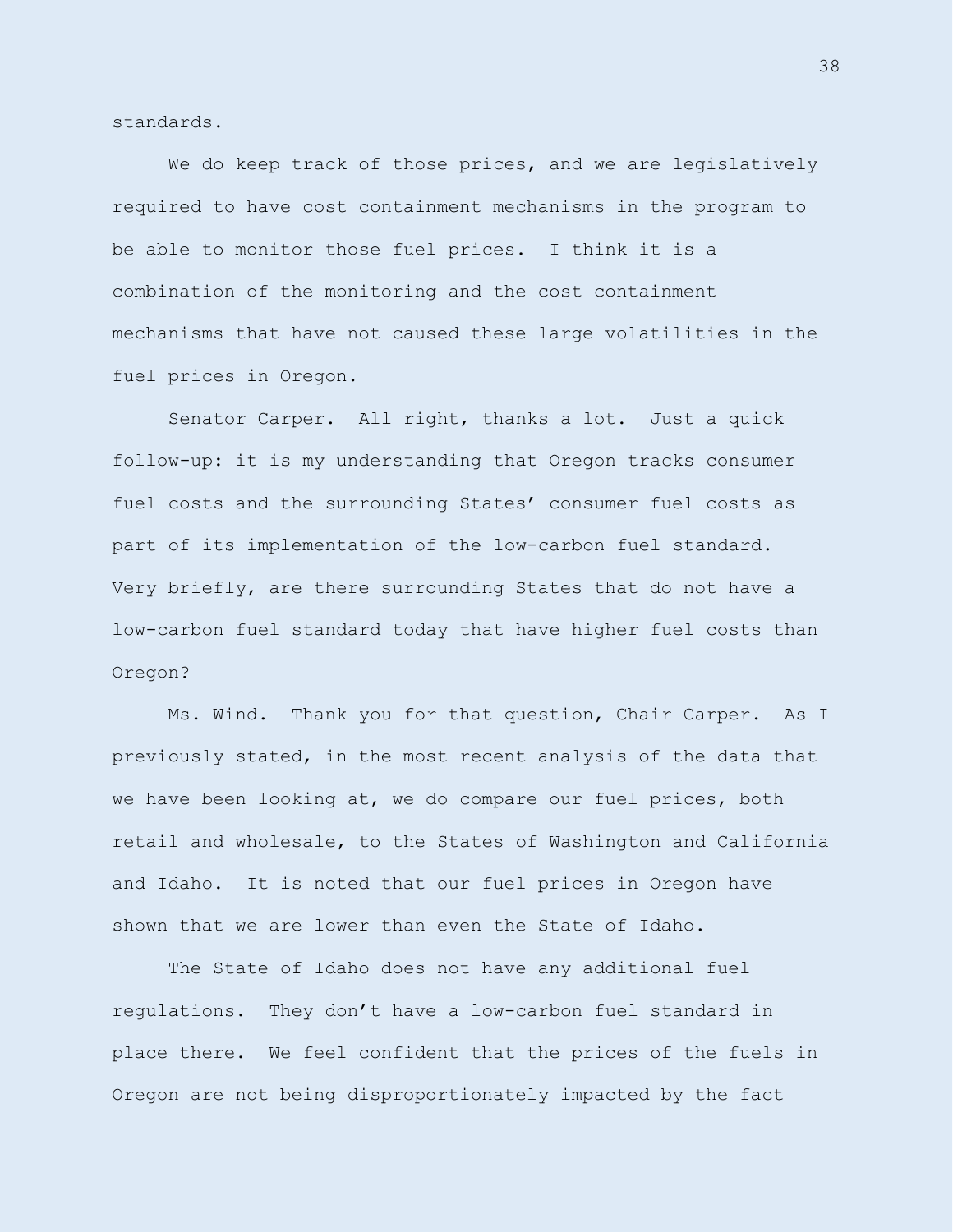standards.

We do keep track of those prices, and we are legislatively required to have cost containment mechanisms in the program to be able to monitor those fuel prices. I think it is a combination of the monitoring and the cost containment mechanisms that have not caused these large volatilities in the fuel prices in Oregon.

Senator Carper. All right, thanks a lot. Just a quick follow-up: it is my understanding that Oregon tracks consumer fuel costs and the surrounding States' consumer fuel costs as part of its implementation of the low-carbon fuel standard. Very briefly, are there surrounding States that do not have a low-carbon fuel standard today that have higher fuel costs than Oregon?

Ms. Wind. Thank you for that question, Chair Carper. As I previously stated, in the most recent analysis of the data that we have been looking at, we do compare our fuel prices, both retail and wholesale, to the States of Washington and California and Idaho. It is noted that our fuel prices in Oregon have shown that we are lower than even the State of Idaho.

The State of Idaho does not have any additional fuel regulations. They don't have a low-carbon fuel standard in place there. We feel confident that the prices of the fuels in Oregon are not being disproportionately impacted by the fact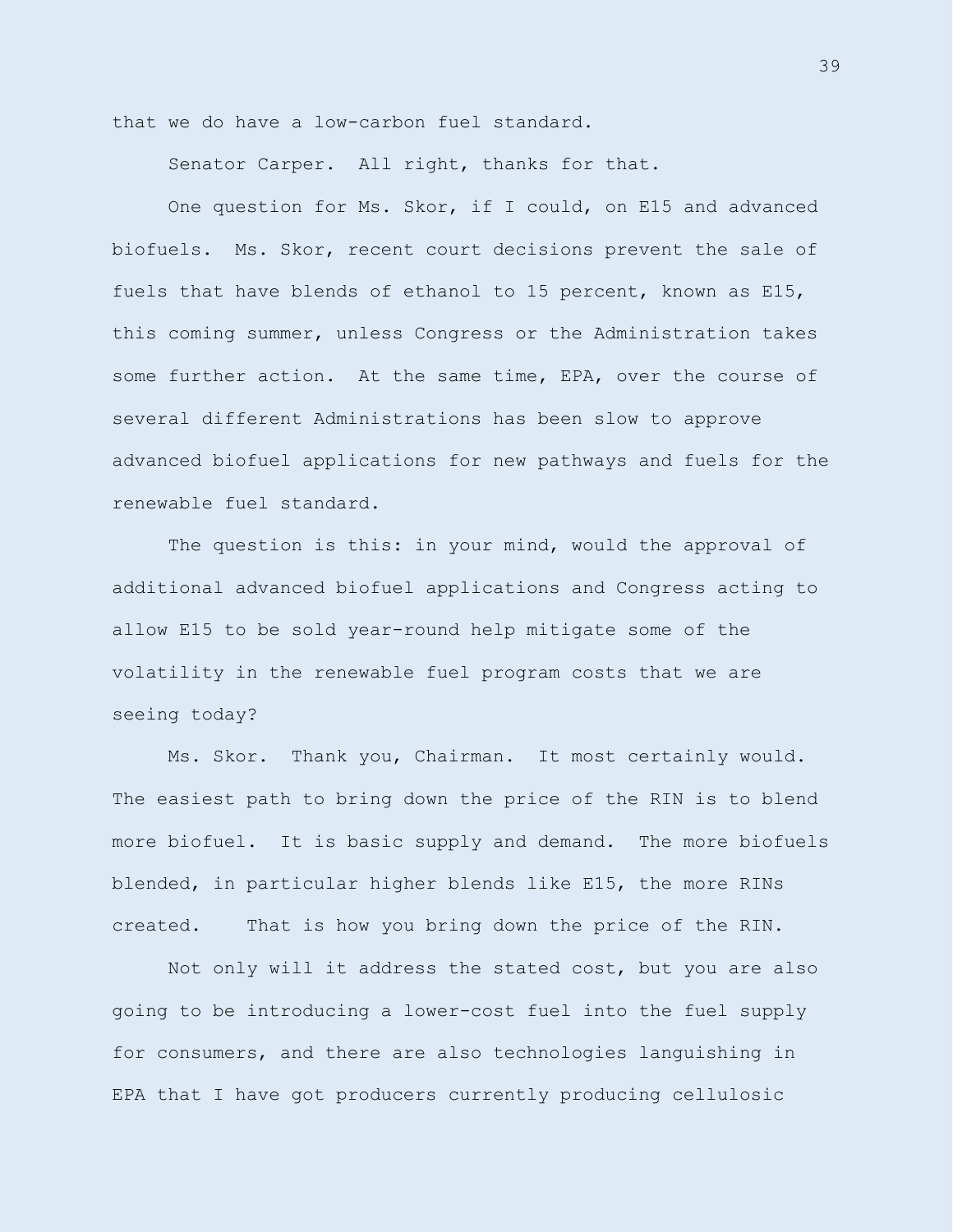that we do have a low-carbon fuel standard.

Senator Carper. All right, thanks for that.

One question for Ms. Skor, if I could, on E15 and advanced biofuels. Ms. Skor, recent court decisions prevent the sale of fuels that have blends of ethanol to 15 percent, known as E15, this coming summer, unless Congress or the Administration takes some further action. At the same time, EPA, over the course of several different Administrations has been slow to approve advanced biofuel applications for new pathways and fuels for the renewable fuel standard.

The question is this: in your mind, would the approval of additional advanced biofuel applications and Congress acting to allow E15 to be sold year-round help mitigate some of the volatility in the renewable fuel program costs that we are seeing today?

Ms. Skor. Thank you, Chairman. It most certainly would. The easiest path to bring down the price of the RIN is to blend more biofuel. It is basic supply and demand. The more biofuels blended, in particular higher blends like E15, the more RINs created. That is how you bring down the price of the RIN.

Not only will it address the stated cost, but you are also going to be introducing a lower-cost fuel into the fuel supply for consumers, and there are also technologies languishing in EPA that I have got producers currently producing cellulosic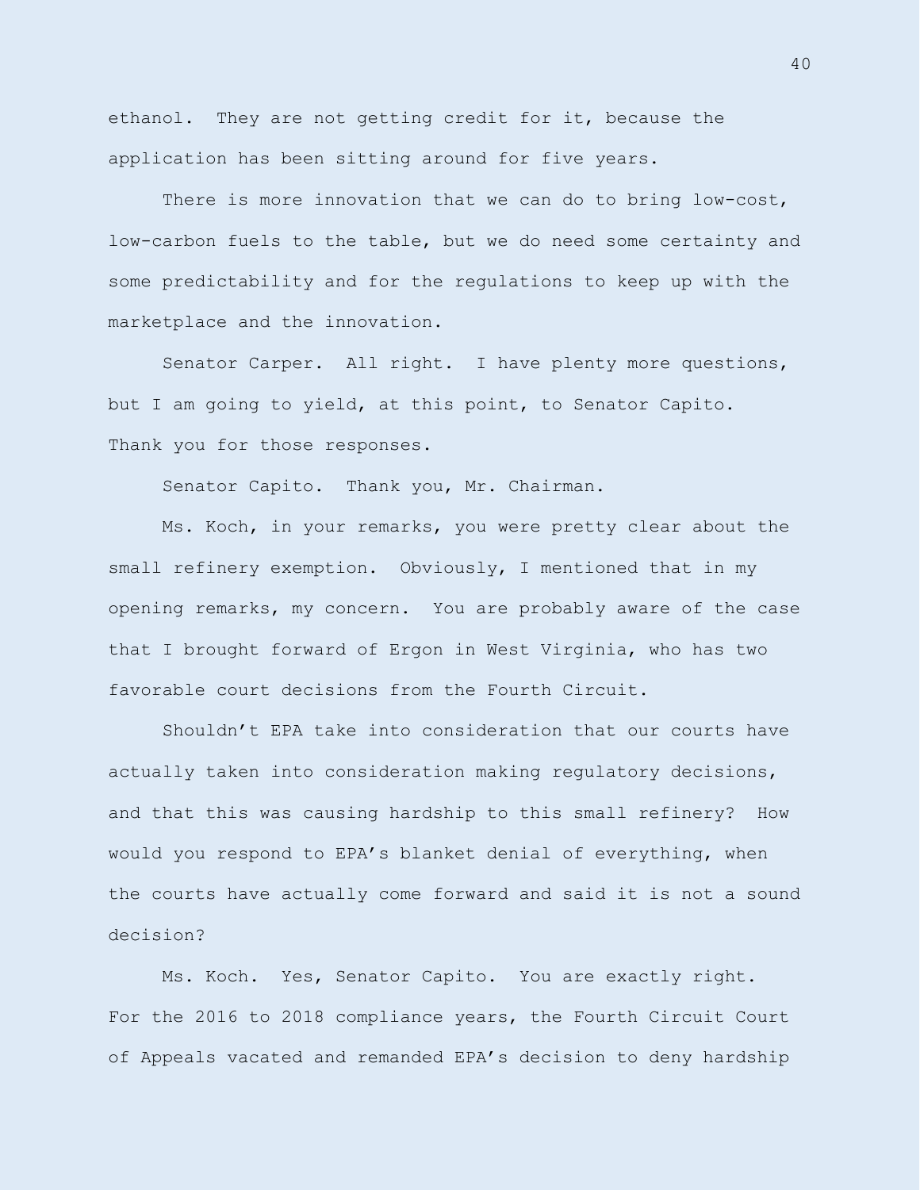ethanol. They are not getting credit for it, because the application has been sitting around for five years.

There is more innovation that we can do to bring low-cost, low-carbon fuels to the table, but we do need some certainty and some predictability and for the regulations to keep up with the marketplace and the innovation.

Senator Carper. All right. I have plenty more questions, but I am going to yield, at this point, to Senator Capito. Thank you for those responses.

Senator Capito. Thank you, Mr. Chairman.

Ms. Koch, in your remarks, you were pretty clear about the small refinery exemption. Obviously, I mentioned that in my opening remarks, my concern. You are probably aware of the case that I brought forward of Ergon in West Virginia, who has two favorable court decisions from the Fourth Circuit.

Shouldn't EPA take into consideration that our courts have actually taken into consideration making regulatory decisions, and that this was causing hardship to this small refinery? How would you respond to EPA's blanket denial of everything, when the courts have actually come forward and said it is not a sound decision?

Ms. Koch. Yes, Senator Capito. You are exactly right. For the 2016 to 2018 compliance years, the Fourth Circuit Court of Appeals vacated and remanded EPA's decision to deny hardship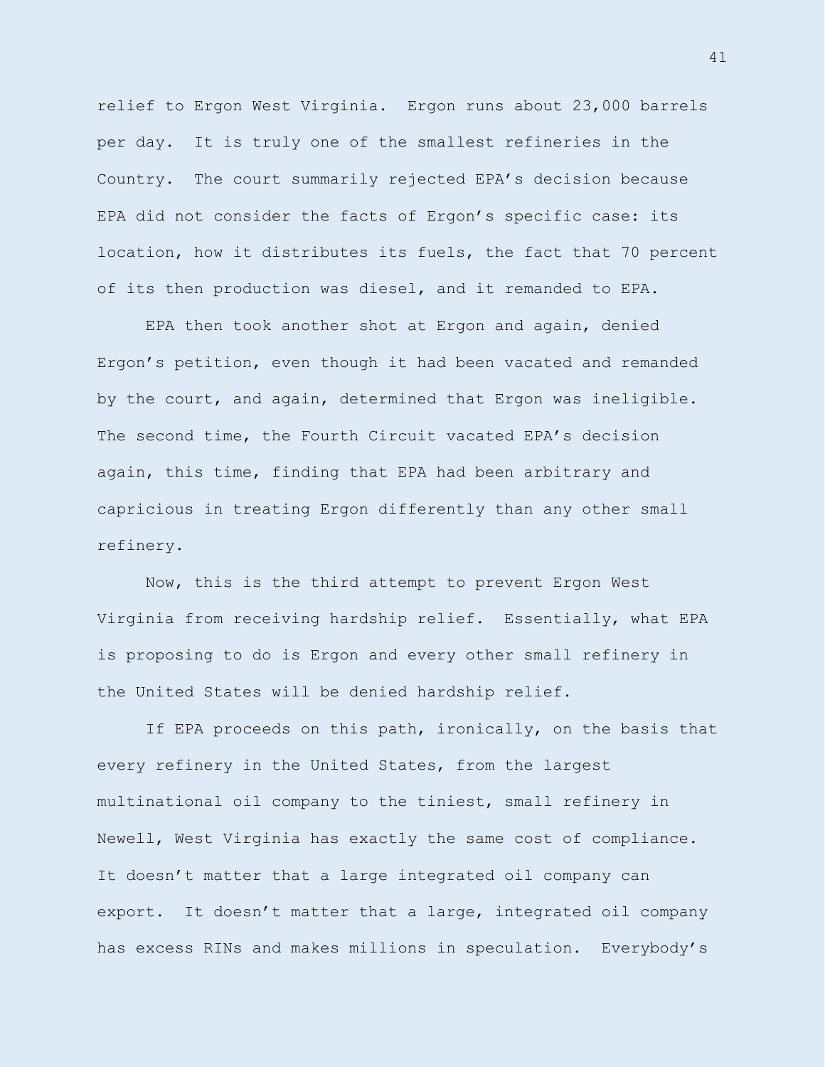relief to Ergon West Virginia. Ergon runs about 23,000 barrels per day. It is truly one of the smallest refineries in the Country. The court summarily rejected EPA's decision because EPA did not consider the facts of Ergon's specific case: its location, how it distributes its fuels, the fact that 70 percent of its then production was diesel, and it remanded to EPA.

EPA then took another shot at Ergon and again, denied Ergon's petition, even though it had been vacated and remanded by the court, and again, determined that Ergon was ineligible. The second time, the Fourth Circuit vacated EPA's decision again, this time, finding that EPA had been arbitrary and capricious in treating Ergon differently than any other small refinery.

Now, this is the third attempt to prevent Ergon West Virginia from receiving hardship relief. Essentially, what EPA is proposing to do is Ergon and every other small refinery in the United States will be denied hardship relief.

If EPA proceeds on this path, ironically, on the basis that every refinery in the United States, from the largest multinational oil company to the tiniest, small refinery in Newell, West Virginia has exactly the same cost of compliance. It doesn't matter that a large integrated oil company can export. It doesn't matter that a large, integrated oil company has excess RINs and makes millions in speculation. Everybody's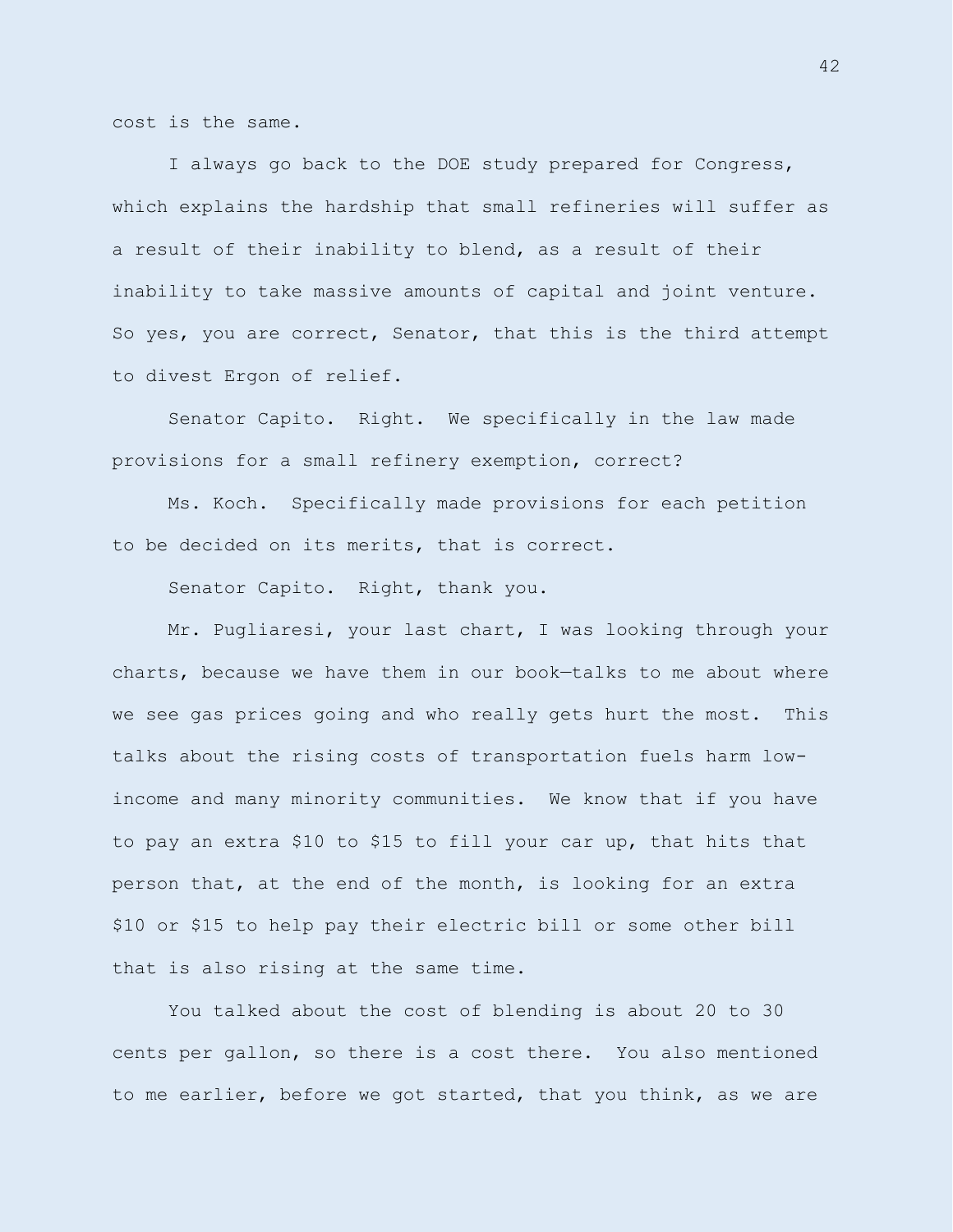cost is the same.

I always go back to the DOE study prepared for Congress, which explains the hardship that small refineries will suffer as a result of their inability to blend, as a result of their inability to take massive amounts of capital and joint venture. So yes, you are correct, Senator, that this is the third attempt to divest Ergon of relief.

Senator Capito. Right. We specifically in the law made provisions for a small refinery exemption, correct?

Ms. Koch. Specifically made provisions for each petition to be decided on its merits, that is correct.

Senator Capito. Right, thank you.

Mr. Pugliaresi, your last chart, I was looking through your charts, because we have them in our book—talks to me about where we see gas prices going and who really gets hurt the most. This talks about the rising costs of transportation fuels harm low-income and many minority communities. We know that if you have to pay an extra $10 to $15 to fill your car up, that hits that person that, at the end of the month, is looking for an extra $10 or $15 to help pay their electric bill or some other bill that is also rising at the same time.

You talked about the cost of blending is about 20 to 30 cents per gallon, so there is a cost there. You also mentioned to me earlier, before we got started, that you think, as we are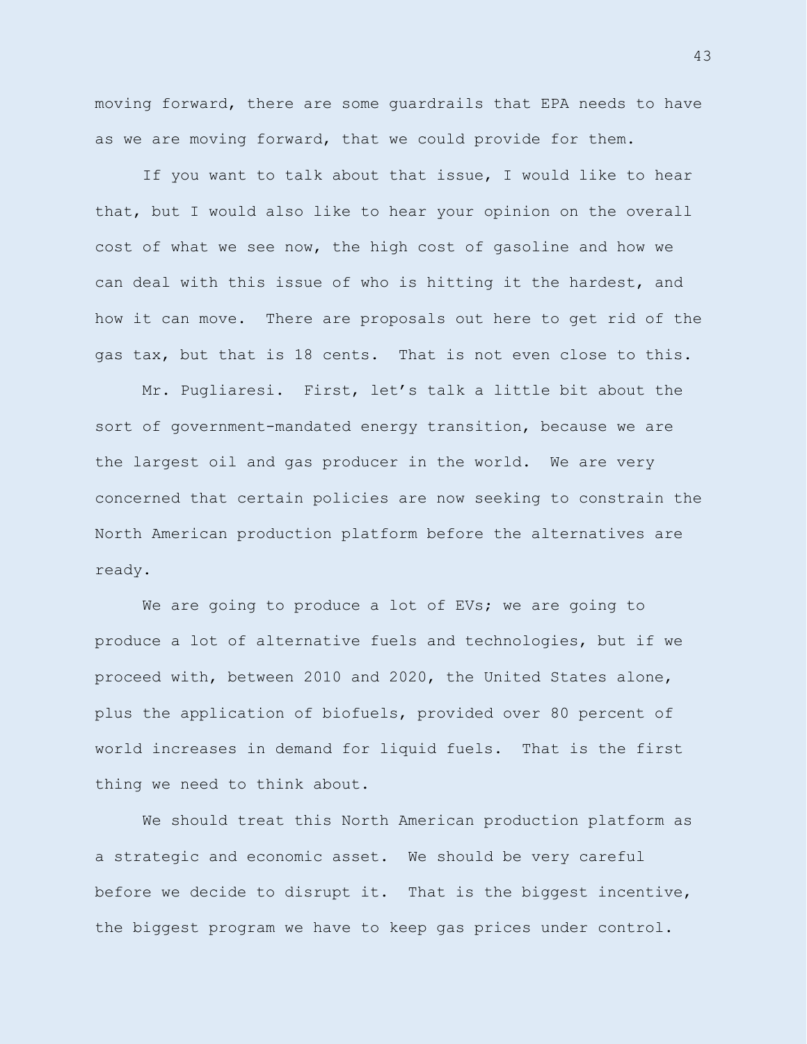moving forward, there are some guardrails that EPA needs to have as we are moving forward, that we could provide for them.

If you want to talk about that issue, I would like to hear that, but I would also like to hear your opinion on the overall cost of what we see now, the high cost of gasoline and how we can deal with this issue of who is hitting it the hardest, and how it can move. There are proposals out here to get rid of the gas tax, but that is 18 cents. That is not even close to this.

Mr. Pugliaresi. First, let's talk a little bit about the sort of government-mandated energy transition, because we are the largest oil and gas producer in the world. We are very concerned that certain policies are now seeking to constrain the North American production platform before the alternatives are ready.

We are going to produce a lot of EVs; we are going to produce a lot of alternative fuels and technologies, but if we proceed with, between 2010 and 2020, the United States alone, plus the application of biofuels, provided over 80 percent of world increases in demand for liquid fuels. That is the first thing we need to think about.

We should treat this North American production platform as a strategic and economic asset. We should be very careful before we decide to disrupt it. That is the biggest incentive, the biggest program we have to keep gas prices under control.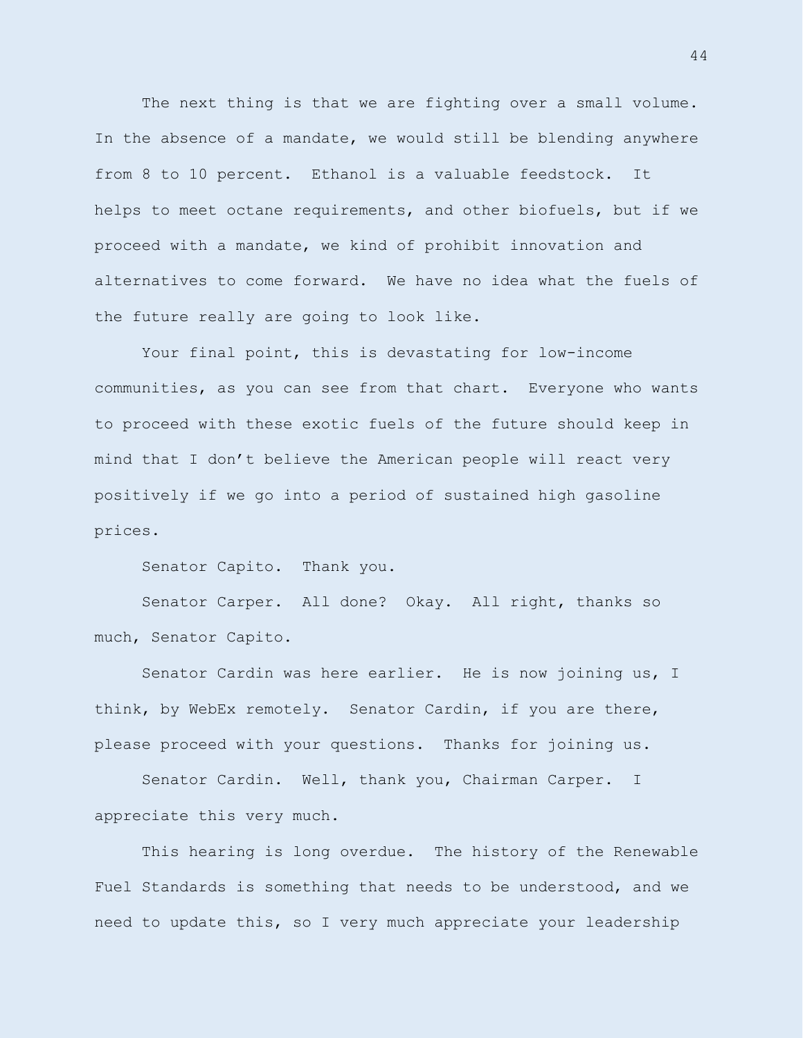The next thing is that we are fighting over a small volume. In the absence of a mandate, we would still be blending anywhere from 8 to 10 percent. Ethanol is a valuable feedstock. It helps to meet octane requirements, and other biofuels, but if we proceed with a mandate, we kind of prohibit innovation and alternatives to come forward. We have no idea what the fuels of the future really are going to look like.

Your final point, this is devastating for low-income communities, as you can see from that chart. Everyone who wants to proceed with these exotic fuels of the future should keep in mind that I don't believe the American people will react very positively if we go into a period of sustained high gasoline prices.

Senator Capito. Thank you.

Senator Carper. All done? Okay. All right, thanks so much, Senator Capito.

Senator Cardin was here earlier. He is now joining us, I think, by WebEx remotely. Senator Cardin, if you are there, please proceed with your questions. Thanks for joining us.

Senator Cardin. Well, thank you, Chairman Carper. I appreciate this very much.

This hearing is long overdue. The history of the Renewable Fuel Standards is something that needs to be understood, and we need to update this, so I very much appreciate your leadership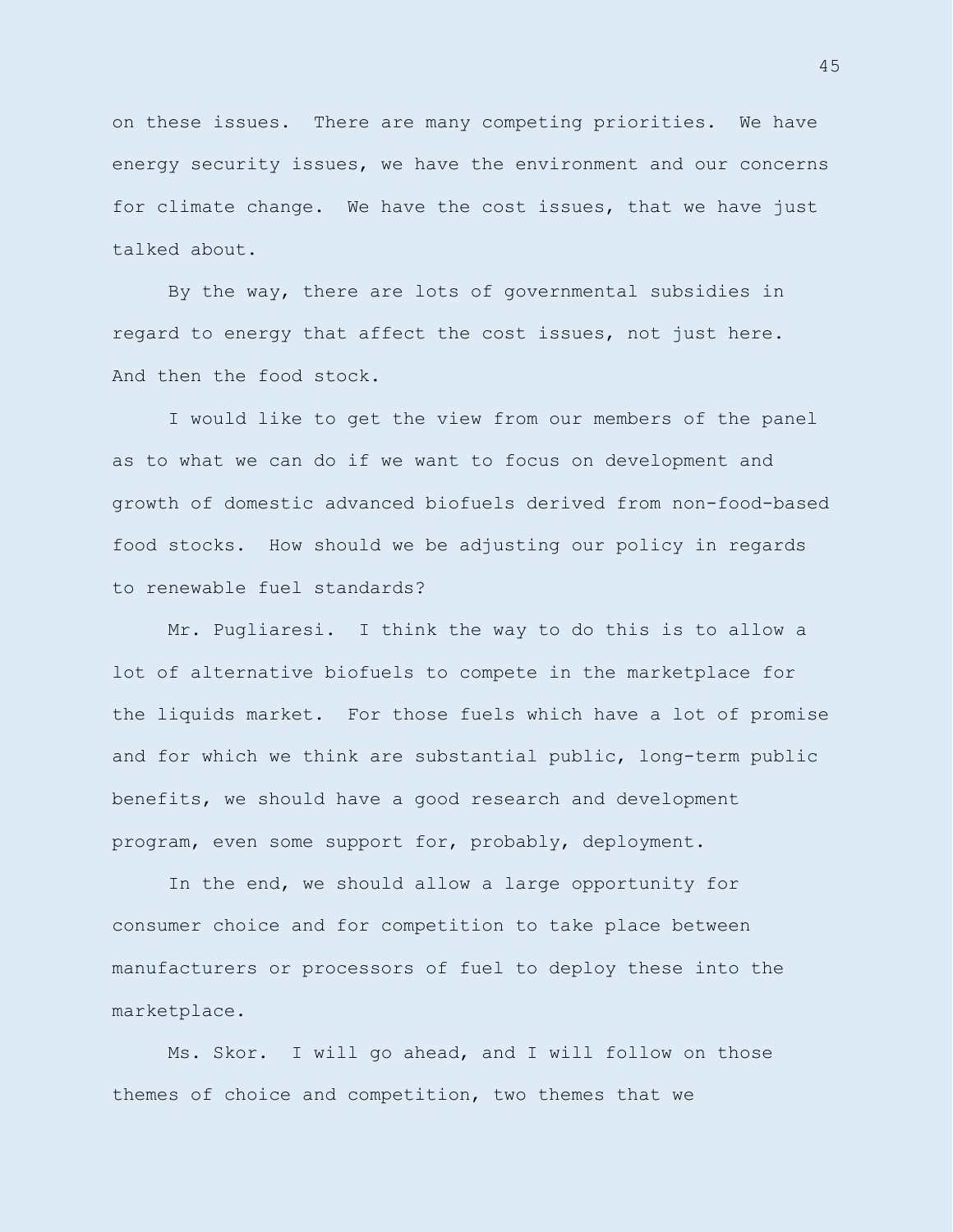on these issues. There are many competing priorities. We have energy security issues, we have the environment and our concerns for climate change. We have the cost issues, that we have just talked about.

By the way, there are lots of governmental subsidies in regard to energy that affect the cost issues, not just here. And then the food stock.

I would like to get the view from our members of the panel as to what we can do if we want to focus on development and growth of domestic advanced biofuels derived from non-food-based food stocks. How should we be adjusting our policy in regards to renewable fuel standards?

Mr. Pugliaresi. I think the way to do this is to allow a lot of alternative biofuels to compete in the marketplace for the liquids market. For those fuels which have a lot of promise and for which we think are substantial public, long-term public benefits, we should have a good research and development program, even some support for, probably, deployment.

In the end, we should allow a large opportunity for consumer choice and for competition to take place between manufacturers or processors of fuel to deploy these into the marketplace.

Ms. Skor. I will go ahead, and I will follow on those themes of choice and competition, two themes that we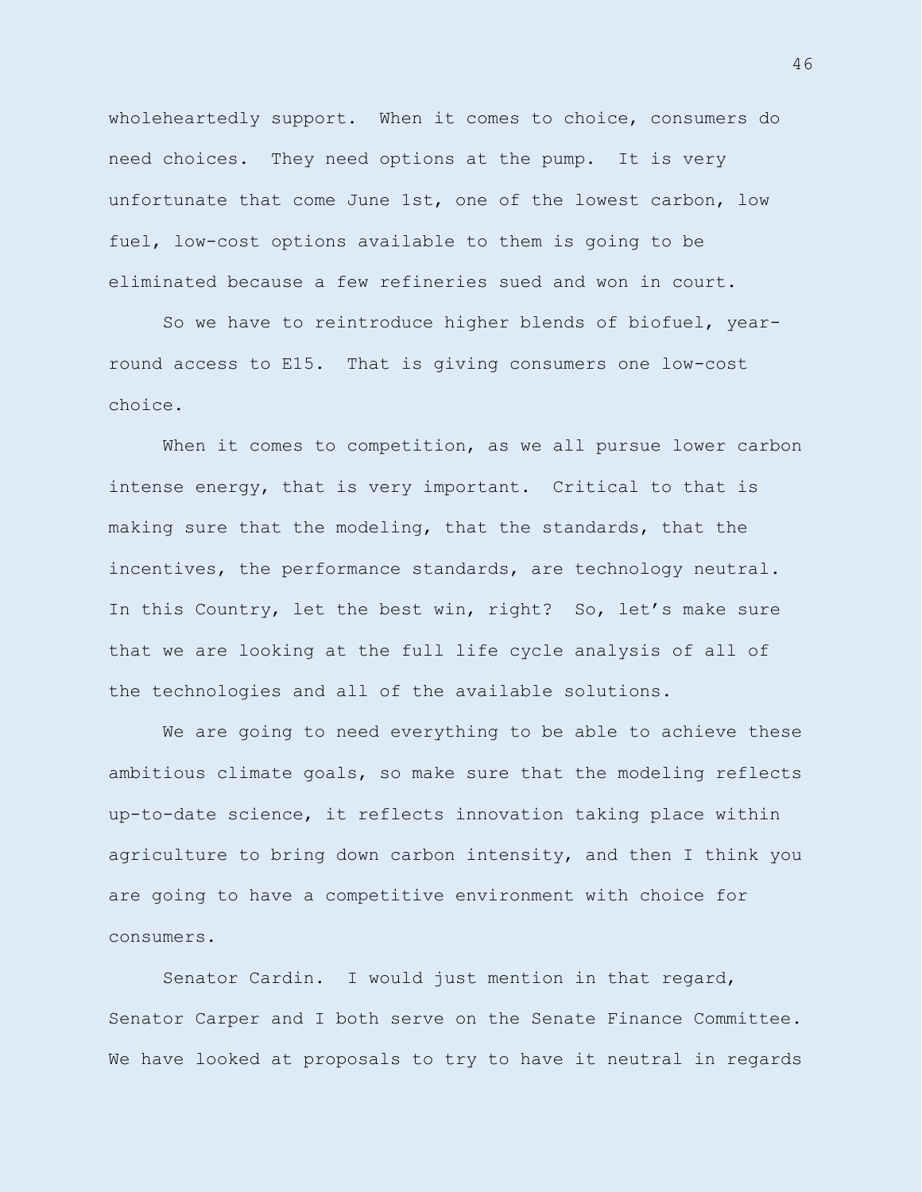wholeheartedly support. When it comes to choice, consumers do need choices. They need options at the pump. It is very unfortunate that come June 1st, one of the lowest carbon, low fuel, low-cost options available to them is going to be eliminated because a few refineries sued and won in court.

So we have to reintroduce higher blends of biofuel, year-round access to E15. That is giving consumers one low-cost choice.

When it comes to competition, as we all pursue lower carbon intense energy, that is very important. Critical to that is making sure that the modeling, that the standards, that the incentives, the performance standards, are technology neutral. In this Country, let the best win, right? So, let's make sure that we are looking at the full life cycle analysis of all of the technologies and all of the available solutions.

We are going to need everything to be able to achieve these ambitious climate goals, so make sure that the modeling reflects up-to-date science, it reflects innovation taking place within agriculture to bring down carbon intensity, and then I think you are going to have a competitive environment with choice for consumers.

Senator Cardin. I would just mention in that regard, Senator Carper and I both serve on the Senate Finance Committee. We have looked at proposals to try to have it neutral in regards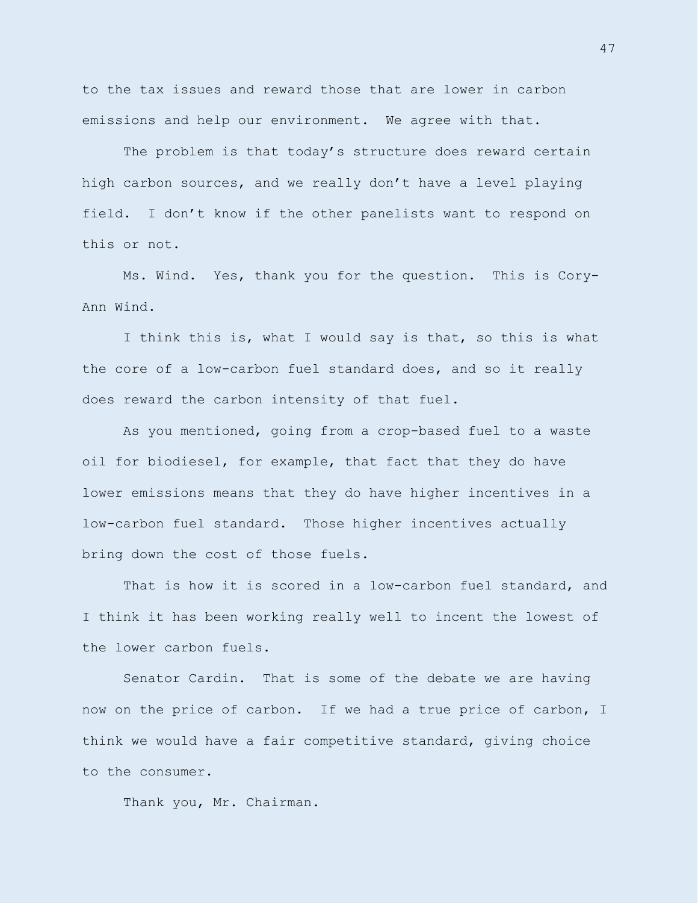to the tax issues and reward those that are lower in carbon emissions and help our environment. We agree with that.

The problem is that today's structure does reward certain high carbon sources, and we really don't have a level playing field. I don't know if the other panelists want to respond on this or not.

Ms. Wind. Yes, thank you for the question. This is Cory-Ann Wind.

I think this is, what I would say is that, so this is what the core of a low-carbon fuel standard does, and so it really does reward the carbon intensity of that fuel.

As you mentioned, going from a crop-based fuel to a waste oil for biodiesel, for example, that fact that they do have lower emissions means that they do have higher incentives in a low-carbon fuel standard. Those higher incentives actually bring down the cost of those fuels.

That is how it is scored in a low-carbon fuel standard, and I think it has been working really well to incent the lowest of the lower carbon fuels.

Senator Cardin. That is some of the debate we are having now on the price of carbon. If we had a true price of carbon, I think we would have a fair competitive standard, giving choice to the consumer.

Thank you, Mr. Chairman.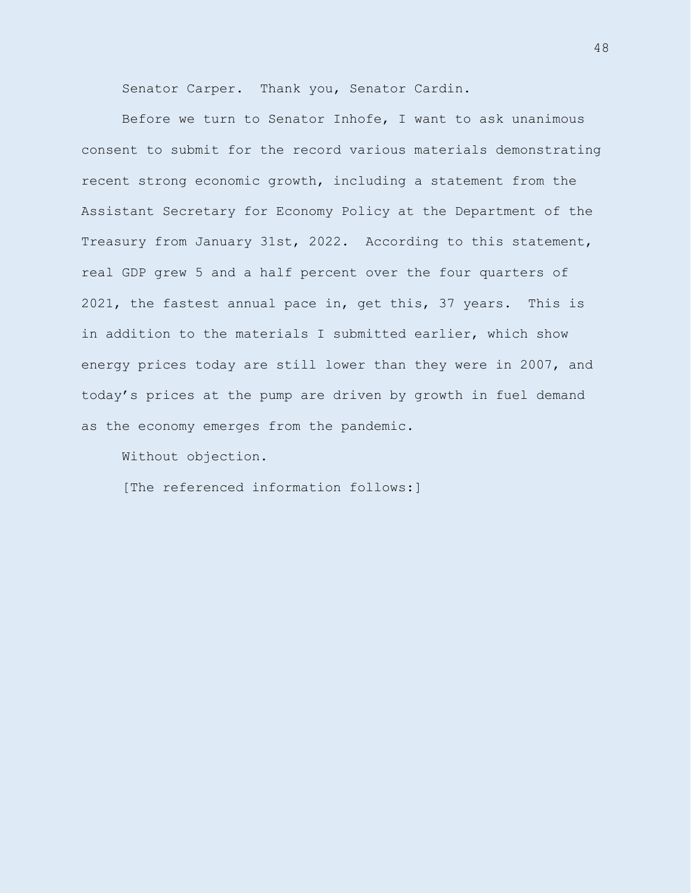Senator Carper. Thank you, Senator Cardin.

Before we turn to Senator Inhofe, I want to ask unanimous consent to submit for the record various materials demonstrating recent strong economic growth, including a statement from the Assistant Secretary for Economy Policy at the Department of the Treasury from January 31st, 2022. According to this statement, real GDP grew 5 and a half percent over the four quarters of 2021, the fastest annual pace in, get this, 37 years. This is in addition to the materials I submitted earlier, which show energy prices today are still lower than they were in 2007, and today's prices at the pump are driven by growth in fuel demand as the economy emerges from the pandemic.

Without objection.

[The referenced information follows:]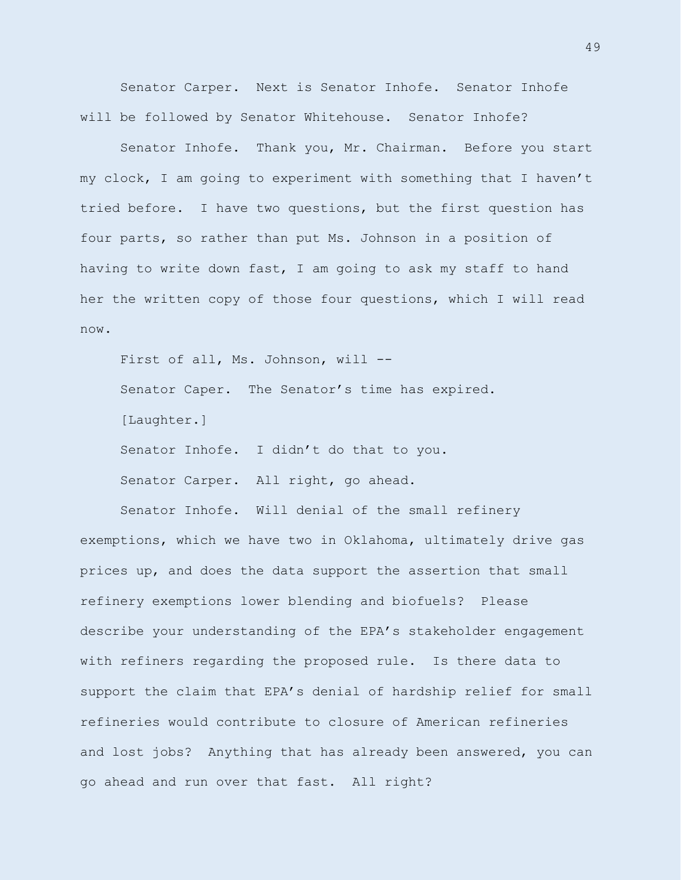Senator Carper. Next is Senator Inhofe. Senator Inhofe will be followed by Senator Whitehouse. Senator Inhofe?

Senator Inhofe. Thank you, Mr. Chairman. Before you start my clock, I am going to experiment with something that I haven't tried before. I have two questions, but the first question has four parts, so rather than put Ms. Johnson in a position of having to write down fast, I am going to ask my staff to hand her the written copy of those four questions, which I will read now.

First of all, Ms. Johnson, will --

Senator Caper. The Senator's time has expired.

[Laughter.]

Senator Inhofe. I didn't do that to you.

Senator Carper. All right, go ahead.

Senator Inhofe. Will denial of the small refinery exemptions, which we have two in Oklahoma, ultimately drive gas prices up, and does the data support the assertion that small refinery exemptions lower blending and biofuels? Please describe your understanding of the EPA's stakeholder engagement with refiners regarding the proposed rule. Is there data to support the claim that EPA's denial of hardship relief for small refineries would contribute to closure of American refineries and lost jobs? Anything that has already been answered, you can go ahead and run over that fast. All right?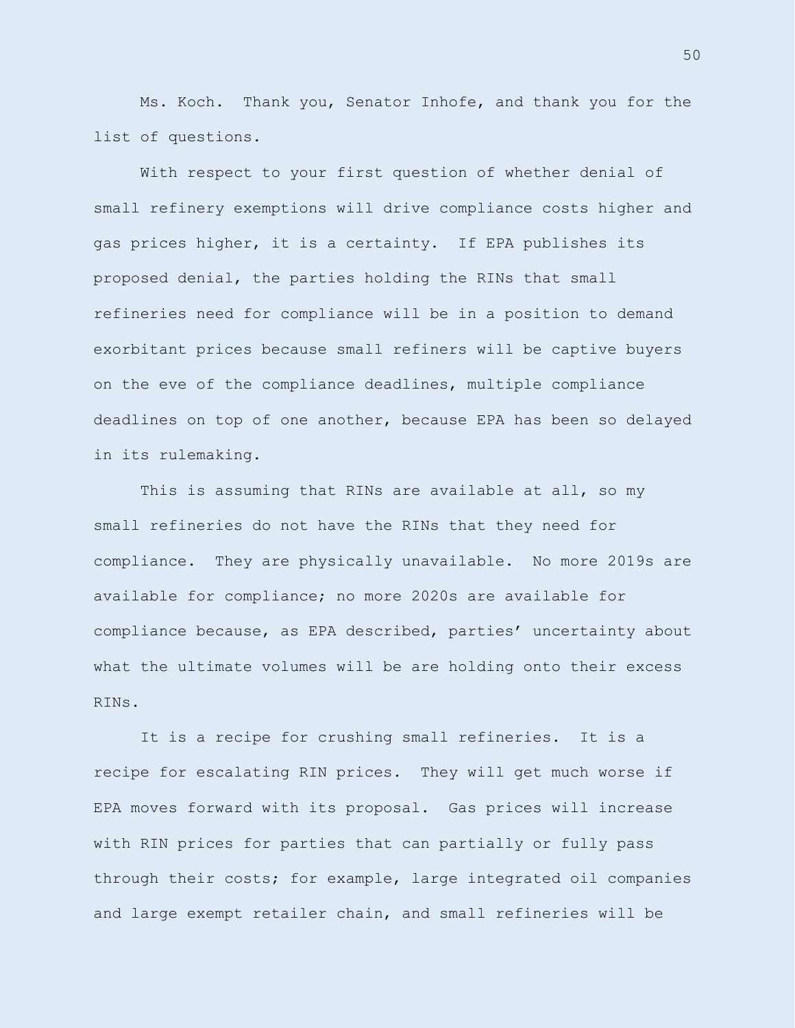Ms. Koch. Thank you, Senator Inhofe, and thank you for the list of questions.

With respect to your first question of whether denial of small refinery exemptions will drive compliance costs higher and gas prices higher, it is a certainty. If EPA publishes its proposed denial, the parties holding the RINs that small refineries need for compliance will be in a position to demand exorbitant prices because small refiners will be captive buyers on the eve of the compliance deadlines, multiple compliance deadlines on top of one another, because EPA has been so delayed in its rulemaking.

This is assuming that RINs are available at all, so my small refineries do not have the RINs that they need for compliance. They are physically unavailable. No more 2019s are available for compliance; no more 2020s are available for compliance because, as EPA described, parties' uncertainty about what the ultimate volumes will be are holding onto their excess RINs.

It is a recipe for crushing small refineries. It is a recipe for escalating RIN prices. They will get much worse if EPA moves forward with its proposal. Gas prices will increase with RIN prices for parties that can partially or fully pass through their costs; for example, large integrated oil companies and large exempt retailer chain, and small refineries will be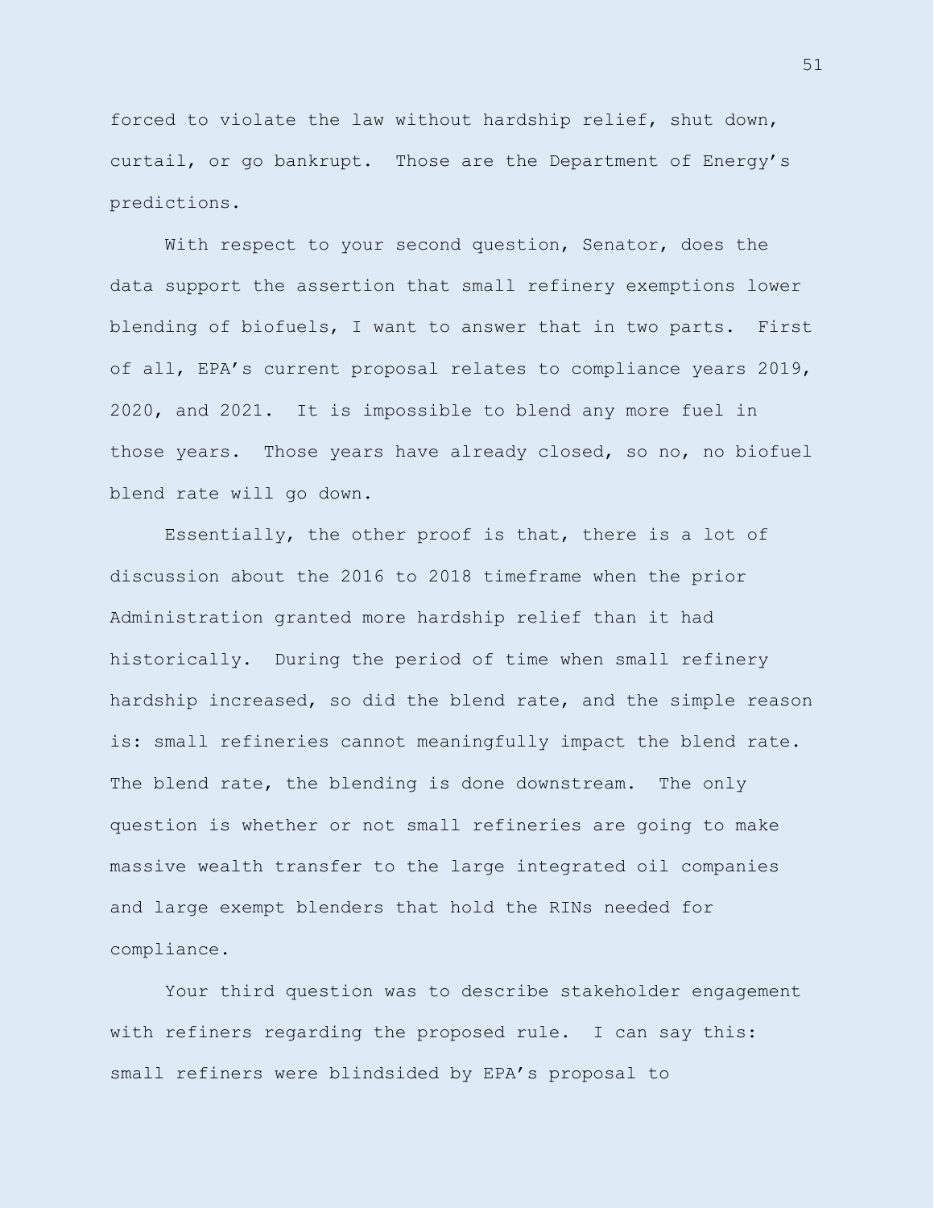forced to violate the law without hardship relief, shut down, curtail, or go bankrupt. Those are the Department of Energy's predictions.

With respect to your second question, Senator, does the data support the assertion that small refinery exemptions lower blending of biofuels, I want to answer that in two parts. First of all, EPA's current proposal relates to compliance years 2019, 2020, and 2021. It is impossible to blend any more fuel in those years. Those years have already closed, so no, no biofuel blend rate will go down.

Essentially, the other proof is that, there is a lot of discussion about the 2016 to 2018 timeframe when the prior Administration granted more hardship relief than it had historically. During the period of time when small refinery hardship increased, so did the blend rate, and the simple reason is: small refineries cannot meaningfully impact the blend rate. The blend rate, the blending is done downstream. The only question is whether or not small refineries are going to make massive wealth transfer to the large integrated oil companies and large exempt blenders that hold the RINs needed for compliance.

Your third question was to describe stakeholder engagement with refiners regarding the proposed rule. I can say this: small refiners were blindsided by EPA's proposal to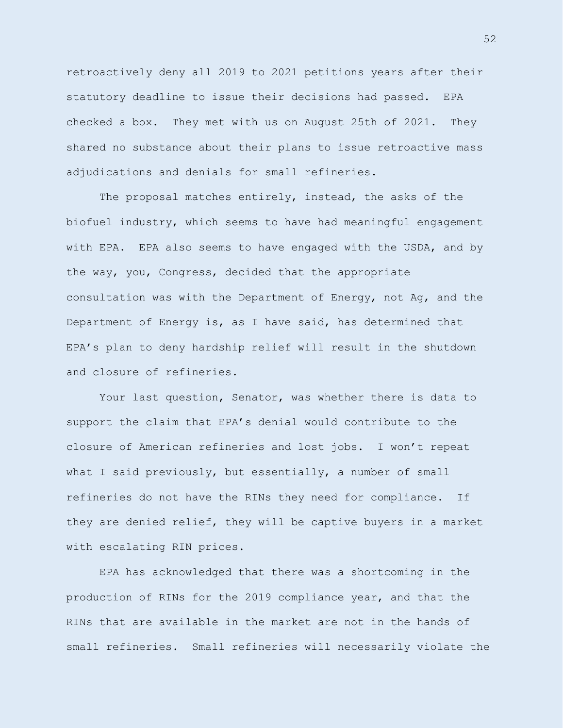retroactively deny all 2019 to 2021 petitions years after their statutory deadline to issue their decisions had passed. EPA checked a box. They met with us on August 25th of 2021. They shared no substance about their plans to issue retroactive mass adjudications and denials for small refineries.

The proposal matches entirely, instead, the asks of the biofuel industry, which seems to have had meaningful engagement with EPA. EPA also seems to have engaged with the USDA, and by the way, you, Congress, decided that the appropriate consultation was with the Department of Energy, not Ag, and the Department of Energy is, as I have said, has determined that EPA's plan to deny hardship relief will result in the shutdown and closure of refineries.

Your last question, Senator, was whether there is data to support the claim that EPA's denial would contribute to the closure of American refineries and lost jobs. I won't repeat what I said previously, but essentially, a number of small refineries do not have the RINs they need for compliance. If they are denied relief, they will be captive buyers in a market with escalating RIN prices.

EPA has acknowledged that there was a shortcoming in the production of RINs for the 2019 compliance year, and that the RINs that are available in the market are not in the hands of small refineries. Small refineries will necessarily violate the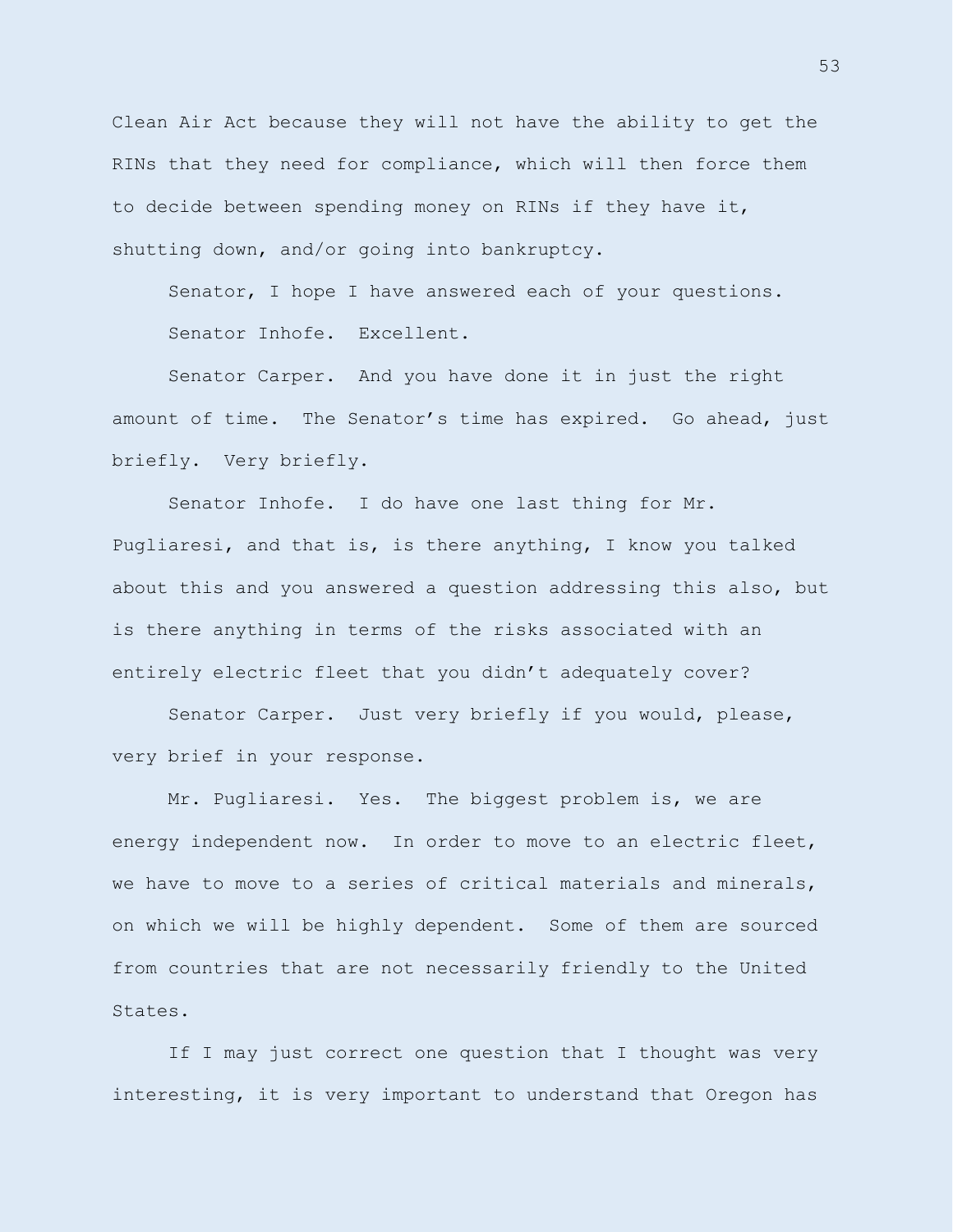Clean Air Act because they will not have the ability to get the RINs that they need for compliance, which will then force them to decide between spending money on RINs if they have it, shutting down, and/or going into bankruptcy.

Senator, I hope I have answered each of your questions.

Senator Inhofe. Excellent.

Senator Carper. And you have done it in just the right amount of time. The Senator's time has expired. Go ahead, just briefly. Very briefly.

Senator Inhofe. I do have one last thing for Mr. Pugliaresi, and that is, is there anything, I know you talked about this and you answered a question addressing this also, but is there anything in terms of the risks associated with an entirely electric fleet that you didn't adequately cover?

Senator Carper. Just very briefly if you would, please, very brief in your response.

Mr. Pugliaresi. Yes. The biggest problem is, we are energy independent now. In order to move to an electric fleet, we have to move to a series of critical materials and minerals, on which we will be highly dependent. Some of them are sourced from countries that are not necessarily friendly to the United States.

If I may just correct one question that I thought was very interesting, it is very important to understand that Oregon has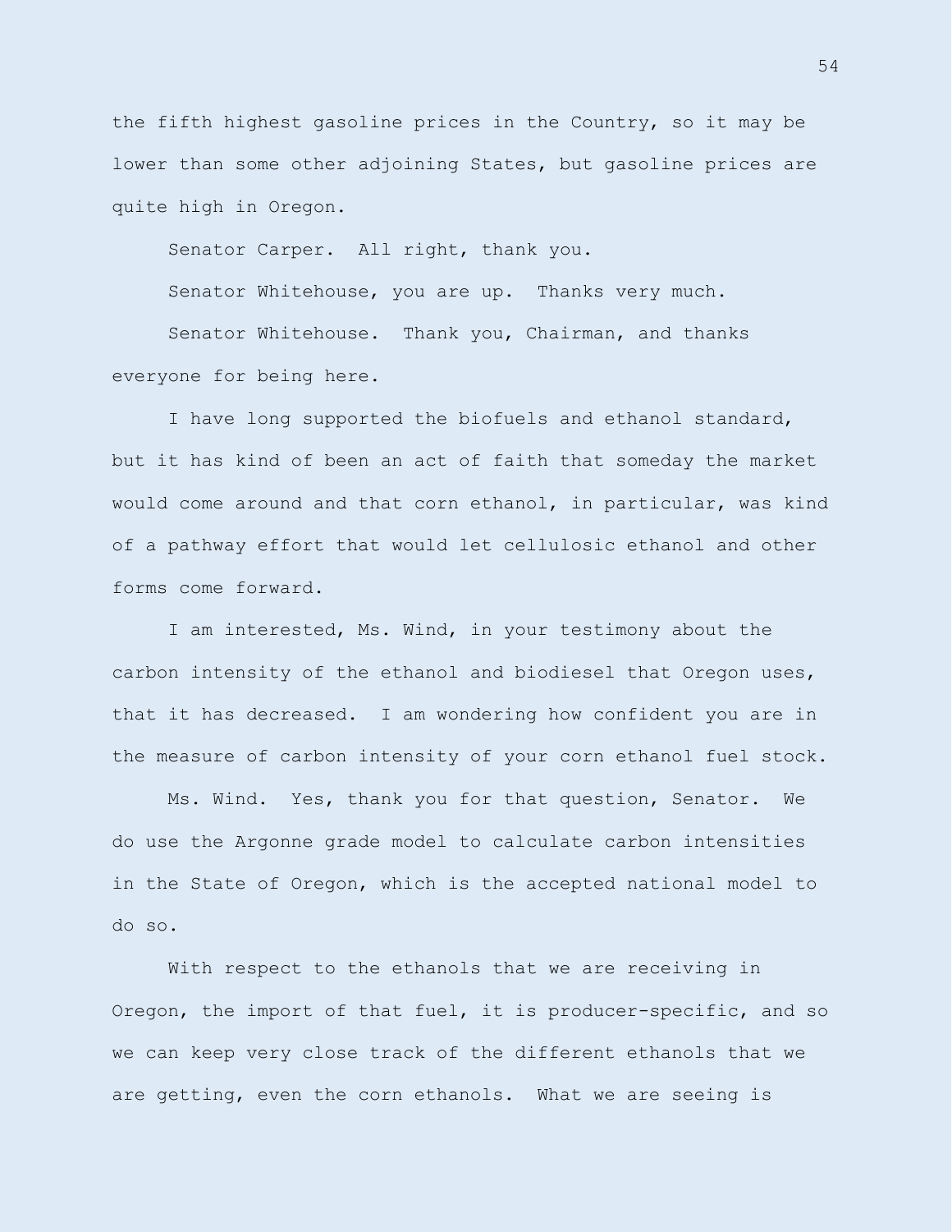the fifth highest gasoline prices in the Country, so it may be lower than some other adjoining States, but gasoline prices are quite high in Oregon.

Senator Carper. All right, thank you.

Senator Whitehouse, you are up. Thanks very much.

Senator Whitehouse. Thank you, Chairman, and thanks everyone for being here.

I have long supported the biofuels and ethanol standard, but it has kind of been an act of faith that someday the market would come around and that corn ethanol, in particular, was kind of a pathway effort that would let cellulosic ethanol and other forms come forward.

I am interested, Ms. Wind, in your testimony about the carbon intensity of the ethanol and biodiesel that Oregon uses, that it has decreased. I am wondering how confident you are in the measure of carbon intensity of your corn ethanol fuel stock.

Ms. Wind. Yes, thank you for that question, Senator. We do use the Argonne grade model to calculate carbon intensities in the State of Oregon, which is the accepted national model to do so.

With respect to the ethanols that we are receiving in Oregon, the import of that fuel, it is producer-specific, and so we can keep very close track of the different ethanols that we are getting, even the corn ethanols. What we are seeing is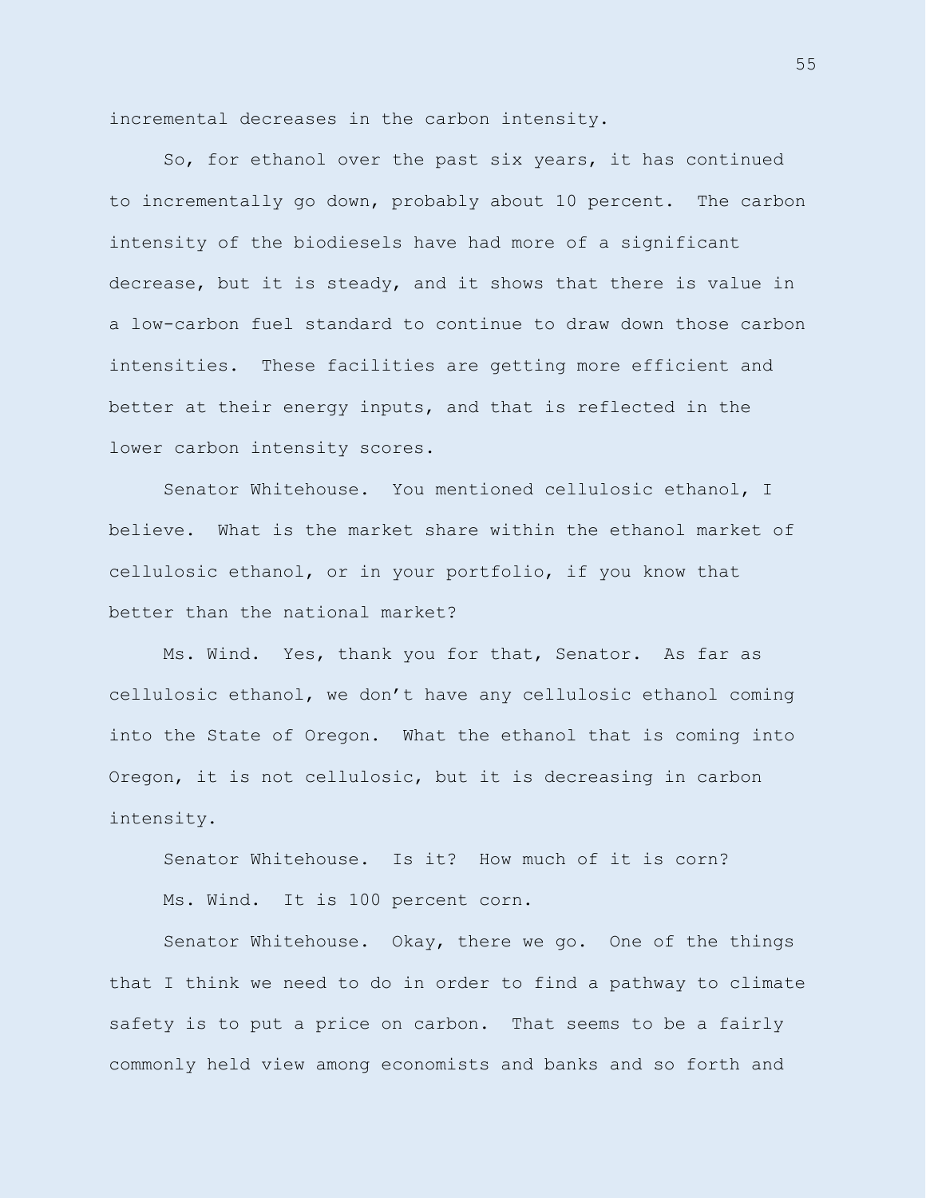incremental decreases in the carbon intensity.

So, for ethanol over the past six years, it has continued to incrementally go down, probably about 10 percent. The carbon intensity of the biodiesels have had more of a significant decrease, but it is steady, and it shows that there is value in a low-carbon fuel standard to continue to draw down those carbon intensities. These facilities are getting more efficient and better at their energy inputs, and that is reflected in the lower carbon intensity scores.

Senator Whitehouse. You mentioned cellulosic ethanol, I believe. What is the market share within the ethanol market of cellulosic ethanol, or in your portfolio, if you know that better than the national market?

Ms. Wind. Yes, thank you for that, Senator. As far as cellulosic ethanol, we don't have any cellulosic ethanol coming into the State of Oregon. What the ethanol that is coming into Oregon, it is not cellulosic, but it is decreasing in carbon intensity.

Senator Whitehouse. Is it? How much of it is corn?

Ms. Wind. It is 100 percent corn.

Senator Whitehouse. Okay, there we go. One of the things that I think we need to do in order to find a pathway to climate safety is to put a price on carbon. That seems to be a fairly commonly held view among economists and banks and so forth and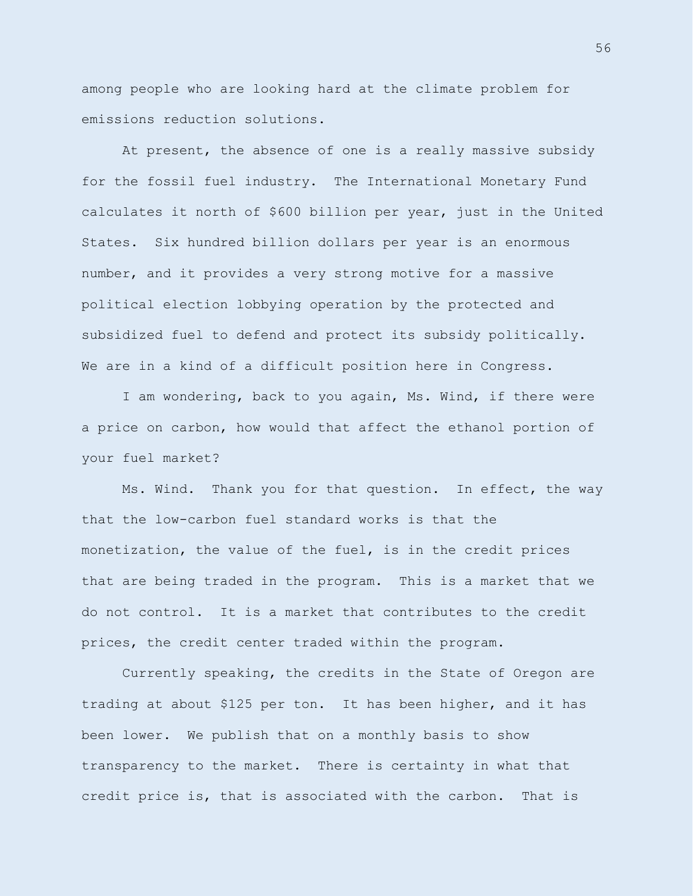among people who are looking hard at the climate problem for emissions reduction solutions.

At present, the absence of one is a really massive subsidy for the fossil fuel industry. The International Monetary Fund calculates it north of $600 billion per year, just in the United States. Six hundred billion dollars per year is an enormous number, and it provides a very strong motive for a massive political election lobbying operation by the protected and subsidized fuel to defend and protect its subsidy politically. We are in a kind of a difficult position here in Congress.

I am wondering, back to you again, Ms. Wind, if there were a price on carbon, how would that affect the ethanol portion of your fuel market?

Ms. Wind. Thank you for that question. In effect, the way that the low-carbon fuel standard works is that the monetization, the value of the fuel, is in the credit prices that are being traded in the program. This is a market that we do not control. It is a market that contributes to the credit prices, the credit center traded within the program.

Currently speaking, the credits in the State of Oregon are trading at about $125 per ton. It has been higher, and it has been lower. We publish that on a monthly basis to show transparency to the market. There is certainty in what that credit price is, that is associated with the carbon. That is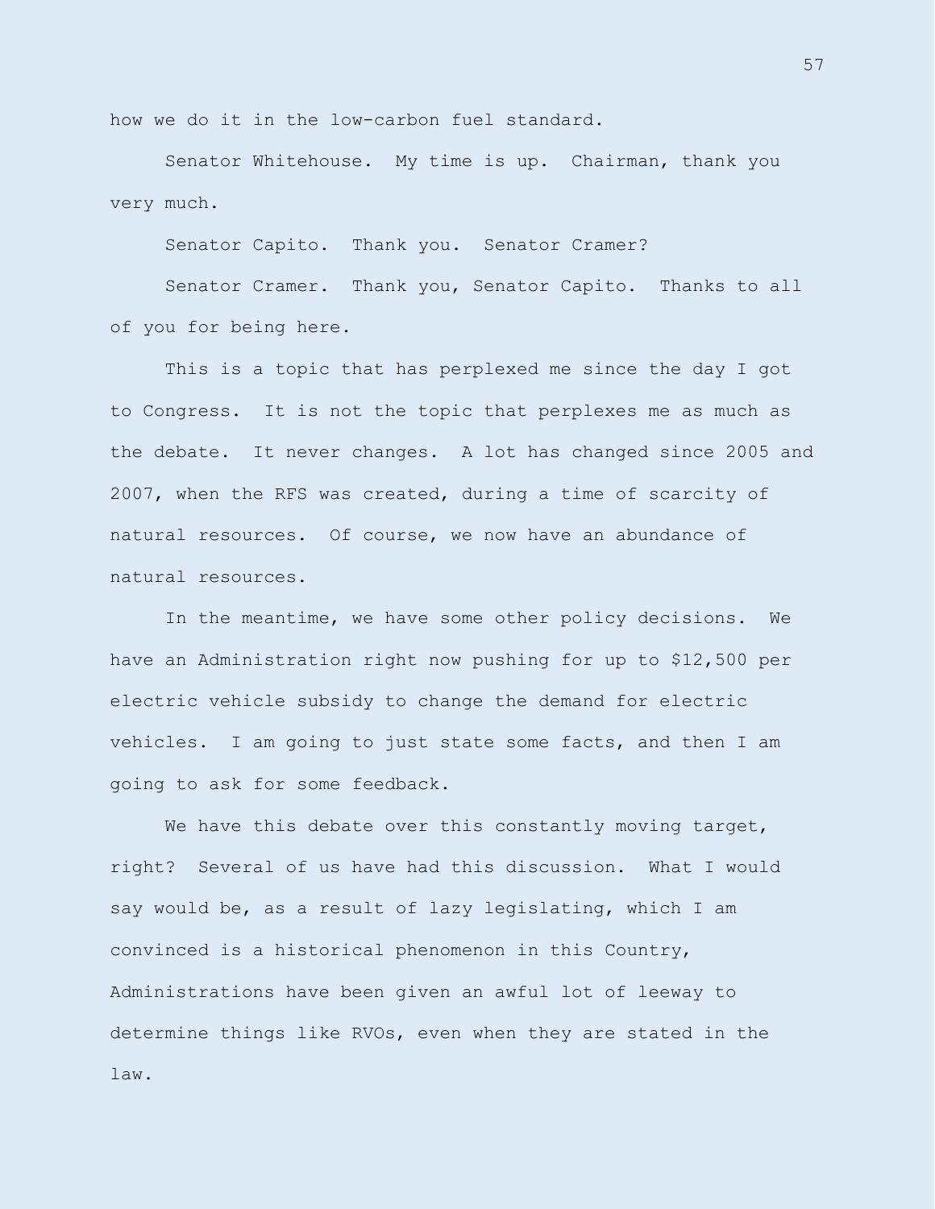how we do it in the low-carbon fuel standard.

Senator Whitehouse. My time is up. Chairman, thank you very much.

Senator Capito. Thank you. Senator Cramer?

Senator Cramer. Thank you, Senator Capito. Thanks to all of you for being here.

This is a topic that has perplexed me since the day I got to Congress. It is not the topic that perplexes me as much as the debate. It never changes. A lot has changed since 2005 and 2007, when the RFS was created, during a time of scarcity of natural resources. Of course, we now have an abundance of natural resources.

In the meantime, we have some other policy decisions. We have an Administration right now pushing for up to $12,500 per electric vehicle subsidy to change the demand for electric vehicles. I am going to just state some facts, and then I am going to ask for some feedback.

We have this debate over this constantly moving target, right? Several of us have had this discussion. What I would say would be, as a result of lazy legislating, which I am convinced is a historical phenomenon in this Country, Administrations have been given an awful lot of leeway to determine things like RVOs, even when they are stated in the law.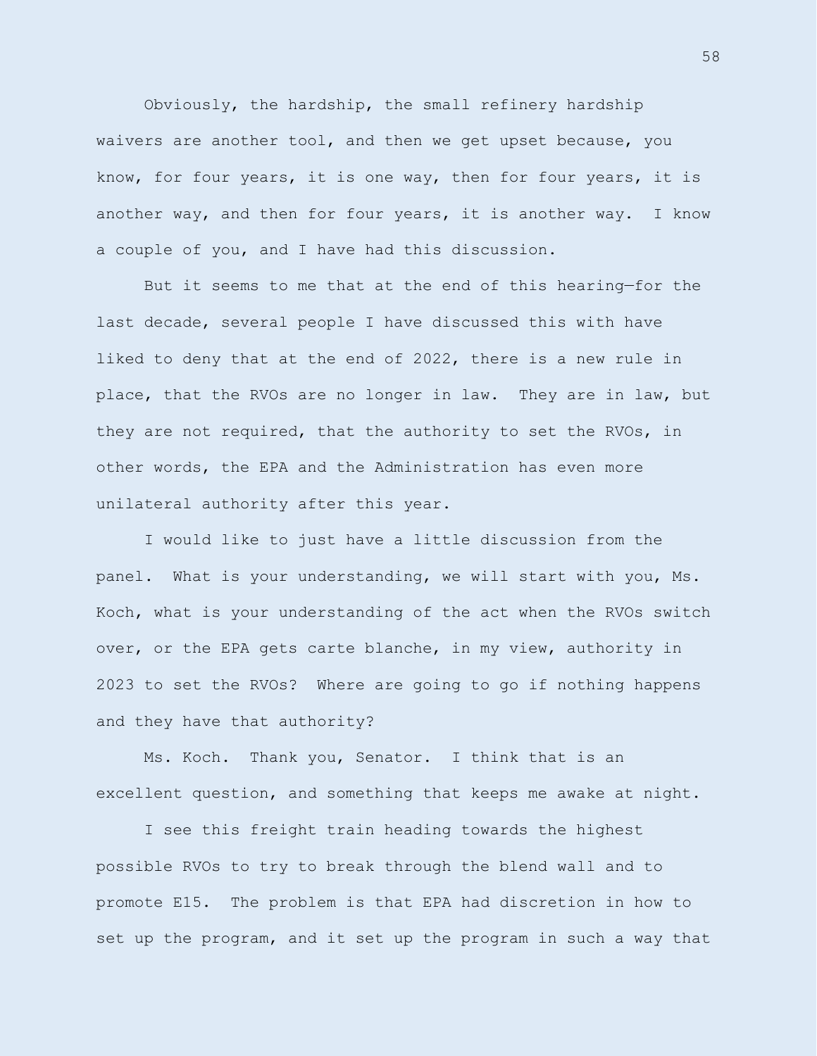Obviously, the hardship, the small refinery hardship waivers are another tool, and then we get upset because, you know, for four years, it is one way, then for four years, it is another way, and then for four years, it is another way. I know a couple of you, and I have had this discussion.

But it seems to me that at the end of this hearing—for the last decade, several people I have discussed this with have liked to deny that at the end of 2022, there is a new rule in place, that the RVOs are no longer in law. They are in law, but they are not required, that the authority to set the RVOs, in other words, the EPA and the Administration has even more unilateral authority after this year.

I would like to just have a little discussion from the panel. What is your understanding, we will start with you, Ms. Koch, what is your understanding of the act when the RVOs switch over, or the EPA gets carte blanche, in my view, authority in 2023 to set the RVOs? Where are going to go if nothing happens and they have that authority?

Ms. Koch. Thank you, Senator. I think that is an excellent question, and something that keeps me awake at night.

I see this freight train heading towards the highest possible RVOs to try to break through the blend wall and to promote E15. The problem is that EPA had discretion in how to set up the program, and it set up the program in such a way that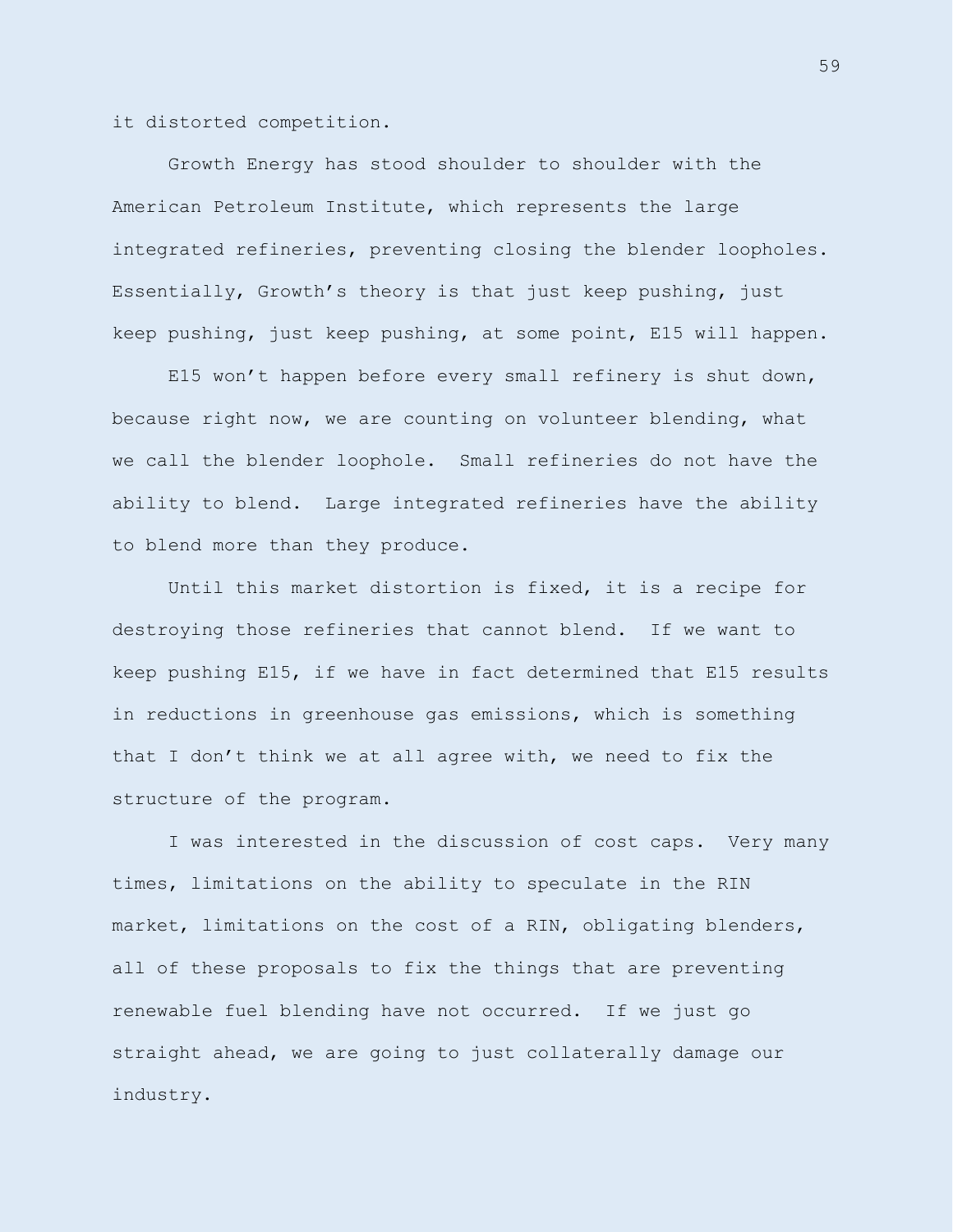it distorted competition.

Growth Energy has stood shoulder to shoulder with the American Petroleum Institute, which represents the large integrated refineries, preventing closing the blender loopholes. Essentially, Growth's theory is that just keep pushing, just keep pushing, just keep pushing, at some point, E15 will happen.

E15 won't happen before every small refinery is shut down, because right now, we are counting on volunteer blending, what we call the blender loophole. Small refineries do not have the ability to blend. Large integrated refineries have the ability to blend more than they produce.

Until this market distortion is fixed, it is a recipe for destroying those refineries that cannot blend. If we want to keep pushing E15, if we have in fact determined that E15 results in reductions in greenhouse gas emissions, which is something that I don't think we at all agree with, we need to fix the structure of the program.

I was interested in the discussion of cost caps. Very many times, limitations on the ability to speculate in the RIN market, limitations on the cost of a RIN, obligating blenders, all of these proposals to fix the things that are preventing renewable fuel blending have not occurred. If we just go straight ahead, we are going to just collaterally damage our industry.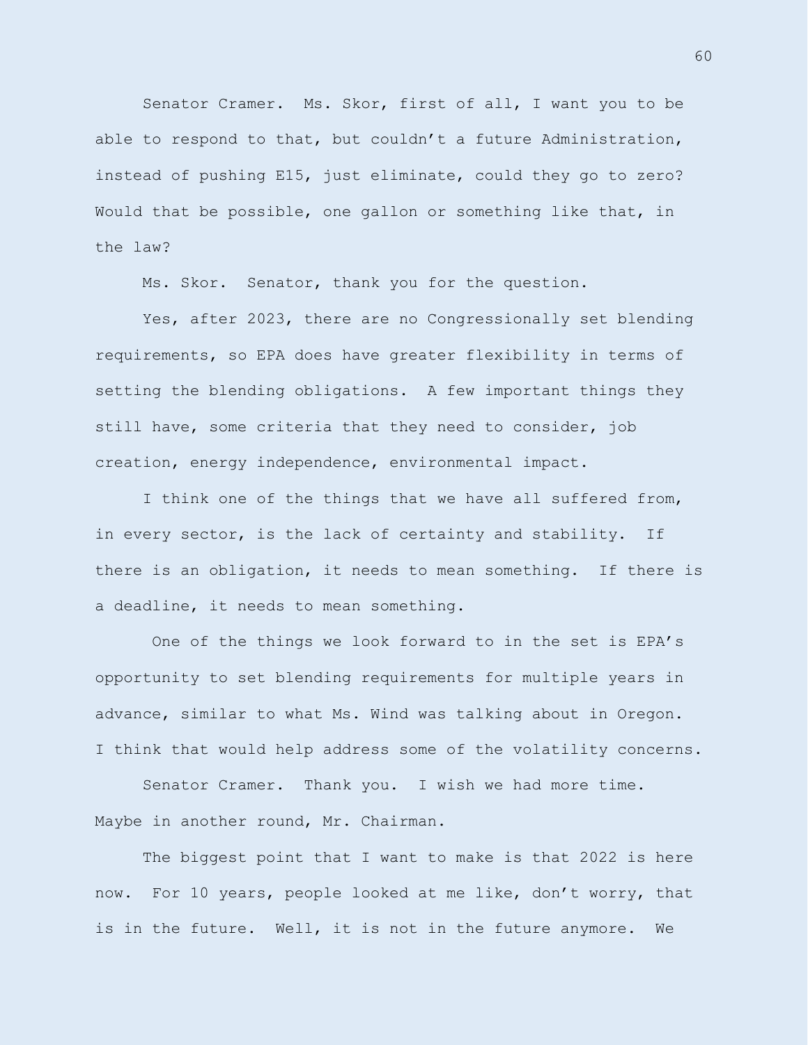Senator Cramer. Ms. Skor, first of all, I want you to be able to respond to that, but couldn't a future Administration, instead of pushing E15, just eliminate, could they go to zero? Would that be possible, one gallon or something like that, in the law?

Ms. Skor. Senator, thank you for the question.

Yes, after 2023, there are no Congressionally set blending requirements, so EPA does have greater flexibility in terms of setting the blending obligations. A few important things they still have, some criteria that they need to consider, job creation, energy independence, environmental impact.

I think one of the things that we have all suffered from, in every sector, is the lack of certainty and stability. If there is an obligation, it needs to mean something. If there is a deadline, it needs to mean something.

One of the things we look forward to in the set is EPA's opportunity to set blending requirements for multiple years in advance, similar to what Ms. Wind was talking about in Oregon. I think that would help address some of the volatility concerns.

Senator Cramer. Thank you. I wish we had more time. Maybe in another round, Mr. Chairman.

The biggest point that I want to make is that 2022 is here now. For 10 years, people looked at me like, don't worry, that is in the future. Well, it is not in the future anymore. We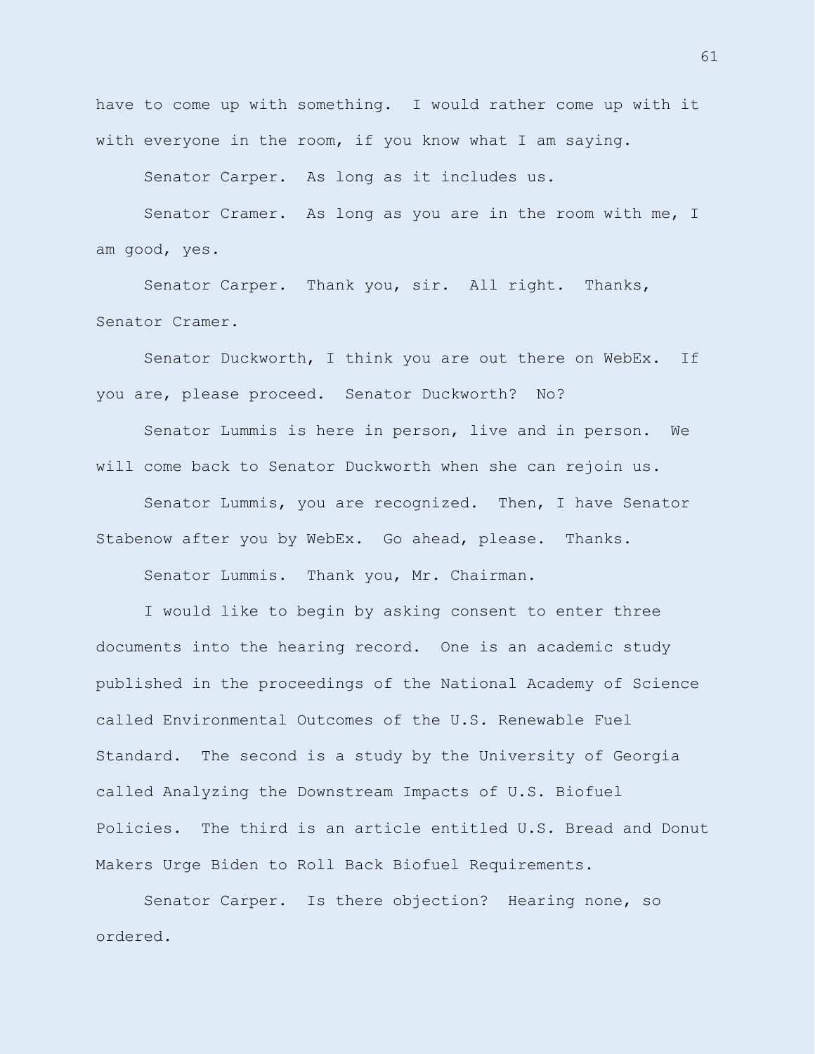have to come up with something. I would rather come up with it with everyone in the room, if you know what I am saying.

Senator Carper. As long as it includes us.

Senator Cramer. As long as you are in the room with me, I am good, yes.

Senator Carper. Thank you, sir. All right. Thanks, Senator Cramer.

Senator Duckworth, I think you are out there on WebEx. If you are, please proceed. Senator Duckworth? No?

Senator Lummis is here in person, live and in person. We will come back to Senator Duckworth when she can rejoin us.

Senator Lummis, you are recognized. Then, I have Senator Stabenow after you by WebEx. Go ahead, please. Thanks.

Senator Lummis. Thank you, Mr. Chairman.

I would like to begin by asking consent to enter three documents into the hearing record. One is an academic study published in the proceedings of the National Academy of Science called Environmental Outcomes of the U.S. Renewable Fuel Standard. The second is a study by the University of Georgia called Analyzing the Downstream Impacts of U.S. Biofuel Policies. The third is an article entitled U.S. Bread and Donut Makers Urge Biden to Roll Back Biofuel Requirements.

Senator Carper. Is there objection? Hearing none, so ordered.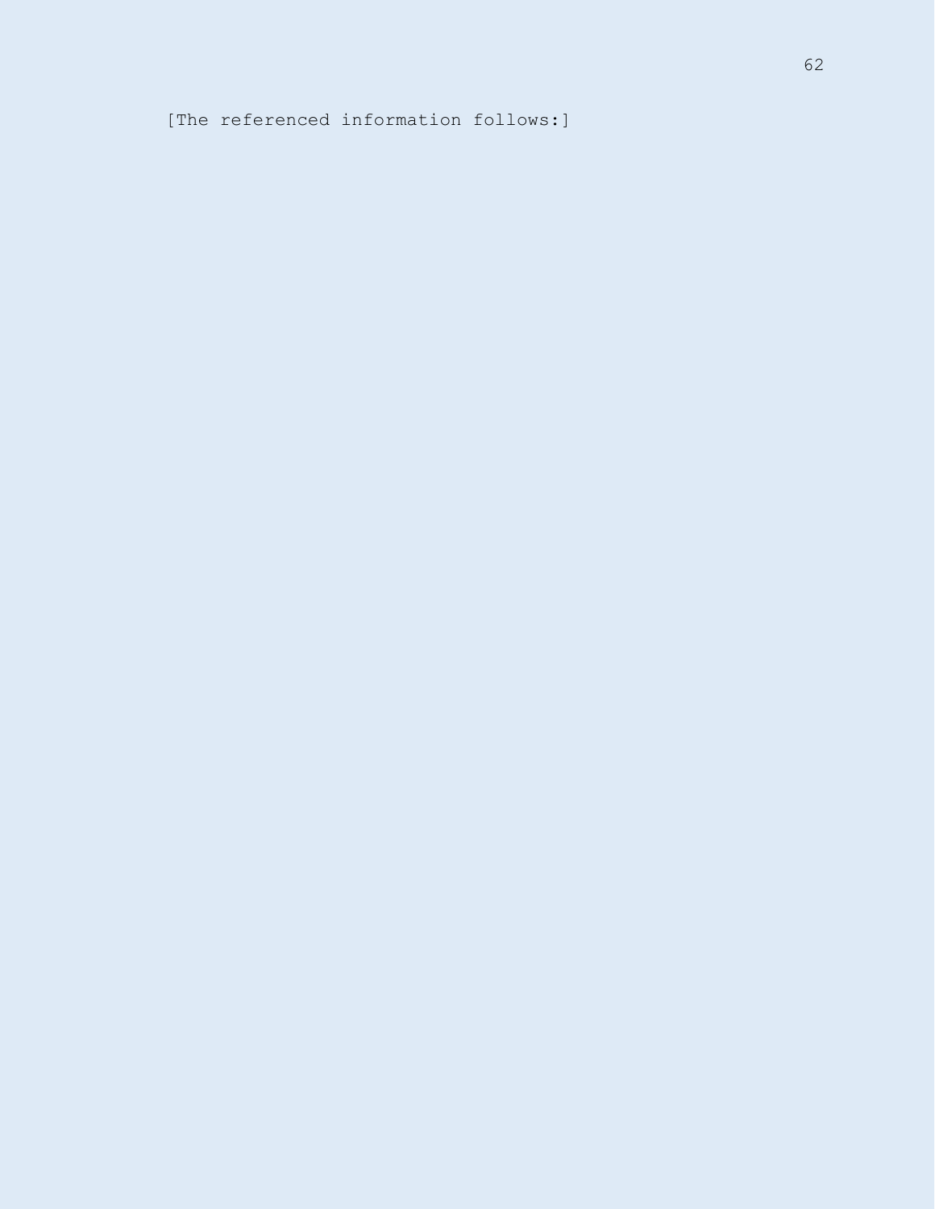[The referenced information follows:]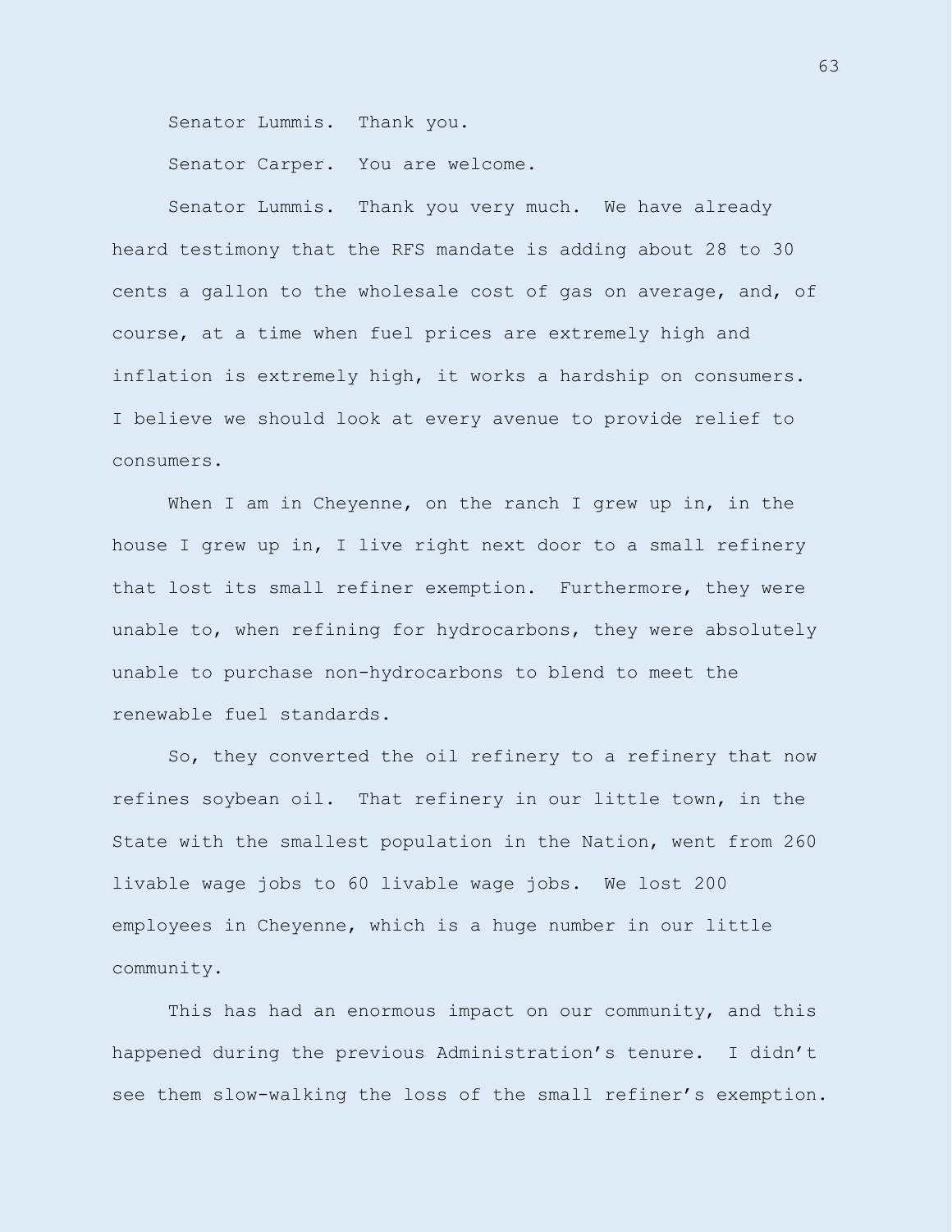Senator Lummis. Thank you.

Senator Carper. You are welcome.

Senator Lummis. Thank you very much. We have already heard testimony that the RFS mandate is adding about 28 to 30 cents a gallon to the wholesale cost of gas on average, and, of course, at a time when fuel prices are extremely high and inflation is extremely high, it works a hardship on consumers. I believe we should look at every avenue to provide relief to consumers.

When I am in Cheyenne, on the ranch I grew up in, in the house I grew up in, I live right next door to a small refinery that lost its small refiner exemption. Furthermore, they were unable to, when refining for hydrocarbons, they were absolutely unable to purchase non-hydrocarbons to blend to meet the renewable fuel standards.

So, they converted the oil refinery to a refinery that now refines soybean oil. That refinery in our little town, in the State with the smallest population in the Nation, went from 260 livable wage jobs to 60 livable wage jobs. We lost 200 employees in Cheyenne, which is a huge number in our little community.

This has had an enormous impact on our community, and this happened during the previous Administration's tenure. I didn't see them slow-walking the loss of the small refiner's exemption.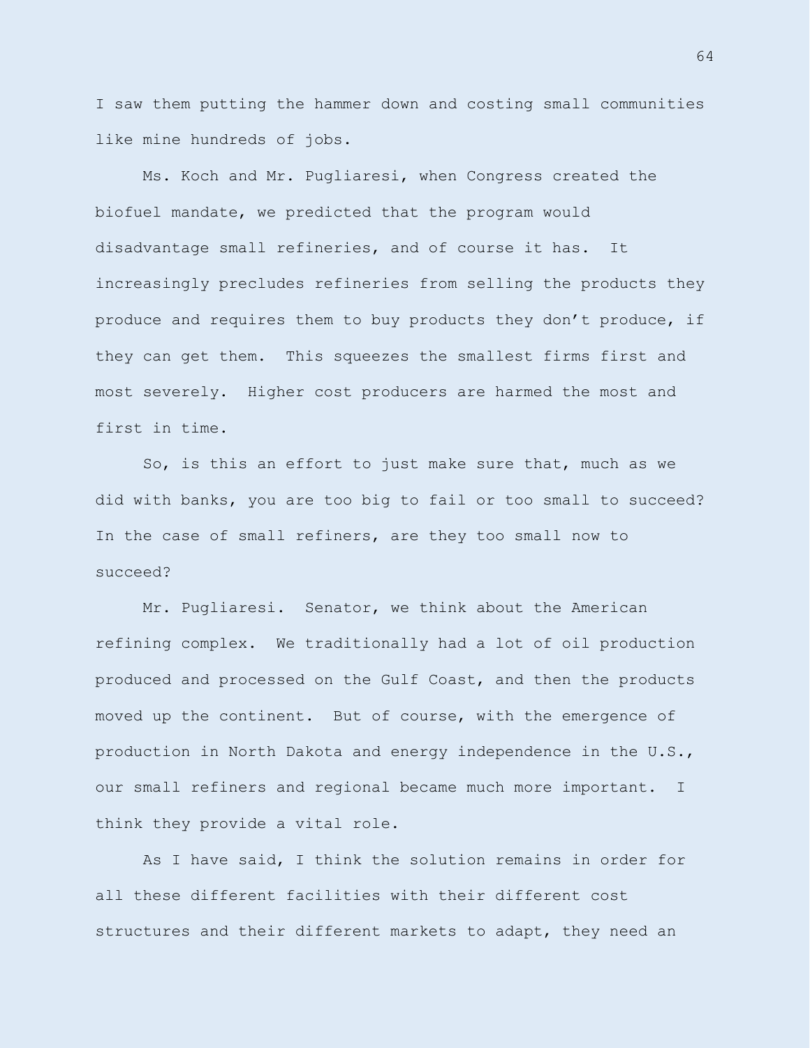I saw them putting the hammer down and costing small communities like mine hundreds of jobs.

Ms. Koch and Mr. Pugliaresi, when Congress created the biofuel mandate, we predicted that the program would disadvantage small refineries, and of course it has. It increasingly precludes refineries from selling the products they produce and requires them to buy products they don't produce, if they can get them. This squeezes the smallest firms first and most severely. Higher cost producers are harmed the most and first in time.

So, is this an effort to just make sure that, much as we did with banks, you are too big to fail or too small to succeed? In the case of small refiners, are they too small now to succeed?

Mr. Pugliaresi. Senator, we think about the American refining complex. We traditionally had a lot of oil production produced and processed on the Gulf Coast, and then the products moved up the continent. But of course, with the emergence of production in North Dakota and energy independence in the U.S., our small refiners and regional became much more important. I think they provide a vital role.

As I have said, I think the solution remains in order for all these different facilities with their different cost structures and their different markets to adapt, they need an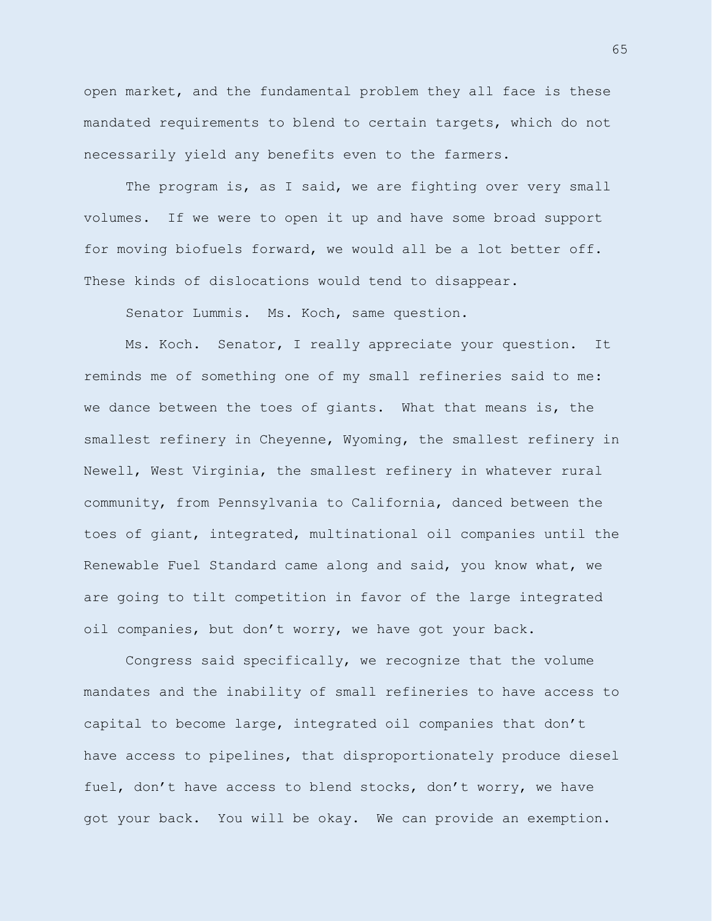open market, and the fundamental problem they all face is these mandated requirements to blend to certain targets, which do not necessarily yield any benefits even to the farmers.

The program is, as I said, we are fighting over very small volumes. If we were to open it up and have some broad support for moving biofuels forward, we would all be a lot better off. These kinds of dislocations would tend to disappear.

Senator Lummis. Ms. Koch, same question.

Ms. Koch. Senator, I really appreciate your question. It reminds me of something one of my small refineries said to me: we dance between the toes of giants. What that means is, the smallest refinery in Cheyenne, Wyoming, the smallest refinery in Newell, West Virginia, the smallest refinery in whatever rural community, from Pennsylvania to California, danced between the toes of giant, integrated, multinational oil companies until the Renewable Fuel Standard came along and said, you know what, we are going to tilt competition in favor of the large integrated oil companies, but don't worry, we have got your back.

Congress said specifically, we recognize that the volume mandates and the inability of small refineries to have access to capital to become large, integrated oil companies that don't have access to pipelines, that disproportionately produce diesel fuel, don't have access to blend stocks, don't worry, we have got your back. You will be okay. We can provide an exemption.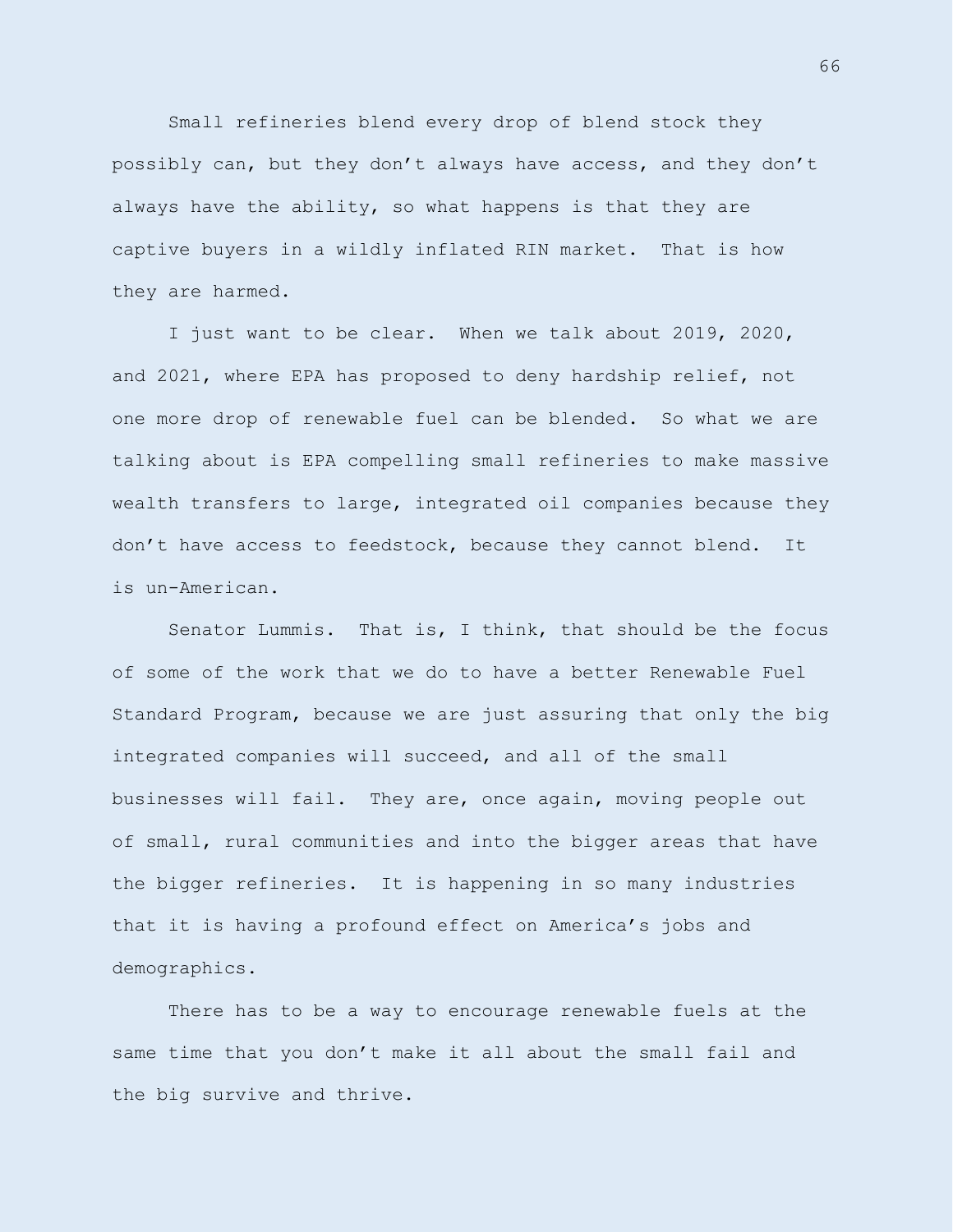Small refineries blend every drop of blend stock they possibly can, but they don't always have access, and they don't always have the ability, so what happens is that they are captive buyers in a wildly inflated RIN market. That is how they are harmed.

I just want to be clear. When we talk about 2019, 2020, and 2021, where EPA has proposed to deny hardship relief, not one more drop of renewable fuel can be blended. So what we are talking about is EPA compelling small refineries to make massive wealth transfers to large, integrated oil companies because they don't have access to feedstock, because they cannot blend. It is un-American.

Senator Lummis. That is, I think, that should be the focus of some of the work that we do to have a better Renewable Fuel Standard Program, because we are just assuring that only the big integrated companies will succeed, and all of the small businesses will fail. They are, once again, moving people out of small, rural communities and into the bigger areas that have the bigger refineries. It is happening in so many industries that it is having a profound effect on America's jobs and demographics.

There has to be a way to encourage renewable fuels at the same time that you don't make it all about the small fail and the big survive and thrive.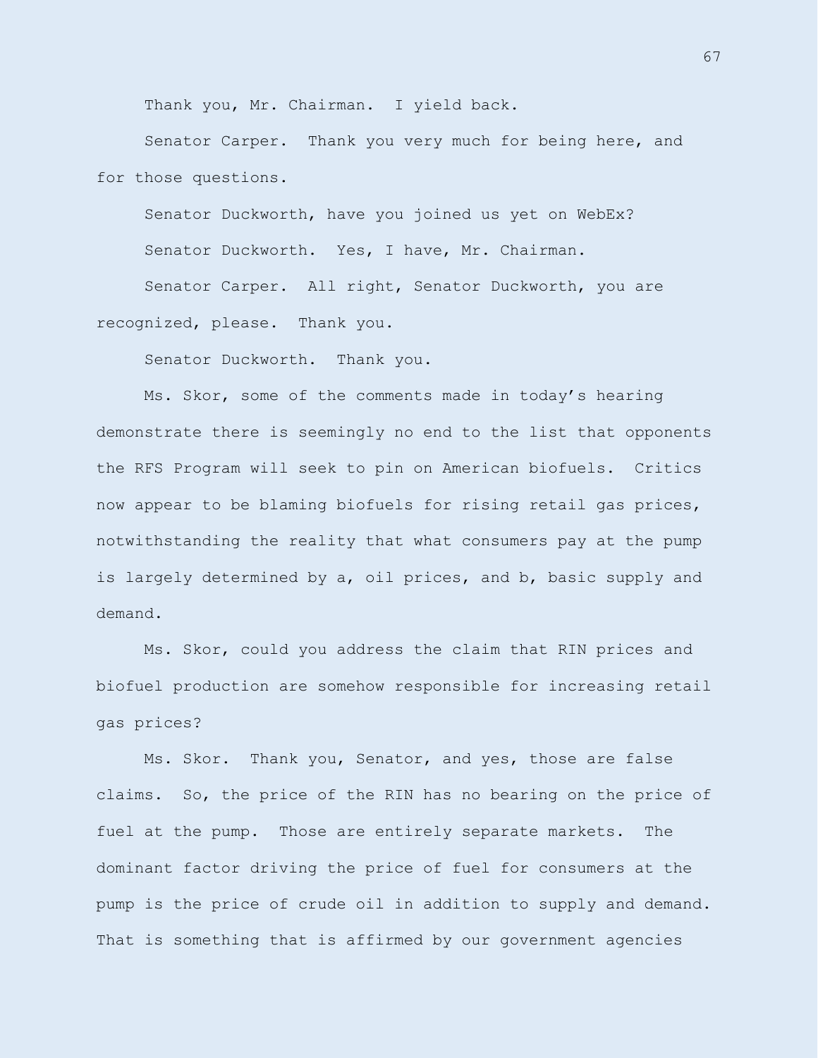Thank you, Mr. Chairman. I yield back.

Senator Carper. Thank you very much for being here, and for those questions.

Senator Duckworth, have you joined us yet on WebEx?

Senator Duckworth. Yes, I have, Mr. Chairman.

Senator Carper. All right, Senator Duckworth, you are recognized, please. Thank you.

Senator Duckworth. Thank you.

Ms. Skor, some of the comments made in today's hearing demonstrate there is seemingly no end to the list that opponents the RFS Program will seek to pin on American biofuels. Critics now appear to be blaming biofuels for rising retail gas prices, notwithstanding the reality that what consumers pay at the pump is largely determined by a, oil prices, and b, basic supply and demand.

Ms. Skor, could you address the claim that RIN prices and biofuel production are somehow responsible for increasing retail gas prices?

Ms. Skor. Thank you, Senator, and yes, those are false claims. So, the price of the RIN has no bearing on the price of fuel at the pump. Those are entirely separate markets. The dominant factor driving the price of fuel for consumers at the pump is the price of crude oil in addition to supply and demand. That is something that is affirmed by our government agencies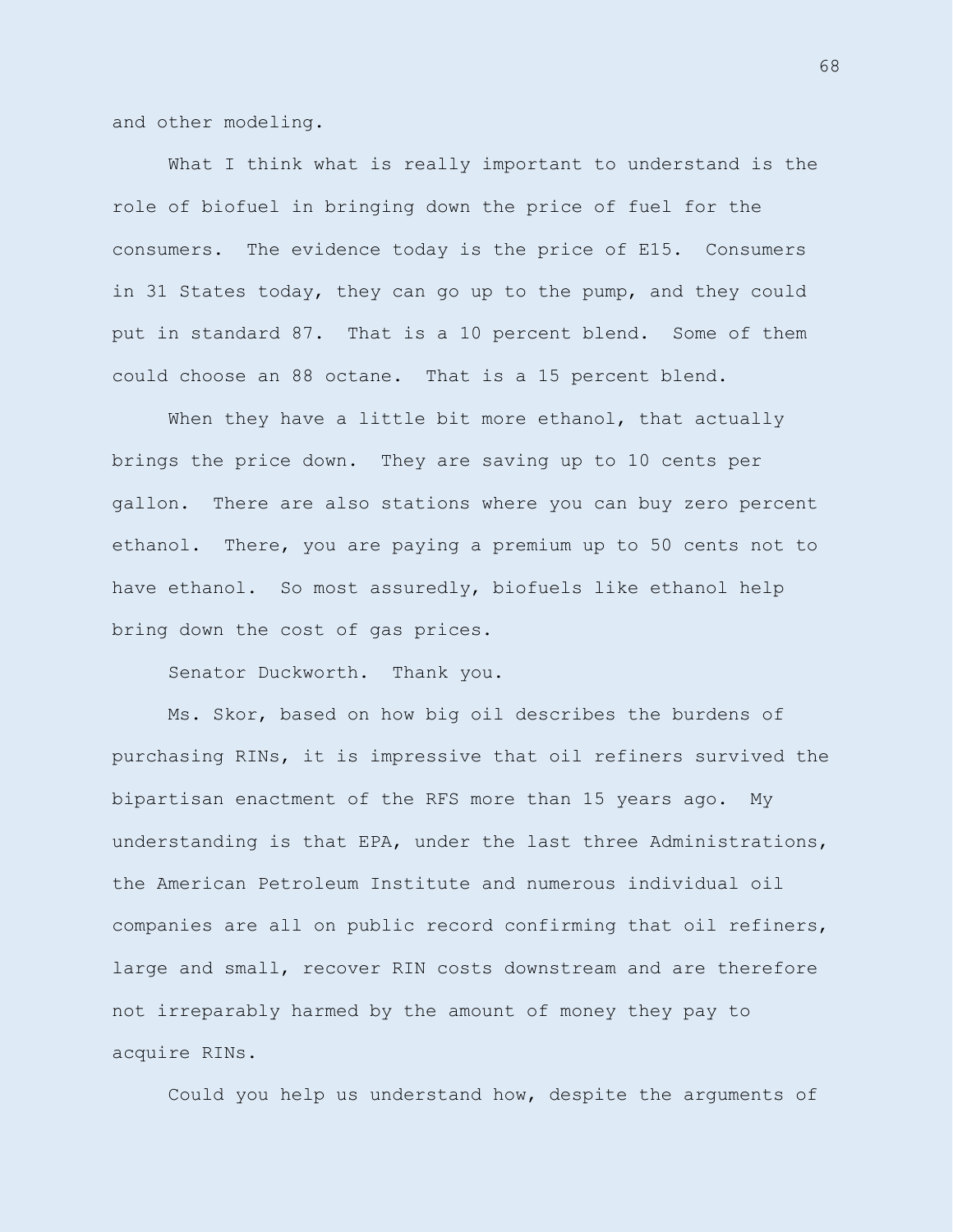and other modeling.

What I think what is really important to understand is the role of biofuel in bringing down the price of fuel for the consumers. The evidence today is the price of E15. Consumers in 31 States today, they can go up to the pump, and they could put in standard 87. That is a 10 percent blend. Some of them could choose an 88 octane. That is a 15 percent blend.

When they have a little bit more ethanol, that actually brings the price down. They are saving up to 10 cents per gallon. There are also stations where you can buy zero percent ethanol. There, you are paying a premium up to 50 cents not to have ethanol. So most assuredly, biofuels like ethanol help bring down the cost of gas prices.

Senator Duckworth. Thank you.

Ms. Skor, based on how big oil describes the burdens of purchasing RINs, it is impressive that oil refiners survived the bipartisan enactment of the RFS more than 15 years ago. My understanding is that EPA, under the last three Administrations, the American Petroleum Institute and numerous individual oil companies are all on public record confirming that oil refiners, large and small, recover RIN costs downstream and are therefore not irreparably harmed by the amount of money they pay to acquire RINs.

Could you help us understand how, despite the arguments of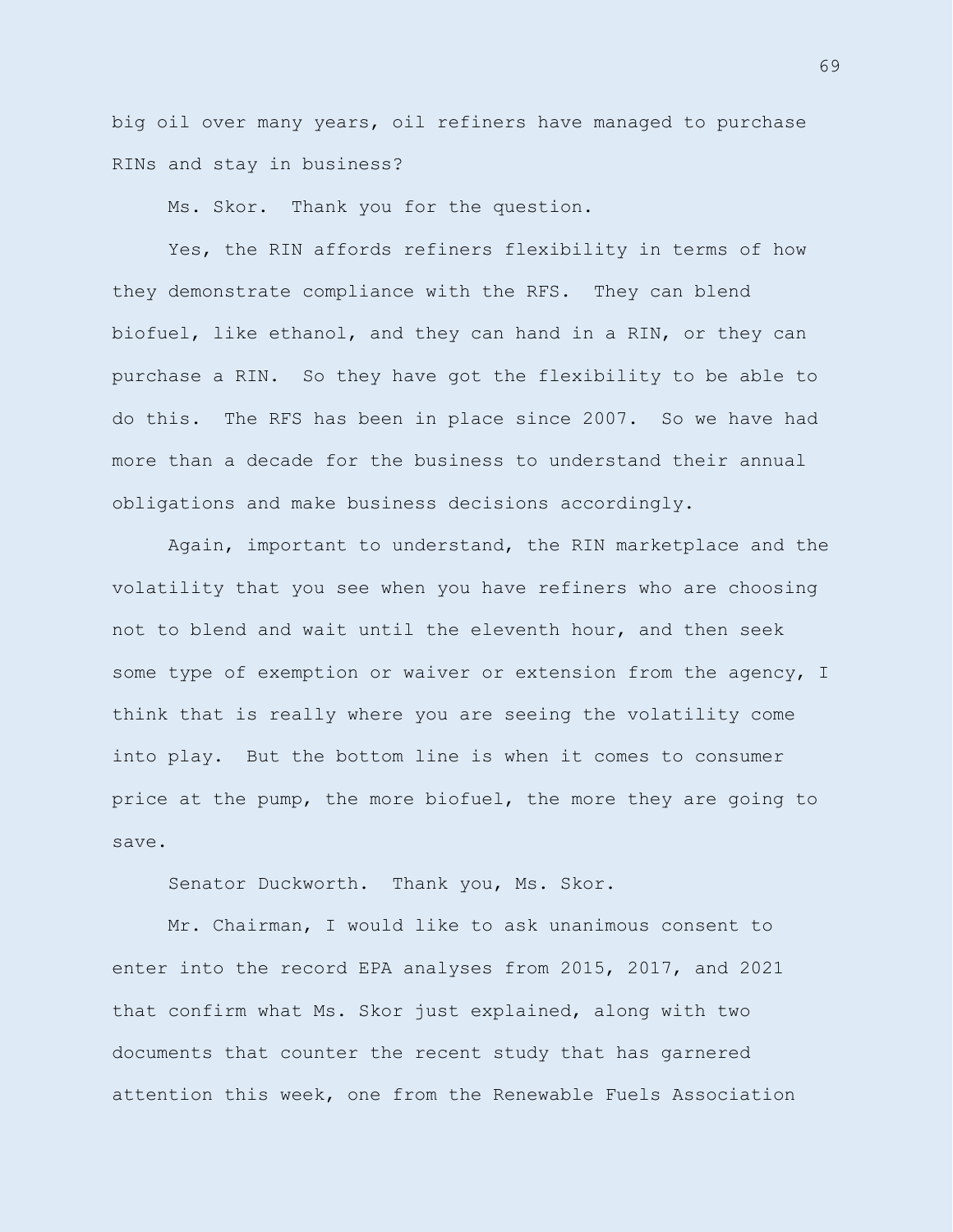big oil over many years, oil refiners have managed to purchase RINs and stay in business?

Ms. Skor. Thank you for the question.

Yes, the RIN affords refiners flexibility in terms of how they demonstrate compliance with the RFS. They can blend biofuel, like ethanol, and they can hand in a RIN, or they can purchase a RIN. So they have got the flexibility to be able to do this. The RFS has been in place since 2007. So we have had more than a decade for the business to understand their annual obligations and make business decisions accordingly.

Again, important to understand, the RIN marketplace and the volatility that you see when you have refiners who are choosing not to blend and wait until the eleventh hour, and then seek some type of exemption or waiver or extension from the agency, I think that is really where you are seeing the volatility come into play. But the bottom line is when it comes to consumer price at the pump, the more biofuel, the more they are going to save.

Senator Duckworth. Thank you, Ms. Skor.

Mr. Chairman, I would like to ask unanimous consent to enter into the record EPA analyses from 2015, 2017, and 2021 that confirm what Ms. Skor just explained, along with two documents that counter the recent study that has garnered attention this week, one from the Renewable Fuels Association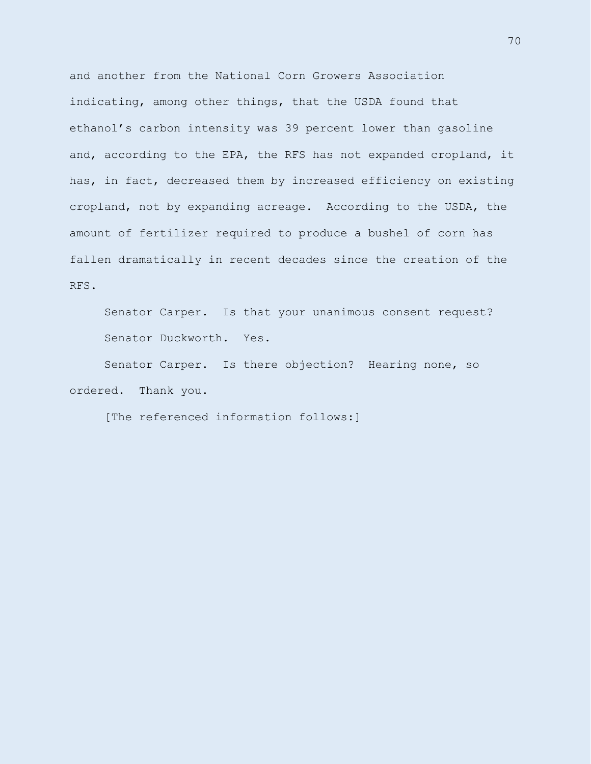and another from the National Corn Growers Association indicating, among other things, that the USDA found that ethanol's carbon intensity was 39 percent lower than gasoline and, according to the EPA, the RFS has not expanded cropland, it has, in fact, decreased them by increased efficiency on existing cropland, not by expanding acreage. According to the USDA, the amount of fertilizer required to produce a bushel of corn has fallen dramatically in recent decades since the creation of the RFS.

Senator Carper. Is that your unanimous consent request?

Senator Duckworth. Yes.

Senator Carper. Is there objection? Hearing none, so ordered. Thank you.

[The referenced information follows:]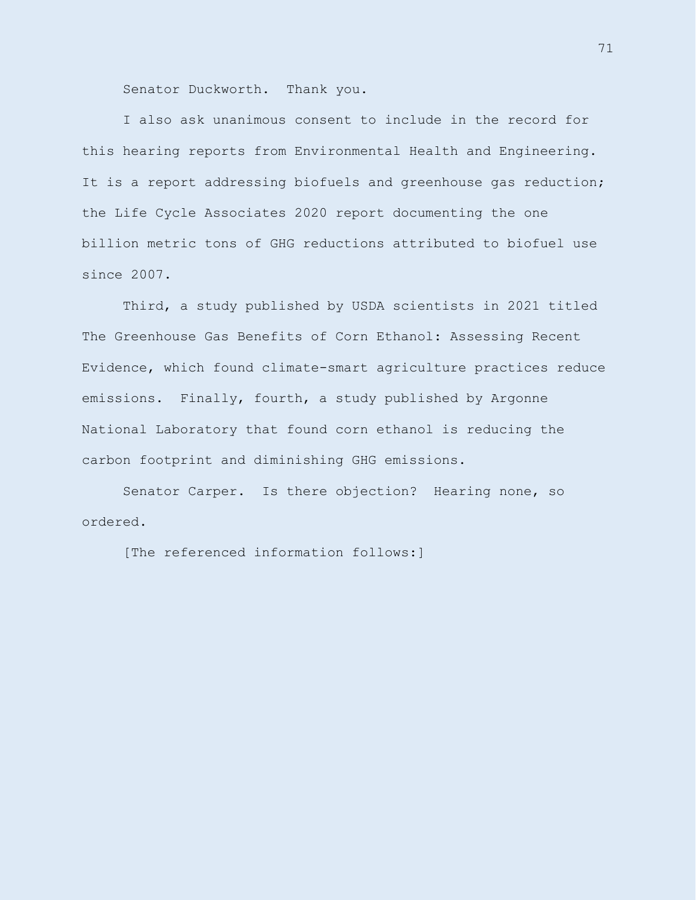Senator Duckworth. Thank you.

I also ask unanimous consent to include in the record for this hearing reports from Environmental Health and Engineering. It is a report addressing biofuels and greenhouse gas reduction; the Life Cycle Associates 2020 report documenting the one billion metric tons of GHG reductions attributed to biofuel use since 2007.

Third, a study published by USDA scientists in 2021 titled The Greenhouse Gas Benefits of Corn Ethanol: Assessing Recent Evidence, which found climate-smart agriculture practices reduce emissions. Finally, fourth, a study published by Argonne National Laboratory that found corn ethanol is reducing the carbon footprint and diminishing GHG emissions.

Senator Carper. Is there objection? Hearing none, so ordered.

[The referenced information follows:]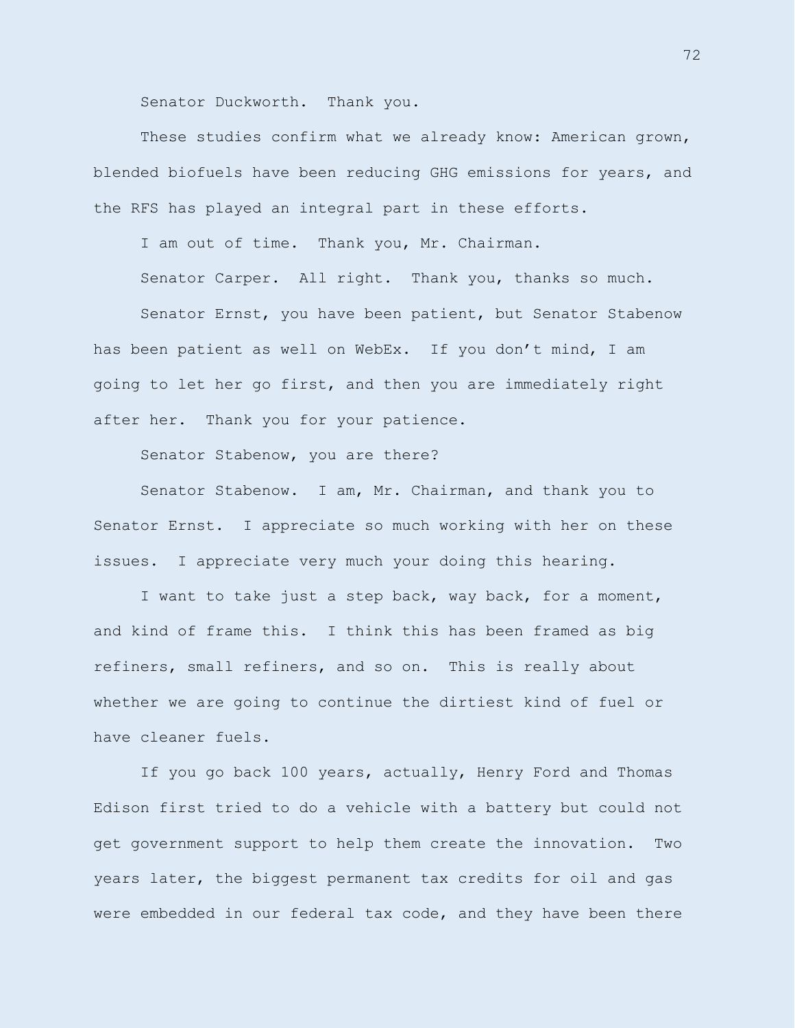Senator Duckworth. Thank you.

These studies confirm what we already know: American grown, blended biofuels have been reducing GHG emissions for years, and the RFS has played an integral part in these efforts.

I am out of time. Thank you, Mr. Chairman.

Senator Carper. All right. Thank you, thanks so much.

Senator Ernst, you have been patient, but Senator Stabenow has been patient as well on WebEx. If you don't mind, I am going to let her go first, and then you are immediately right after her. Thank you for your patience.

Senator Stabenow, you are there?

Senator Stabenow. I am, Mr. Chairman, and thank you to Senator Ernst. I appreciate so much working with her on these issues. I appreciate very much your doing this hearing.

I want to take just a step back, way back, for a moment, and kind of frame this. I think this has been framed as big refiners, small refiners, and so on. This is really about whether we are going to continue the dirtiest kind of fuel or have cleaner fuels.

If you go back 100 years, actually, Henry Ford and Thomas Edison first tried to do a vehicle with a battery but could not get government support to help them create the innovation. Two years later, the biggest permanent tax credits for oil and gas were embedded in our federal tax code, and they have been there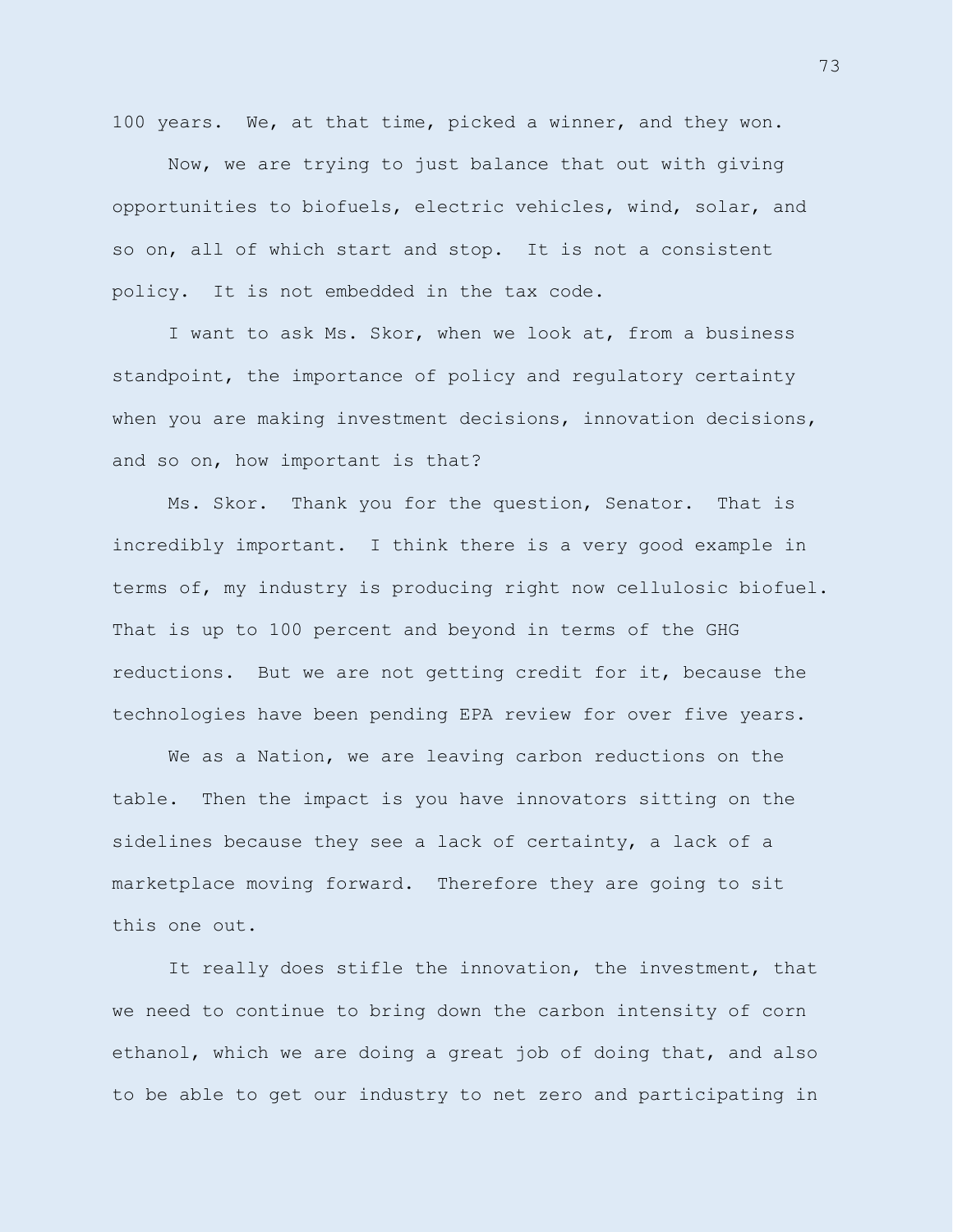100 years. We, at that time, picked a winner, and they won.

Now, we are trying to just balance that out with giving opportunities to biofuels, electric vehicles, wind, solar, and so on, all of which start and stop. It is not a consistent policy. It is not embedded in the tax code.

I want to ask Ms. Skor, when we look at, from a business standpoint, the importance of policy and regulatory certainty when you are making investment decisions, innovation decisions, and so on, how important is that?

Ms. Skor. Thank you for the question, Senator. That is incredibly important. I think there is a very good example in terms of, my industry is producing right now cellulosic biofuel. That is up to 100 percent and beyond in terms of the GHG reductions. But we are not getting credit for it, because the technologies have been pending EPA review for over five years.

We as a Nation, we are leaving carbon reductions on the table. Then the impact is you have innovators sitting on the sidelines because they see a lack of certainty, a lack of a marketplace moving forward. Therefore they are going to sit this one out.

It really does stifle the innovation, the investment, that we need to continue to bring down the carbon intensity of corn ethanol, which we are doing a great job of doing that, and also to be able to get our industry to net zero and participating in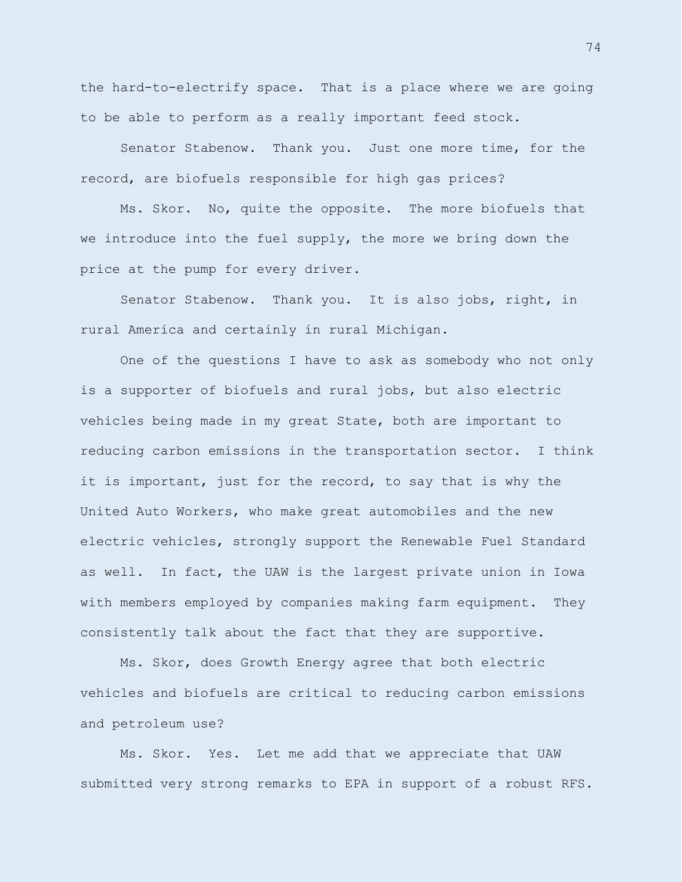the hard-to-electrify space. That is a place where we are going to be able to perform as a really important feed stock.

Senator Stabenow. Thank you. Just one more time, for the record, are biofuels responsible for high gas prices?

Ms. Skor. No, quite the opposite. The more biofuels that we introduce into the fuel supply, the more we bring down the price at the pump for every driver.

Senator Stabenow. Thank you. It is also jobs, right, in rural America and certainly in rural Michigan.

One of the questions I have to ask as somebody who not only is a supporter of biofuels and rural jobs, but also electric vehicles being made in my great State, both are important to reducing carbon emissions in the transportation sector. I think it is important, just for the record, to say that is why the United Auto Workers, who make great automobiles and the new electric vehicles, strongly support the Renewable Fuel Standard as well. In fact, the UAW is the largest private union in Iowa with members employed by companies making farm equipment. They consistently talk about the fact that they are supportive.

Ms. Skor, does Growth Energy agree that both electric vehicles and biofuels are critical to reducing carbon emissions and petroleum use?

Ms. Skor. Yes. Let me add that we appreciate that UAW submitted very strong remarks to EPA in support of a robust RFS.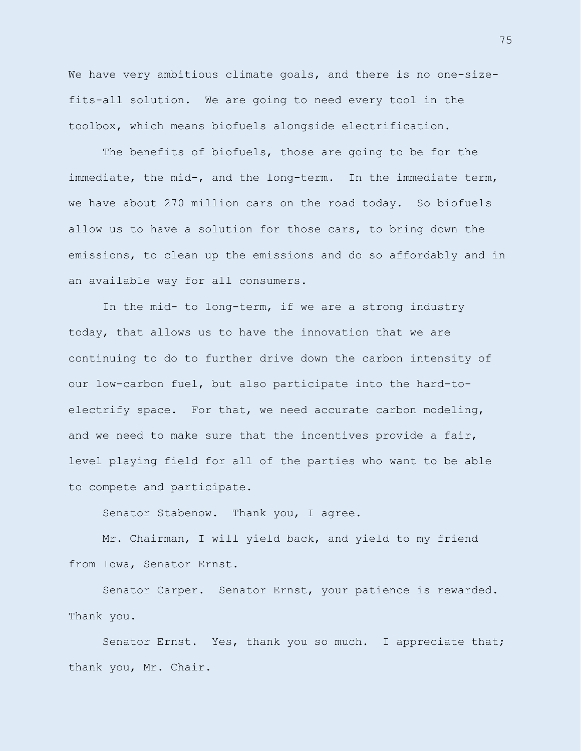We have very ambitious climate goals, and there is no one-size-fits-all solution. We are going to need every tool in the toolbox, which means biofuels alongside electrification.

The benefits of biofuels, those are going to be for the immediate, the mid-, and the long-term. In the immediate term, we have about 270 million cars on the road today. So biofuels allow us to have a solution for those cars, to bring down the emissions, to clean up the emissions and do so affordably and in an available way for all consumers.

In the mid- to long-term, if we are a strong industry today, that allows us to have the innovation that we are continuing to do to further drive down the carbon intensity of our low-carbon fuel, but also participate into the hard-to-electrify space. For that, we need accurate carbon modeling, and we need to make sure that the incentives provide a fair, level playing field for all of the parties who want to be able to compete and participate.

Senator Stabenow. Thank you, I agree.

Mr. Chairman, I will yield back, and yield to my friend from Iowa, Senator Ernst.

Senator Carper. Senator Ernst, your patience is rewarded. Thank you.

Senator Ernst. Yes, thank you so much. I appreciate that; thank you, Mr. Chair.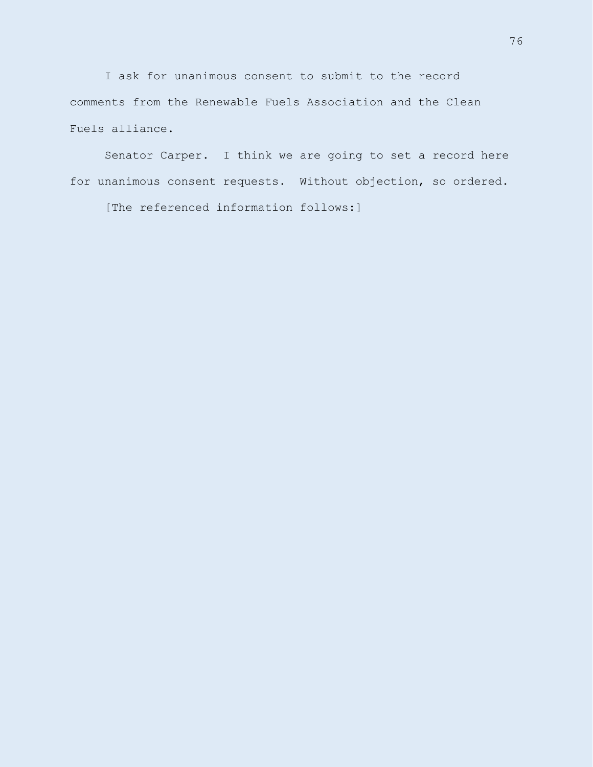I ask for unanimous consent to submit to the record comments from the Renewable Fuels Association and the Clean Fuels alliance.

Senator Carper. I think we are going to set a record here for unanimous consent requests. Without objection, so ordered.

[The referenced information follows:]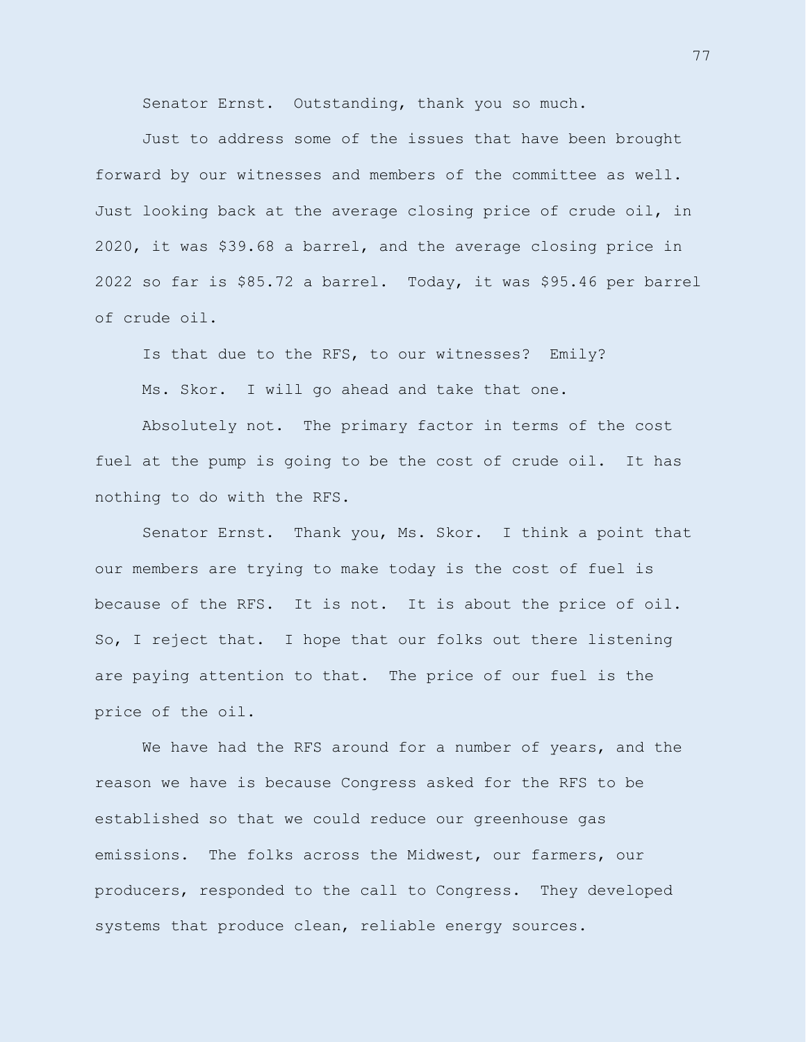Senator Ernst. Outstanding, thank you so much.

Just to address some of the issues that have been brought forward by our witnesses and members of the committee as well. Just looking back at the average closing price of crude oil, in 2020, it was $39.68 a barrel, and the average closing price in 2022 so far is $85.72 a barrel. Today, it was $95.46 per barrel of crude oil.

Is that due to the RFS, to our witnesses? Emily?

Ms. Skor. I will go ahead and take that one.

Absolutely not. The primary factor in terms of the cost fuel at the pump is going to be the cost of crude oil. It has nothing to do with the RFS.

Senator Ernst. Thank you, Ms. Skor. I think a point that our members are trying to make today is the cost of fuel is because of the RFS. It is not. It is about the price of oil. So, I reject that. I hope that our folks out there listening are paying attention to that. The price of our fuel is the price of the oil.

We have had the RFS around for a number of years, and the reason we have is because Congress asked for the RFS to be established so that we could reduce our greenhouse gas emissions. The folks across the Midwest, our farmers, our producers, responded to the call to Congress. They developed systems that produce clean, reliable energy sources.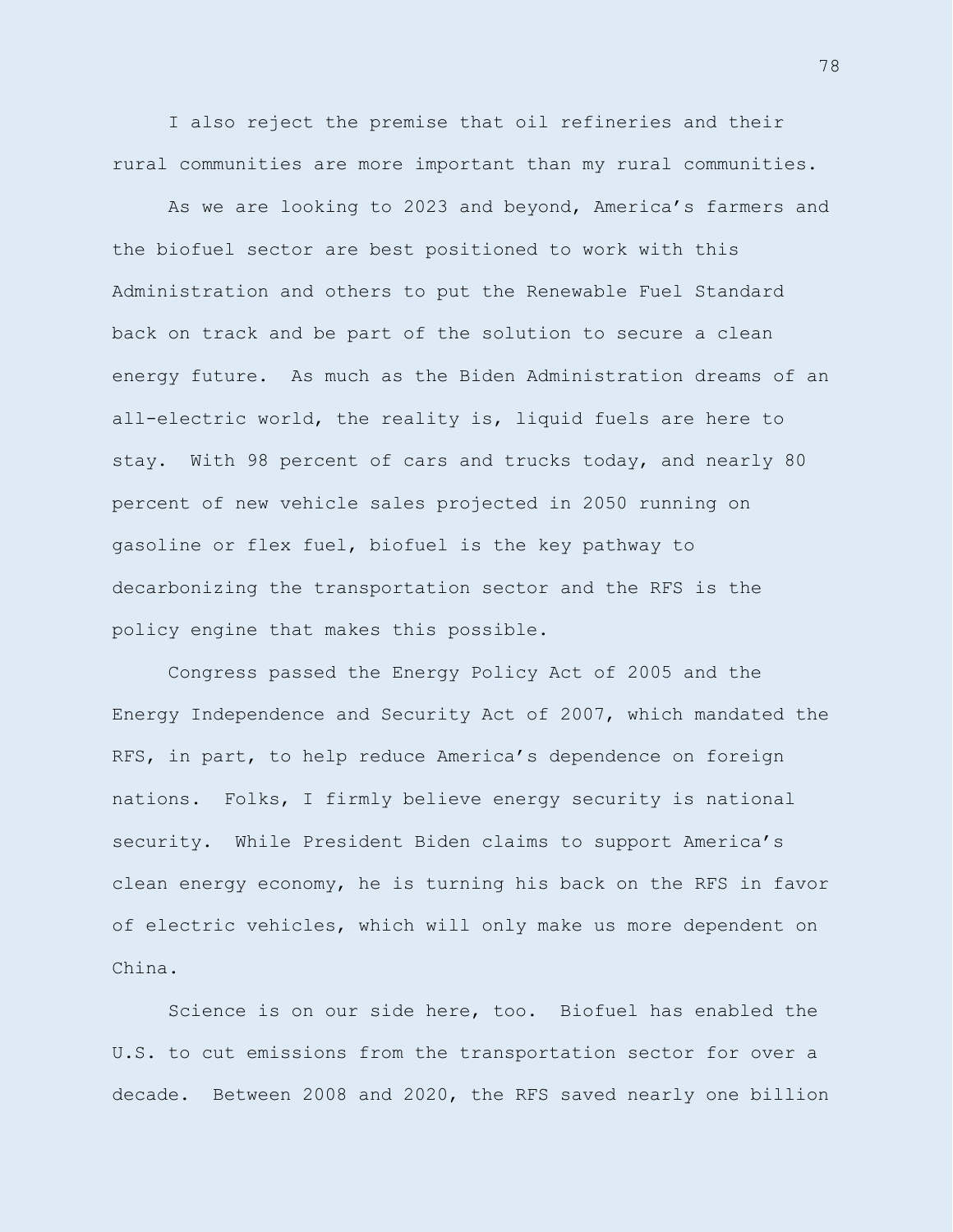I also reject the premise that oil refineries and their rural communities are more important than my rural communities.

As we are looking to 2023 and beyond, America's farmers and the biofuel sector are best positioned to work with this Administration and others to put the Renewable Fuel Standard back on track and be part of the solution to secure a clean energy future. As much as the Biden Administration dreams of an all-electric world, the reality is, liquid fuels are here to stay. With 98 percent of cars and trucks today, and nearly 80 percent of new vehicle sales projected in 2050 running on gasoline or flex fuel, biofuel is the key pathway to decarbonizing the transportation sector and the RFS is the policy engine that makes this possible.

Congress passed the Energy Policy Act of 2005 and the Energy Independence and Security Act of 2007, which mandated the RFS, in part, to help reduce America's dependence on foreign nations. Folks, I firmly believe energy security is national security. While President Biden claims to support America's clean energy economy, he is turning his back on the RFS in favor of electric vehicles, which will only make us more dependent on China.

Science is on our side here, too. Biofuel has enabled the U.S. to cut emissions from the transportation sector for over a decade. Between 2008 and 2020, the RFS saved nearly one billion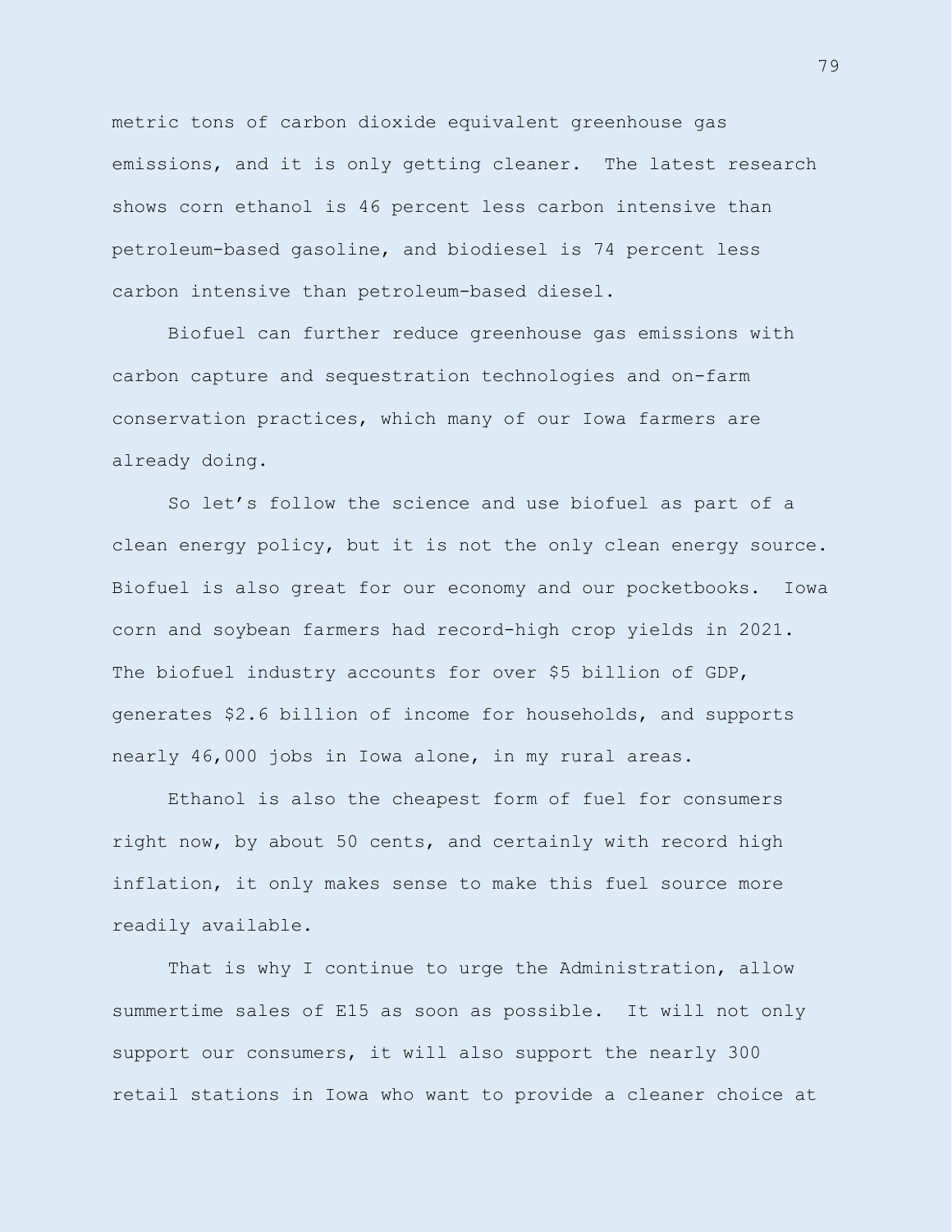metric tons of carbon dioxide equivalent greenhouse gas emissions, and it is only getting cleaner. The latest research shows corn ethanol is 46 percent less carbon intensive than petroleum-based gasoline, and biodiesel is 74 percent less carbon intensive than petroleum-based diesel.

Biofuel can further reduce greenhouse gas emissions with carbon capture and sequestration technologies and on-farm conservation practices, which many of our Iowa farmers are already doing.

So let's follow the science and use biofuel as part of a clean energy policy, but it is not the only clean energy source. Biofuel is also great for our economy and our pocketbooks. Iowa corn and soybean farmers had record-high crop yields in 2021. The biofuel industry accounts for over $5 billion of GDP, generates $2.6 billion of income for households, and supports nearly 46,000 jobs in Iowa alone, in my rural areas.

Ethanol is also the cheapest form of fuel for consumers right now, by about 50 cents, and certainly with record high inflation, it only makes sense to make this fuel source more readily available.

That is why I continue to urge the Administration, allow summertime sales of E15 as soon as possible. It will not only support our consumers, it will also support the nearly 300 retail stations in Iowa who want to provide a cleaner choice at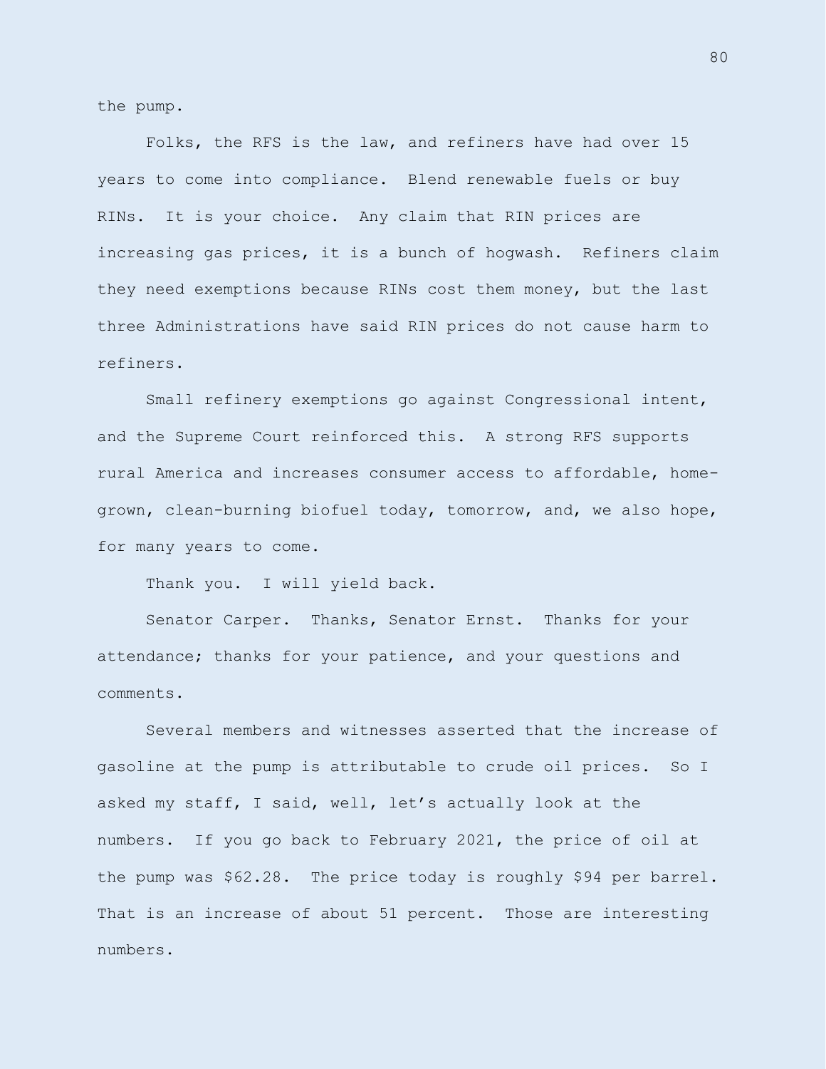the pump.

Folks, the RFS is the law, and refiners have had over 15 years to come into compliance. Blend renewable fuels or buy RINs. It is your choice. Any claim that RIN prices are increasing gas prices, it is a bunch of hogwash. Refiners claim they need exemptions because RINs cost them money, but the last three Administrations have said RIN prices do not cause harm to refiners.

Small refinery exemptions go against Congressional intent, and the Supreme Court reinforced this. A strong RFS supports rural America and increases consumer access to affordable, home-grown, clean-burning biofuel today, tomorrow, and, we also hope, for many years to come.

Thank you. I will yield back.

Senator Carper. Thanks, Senator Ernst. Thanks for your attendance; thanks for your patience, and your questions and comments.

Several members and witnesses asserted that the increase of gasoline at the pump is attributable to crude oil prices. So I asked my staff, I said, well, let's actually look at the numbers. If you go back to February 2021, the price of oil at the pump was $62.28. The price today is roughly $94 per barrel. That is an increase of about 51 percent. Those are interesting numbers.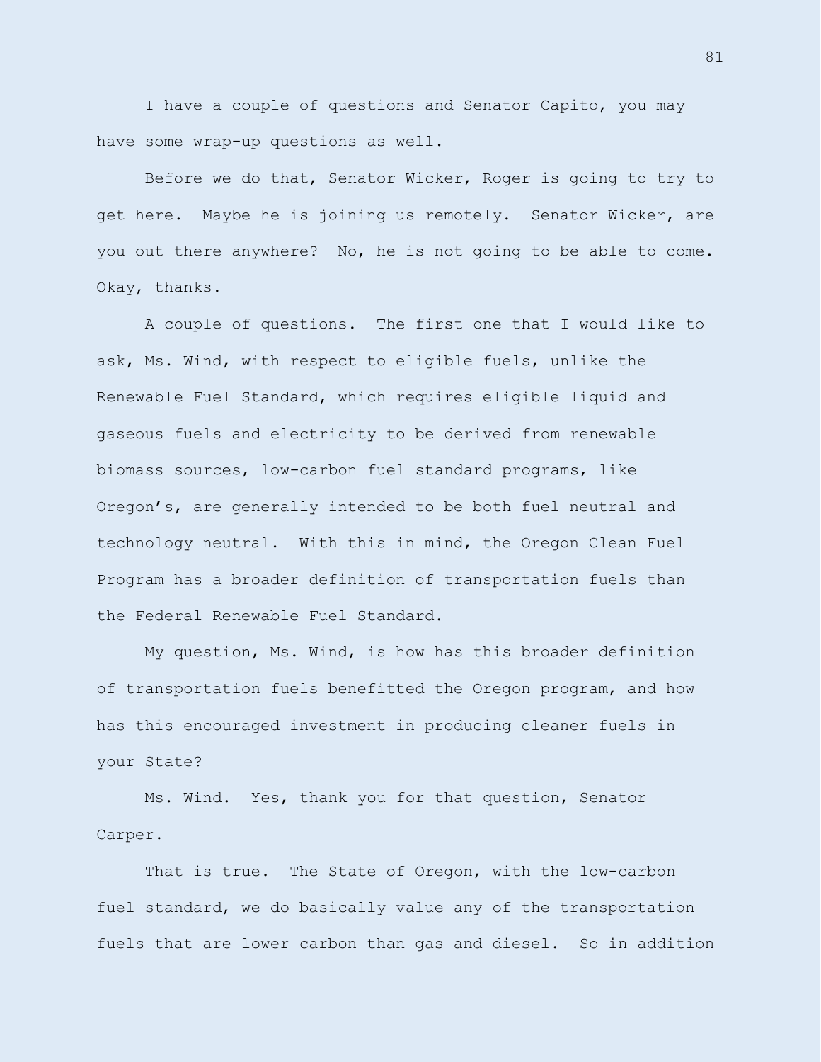I have a couple of questions and Senator Capito, you may have some wrap-up questions as well.

Before we do that, Senator Wicker, Roger is going to try to get here. Maybe he is joining us remotely. Senator Wicker, are you out there anywhere? No, he is not going to be able to come. Okay, thanks.

A couple of questions. The first one that I would like to ask, Ms. Wind, with respect to eligible fuels, unlike the Renewable Fuel Standard, which requires eligible liquid and gaseous fuels and electricity to be derived from renewable biomass sources, low-carbon fuel standard programs, like Oregon's, are generally intended to be both fuel neutral and technology neutral. With this in mind, the Oregon Clean Fuel Program has a broader definition of transportation fuels than the Federal Renewable Fuel Standard.

My question, Ms. Wind, is how has this broader definition of transportation fuels benefitted the Oregon program, and how has this encouraged investment in producing cleaner fuels in your State?

Ms. Wind. Yes, thank you for that question, Senator Carper.

That is true. The State of Oregon, with the low-carbon fuel standard, we do basically value any of the transportation fuels that are lower carbon than gas and diesel. So in addition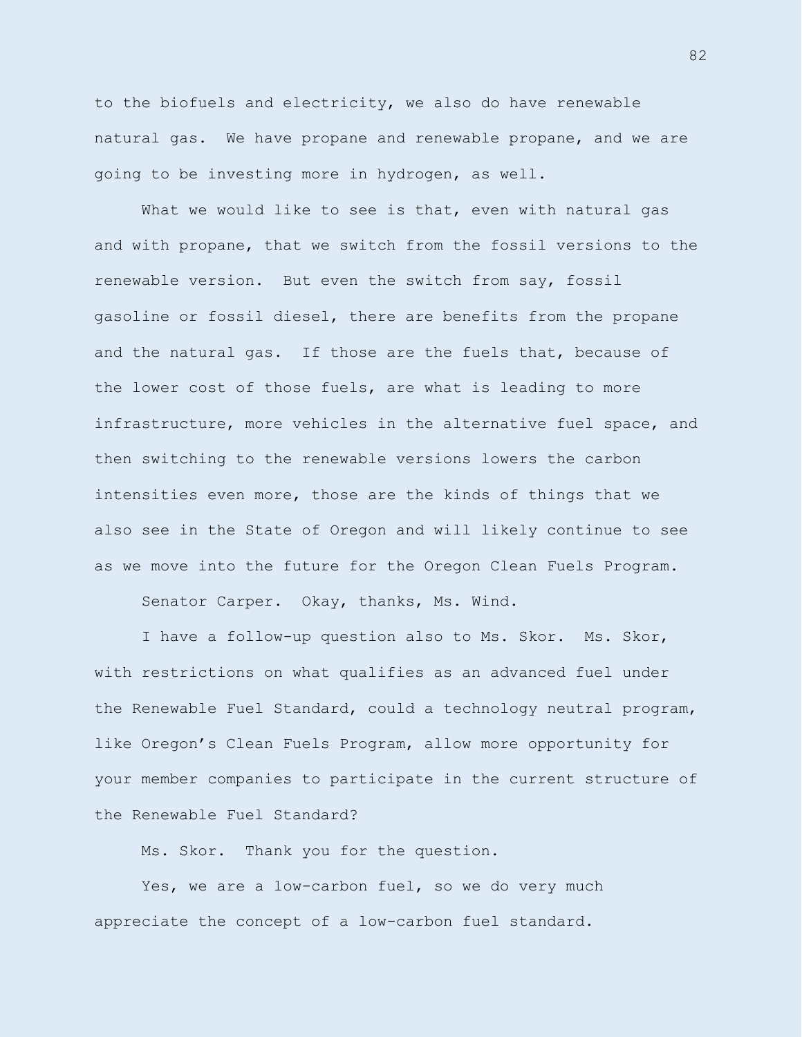to the biofuels and electricity, we also do have renewable natural gas. We have propane and renewable propane, and we are going to be investing more in hydrogen, as well.

What we would like to see is that, even with natural gas and with propane, that we switch from the fossil versions to the renewable version. But even the switch from say, fossil gasoline or fossil diesel, there are benefits from the propane and the natural gas. If those are the fuels that, because of the lower cost of those fuels, are what is leading to more infrastructure, more vehicles in the alternative fuel space, and then switching to the renewable versions lowers the carbon intensities even more, those are the kinds of things that we also see in the State of Oregon and will likely continue to see as we move into the future for the Oregon Clean Fuels Program.

Senator Carper. Okay, thanks, Ms. Wind.

I have a follow-up question also to Ms. Skor. Ms. Skor, with restrictions on what qualifies as an advanced fuel under the Renewable Fuel Standard, could a technology neutral program, like Oregon's Clean Fuels Program, allow more opportunity for your member companies to participate in the current structure of the Renewable Fuel Standard?

Ms. Skor. Thank you for the question.

Yes, we are a low-carbon fuel, so we do very much appreciate the concept of a low-carbon fuel standard.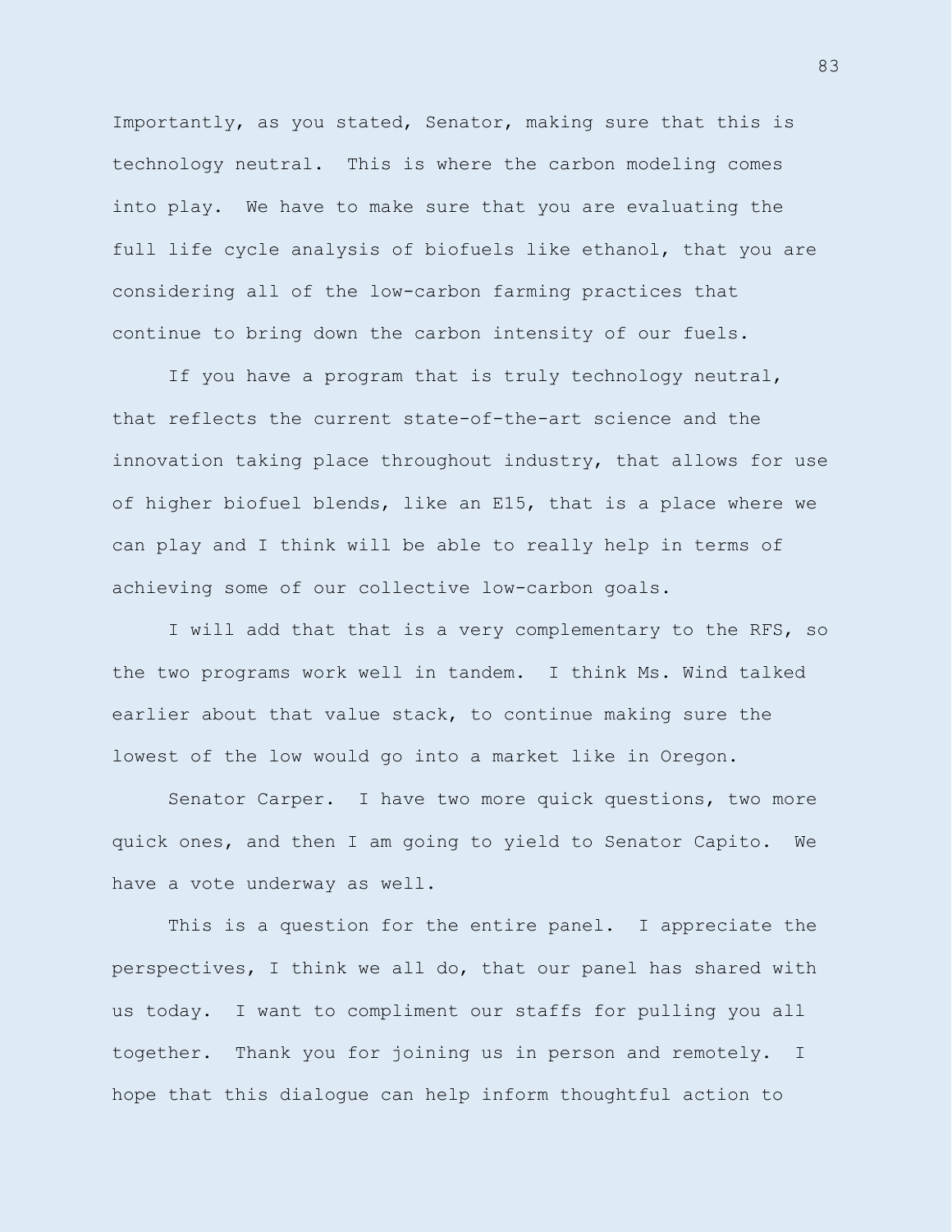Importantly, as you stated, Senator, making sure that this is technology neutral. This is where the carbon modeling comes into play. We have to make sure that you are evaluating the full life cycle analysis of biofuels like ethanol, that you are considering all of the low-carbon farming practices that continue to bring down the carbon intensity of our fuels.

If you have a program that is truly technology neutral, that reflects the current state-of-the-art science and the innovation taking place throughout industry, that allows for use of higher biofuel blends, like an E15, that is a place where we can play and I think will be able to really help in terms of achieving some of our collective low-carbon goals.

I will add that that is a very complementary to the RFS, so the two programs work well in tandem. I think Ms. Wind talked earlier about that value stack, to continue making sure the lowest of the low would go into a market like in Oregon.

Senator Carper. I have two more quick questions, two more quick ones, and then I am going to yield to Senator Capito. We have a vote underway as well.

This is a question for the entire panel. I appreciate the perspectives, I think we all do, that our panel has shared with us today. I want to compliment our staffs for pulling you all together. Thank you for joining us in person and remotely. I hope that this dialogue can help inform thoughtful action to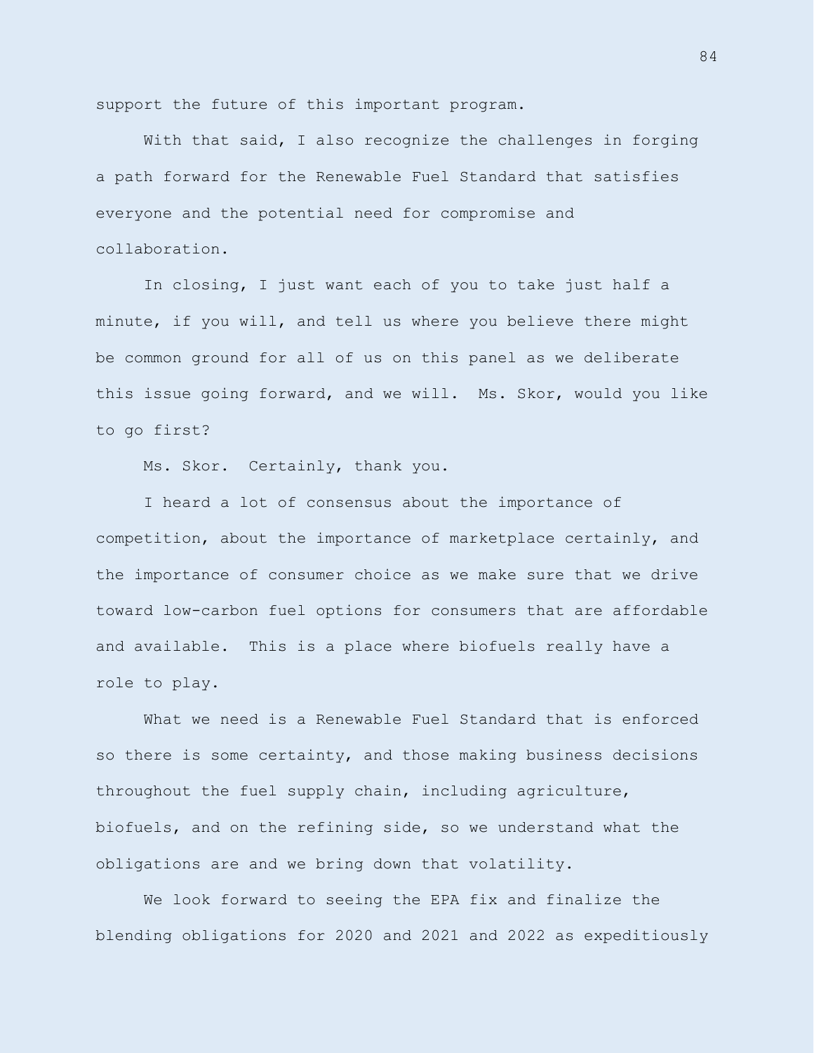support the future of this important program.

With that said, I also recognize the challenges in forging a path forward for the Renewable Fuel Standard that satisfies everyone and the potential need for compromise and collaboration.

In closing, I just want each of you to take just half a minute, if you will, and tell us where you believe there might be common ground for all of us on this panel as we deliberate this issue going forward, and we will. Ms. Skor, would you like to go first?

Ms. Skor. Certainly, thank you.

I heard a lot of consensus about the importance of competition, about the importance of marketplace certainly, and the importance of consumer choice as we make sure that we drive toward low-carbon fuel options for consumers that are affordable and available. This is a place where biofuels really have a role to play.

What we need is a Renewable Fuel Standard that is enforced so there is some certainty, and those making business decisions throughout the fuel supply chain, including agriculture, biofuels, and on the refining side, so we understand what the obligations are and we bring down that volatility.

We look forward to seeing the EPA fix and finalize the blending obligations for 2020 and 2021 and 2022 as expeditiously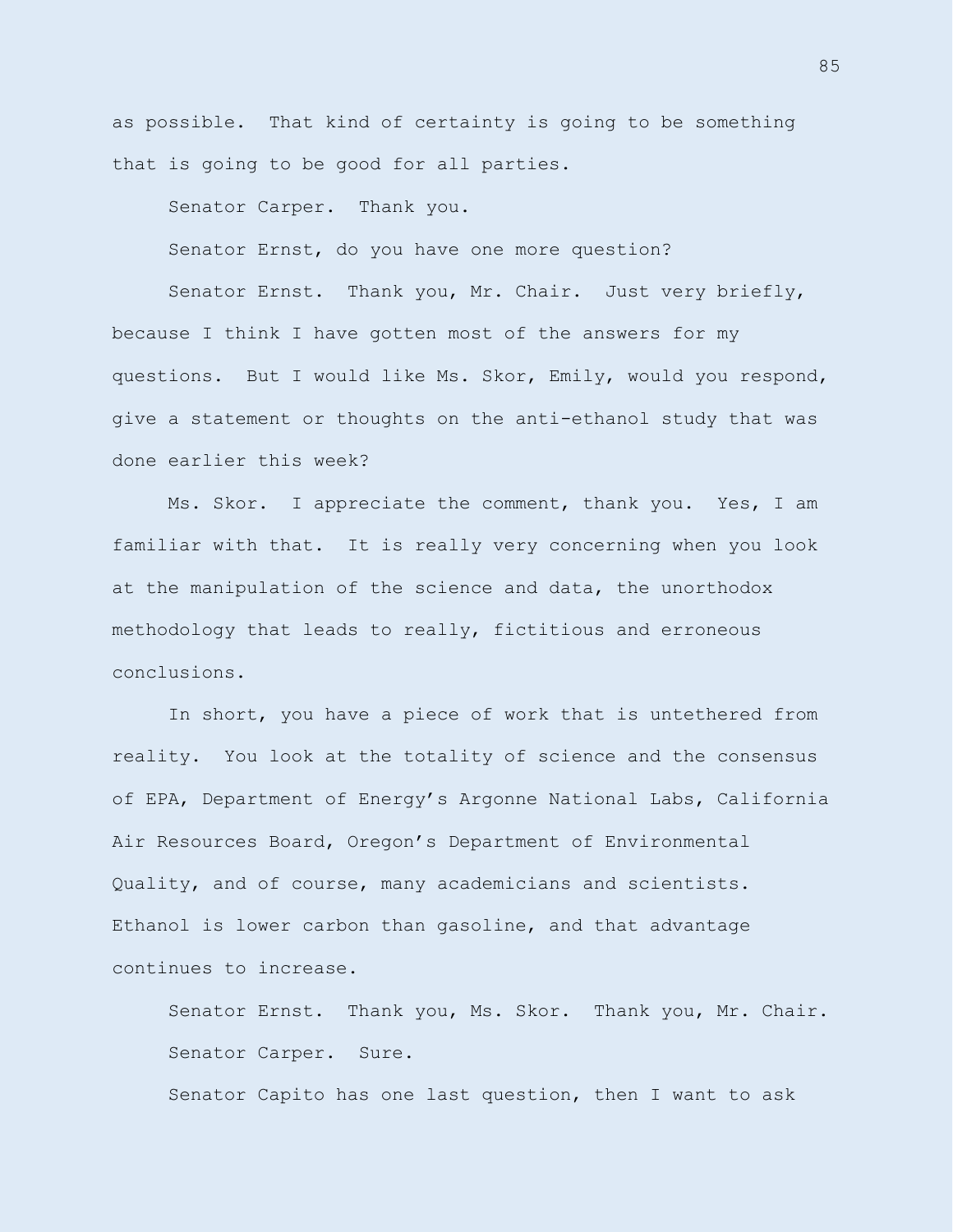as possible. That kind of certainty is going to be something that is going to be good for all parties.

Senator Carper. Thank you.

Senator Ernst, do you have one more question?

Senator Ernst. Thank you, Mr. Chair. Just very briefly, because I think I have gotten most of the answers for my questions. But I would like Ms. Skor, Emily, would you respond, give a statement or thoughts on the anti-ethanol study that was done earlier this week?

Ms. Skor. I appreciate the comment, thank you. Yes, I am familiar with that. It is really very concerning when you look at the manipulation of the science and data, the unorthodox methodology that leads to really, fictitious and erroneous conclusions.

In short, you have a piece of work that is untethered from reality. You look at the totality of science and the consensus of EPA, Department of Energy's Argonne National Labs, California Air Resources Board, Oregon's Department of Environmental Quality, and of course, many academicians and scientists. Ethanol is lower carbon than gasoline, and that advantage continues to increase.

Senator Ernst. Thank you, Ms. Skor. Thank you, Mr. Chair.

Senator Carper. Sure.

Senator Capito has one last question, then I want to ask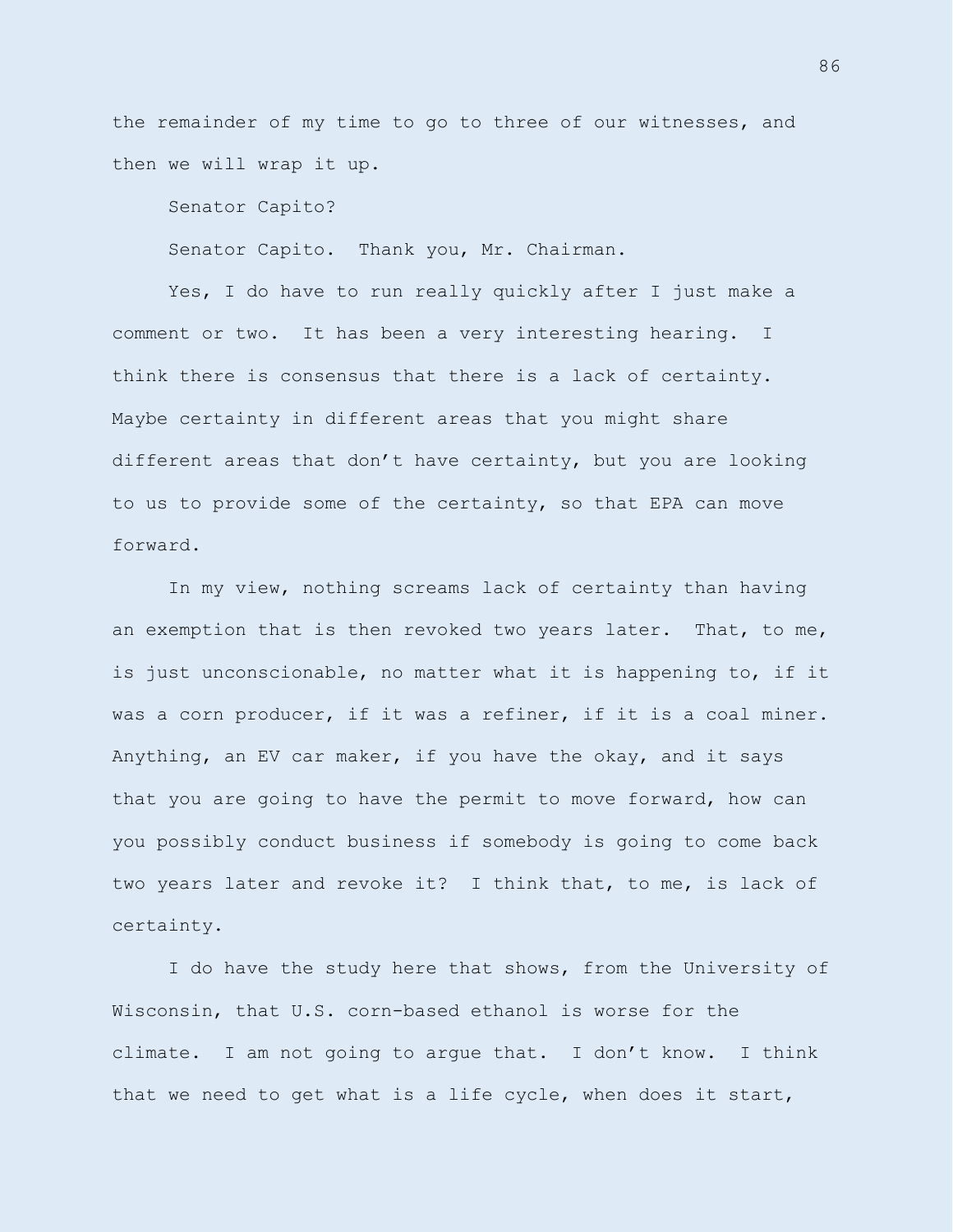the remainder of my time to go to three of our witnesses, and then we will wrap it up.

Senator Capito?

Senator Capito. Thank you, Mr. Chairman.

Yes, I do have to run really quickly after I just make a comment or two. It has been a very interesting hearing. I think there is consensus that there is a lack of certainty. Maybe certainty in different areas that you might share different areas that don't have certainty, but you are looking to us to provide some of the certainty, so that EPA can move forward.

In my view, nothing screams lack of certainty than having an exemption that is then revoked two years later. That, to me, is just unconscionable, no matter what it is happening to, if it was a corn producer, if it was a refiner, if it is a coal miner. Anything, an EV car maker, if you have the okay, and it says that you are going to have the permit to move forward, how can you possibly conduct business if somebody is going to come back two years later and revoke it? I think that, to me, is lack of certainty.

I do have the study here that shows, from the University of Wisconsin, that U.S. corn-based ethanol is worse for the climate. I am not going to argue that. I don't know. I think that we need to get what is a life cycle, when does it start,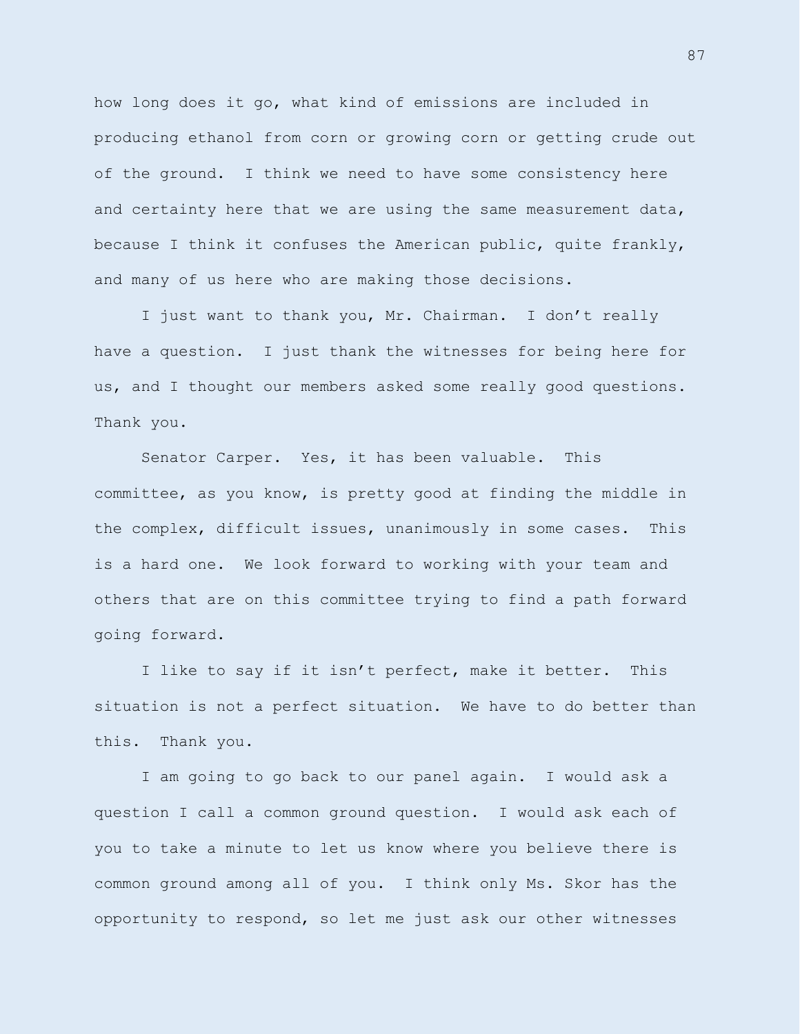how long does it go, what kind of emissions are included in producing ethanol from corn or growing corn or getting crude out of the ground. I think we need to have some consistency here and certainty here that we are using the same measurement data, because I think it confuses the American public, quite frankly, and many of us here who are making those decisions.

I just want to thank you, Mr. Chairman. I don't really have a question. I just thank the witnesses for being here for us, and I thought our members asked some really good questions. Thank you.

Senator Carper. Yes, it has been valuable. This committee, as you know, is pretty good at finding the middle in the complex, difficult issues, unanimously in some cases. This is a hard one. We look forward to working with your team and others that are on this committee trying to find a path forward going forward.

I like to say if it isn't perfect, make it better. This situation is not a perfect situation. We have to do better than this. Thank you.

I am going to go back to our panel again. I would ask a question I call a common ground question. I would ask each of you to take a minute to let us know where you believe there is common ground among all of you. I think only Ms. Skor has the opportunity to respond, so let me just ask our other witnesses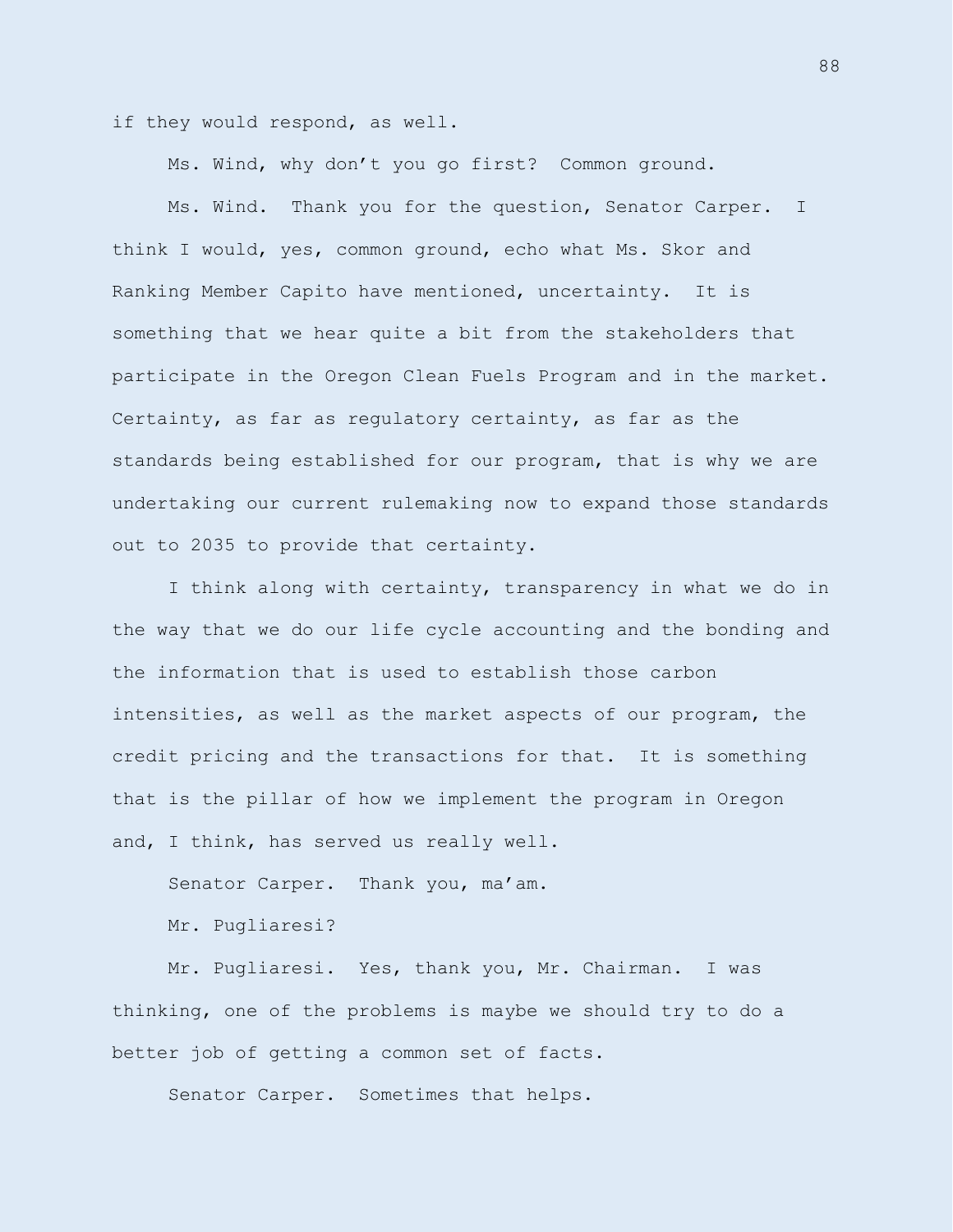if they would respond, as well.

Ms. Wind, why don't you go first? Common ground.

Ms. Wind. Thank you for the question, Senator Carper. I think I would, yes, common ground, echo what Ms. Skor and Ranking Member Capito have mentioned, uncertainty. It is something that we hear quite a bit from the stakeholders that participate in the Oregon Clean Fuels Program and in the market. Certainty, as far as regulatory certainty, as far as the standards being established for our program, that is why we are undertaking our current rulemaking now to expand those standards out to 2035 to provide that certainty.

I think along with certainty, transparency in what we do in the way that we do our life cycle accounting and the bonding and the information that is used to establish those carbon intensities, as well as the market aspects of our program, the credit pricing and the transactions for that. It is something that is the pillar of how we implement the program in Oregon and, I think, has served us really well.

Senator Carper. Thank you, ma'am.

Mr. Pugliaresi?

Mr. Pugliaresi. Yes, thank you, Mr. Chairman. I was thinking, one of the problems is maybe we should try to do a better job of getting a common set of facts.

Senator Carper. Sometimes that helps.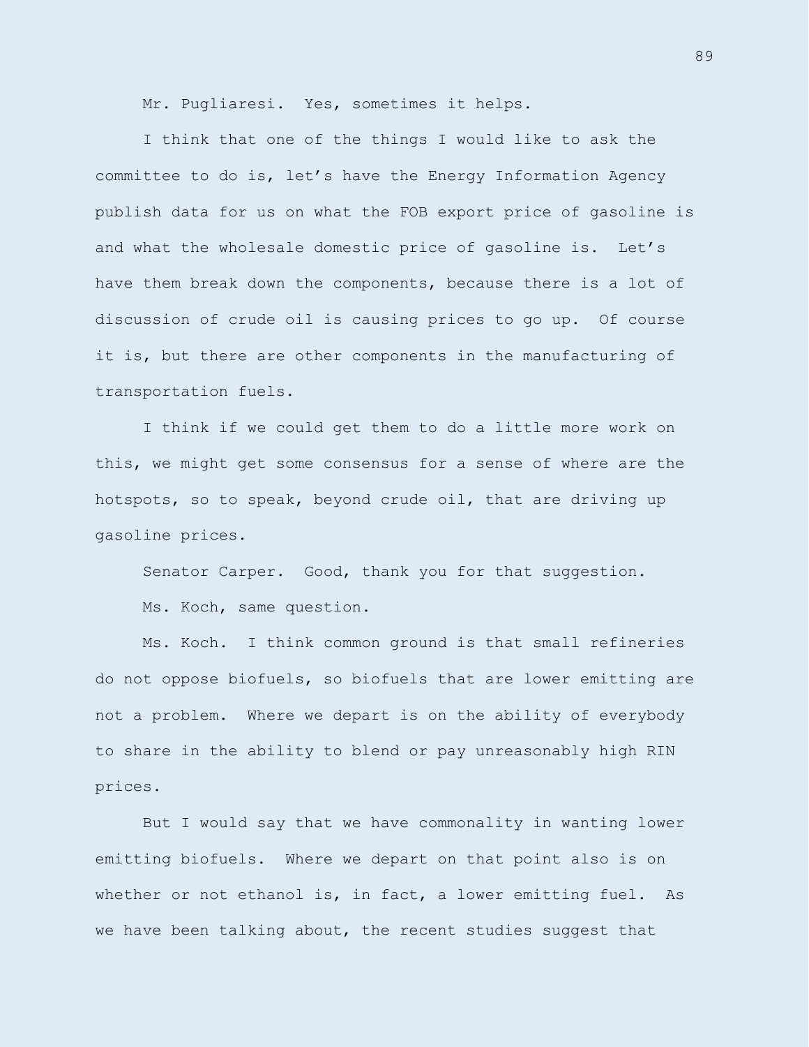Mr. Pugliaresi. Yes, sometimes it helps.

I think that one of the things I would like to ask the committee to do is, let's have the Energy Information Agency publish data for us on what the FOB export price of gasoline is and what the wholesale domestic price of gasoline is. Let's have them break down the components, because there is a lot of discussion of crude oil is causing prices to go up. Of course it is, but there are other components in the manufacturing of transportation fuels.

I think if we could get them to do a little more work on this, we might get some consensus for a sense of where are the hotspots, so to speak, beyond crude oil, that are driving up gasoline prices.

Senator Carper. Good, thank you for that suggestion.

Ms. Koch, same question.

Ms. Koch. I think common ground is that small refineries do not oppose biofuels, so biofuels that are lower emitting are not a problem. Where we depart is on the ability of everybody to share in the ability to blend or pay unreasonably high RIN prices.

But I would say that we have commonality in wanting lower emitting biofuels. Where we depart on that point also is on whether or not ethanol is, in fact, a lower emitting fuel. As we have been talking about, the recent studies suggest that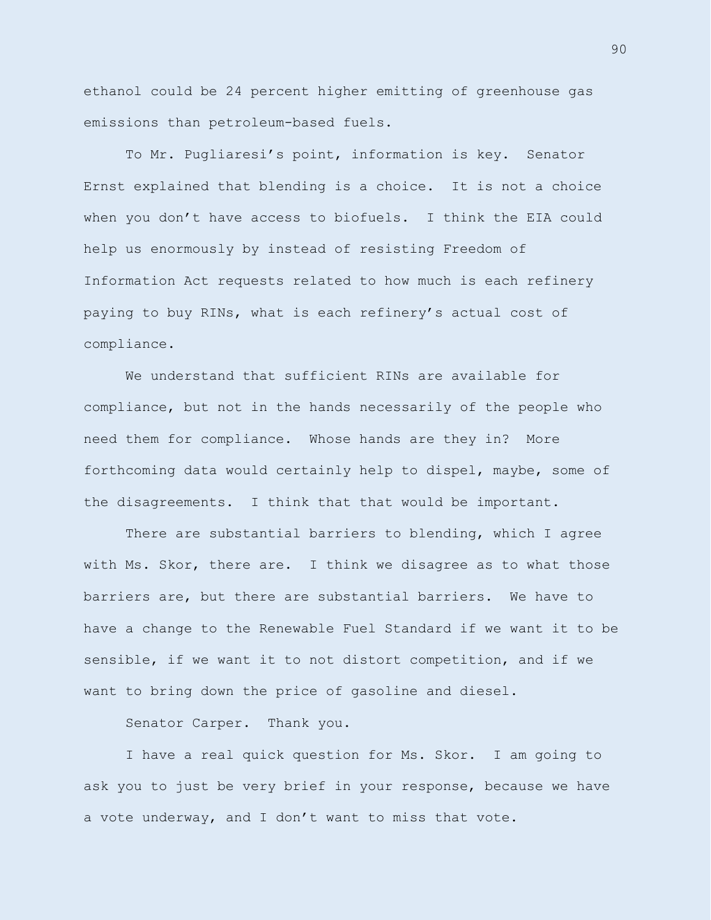ethanol could be 24 percent higher emitting of greenhouse gas emissions than petroleum-based fuels.

To Mr. Pugliaresi's point, information is key. Senator Ernst explained that blending is a choice. It is not a choice when you don't have access to biofuels. I think the EIA could help us enormously by instead of resisting Freedom of Information Act requests related to how much is each refinery paying to buy RINs, what is each refinery's actual cost of compliance.

We understand that sufficient RINs are available for compliance, but not in the hands necessarily of the people who need them for compliance. Whose hands are they in? More forthcoming data would certainly help to dispel, maybe, some of the disagreements. I think that that would be important.

There are substantial barriers to blending, which I agree with Ms. Skor, there are. I think we disagree as to what those barriers are, but there are substantial barriers. We have to have a change to the Renewable Fuel Standard if we want it to be sensible, if we want it to not distort competition, and if we want to bring down the price of gasoline and diesel.

Senator Carper. Thank you.

I have a real quick question for Ms. Skor. I am going to ask you to just be very brief in your response, because we have a vote underway, and I don't want to miss that vote.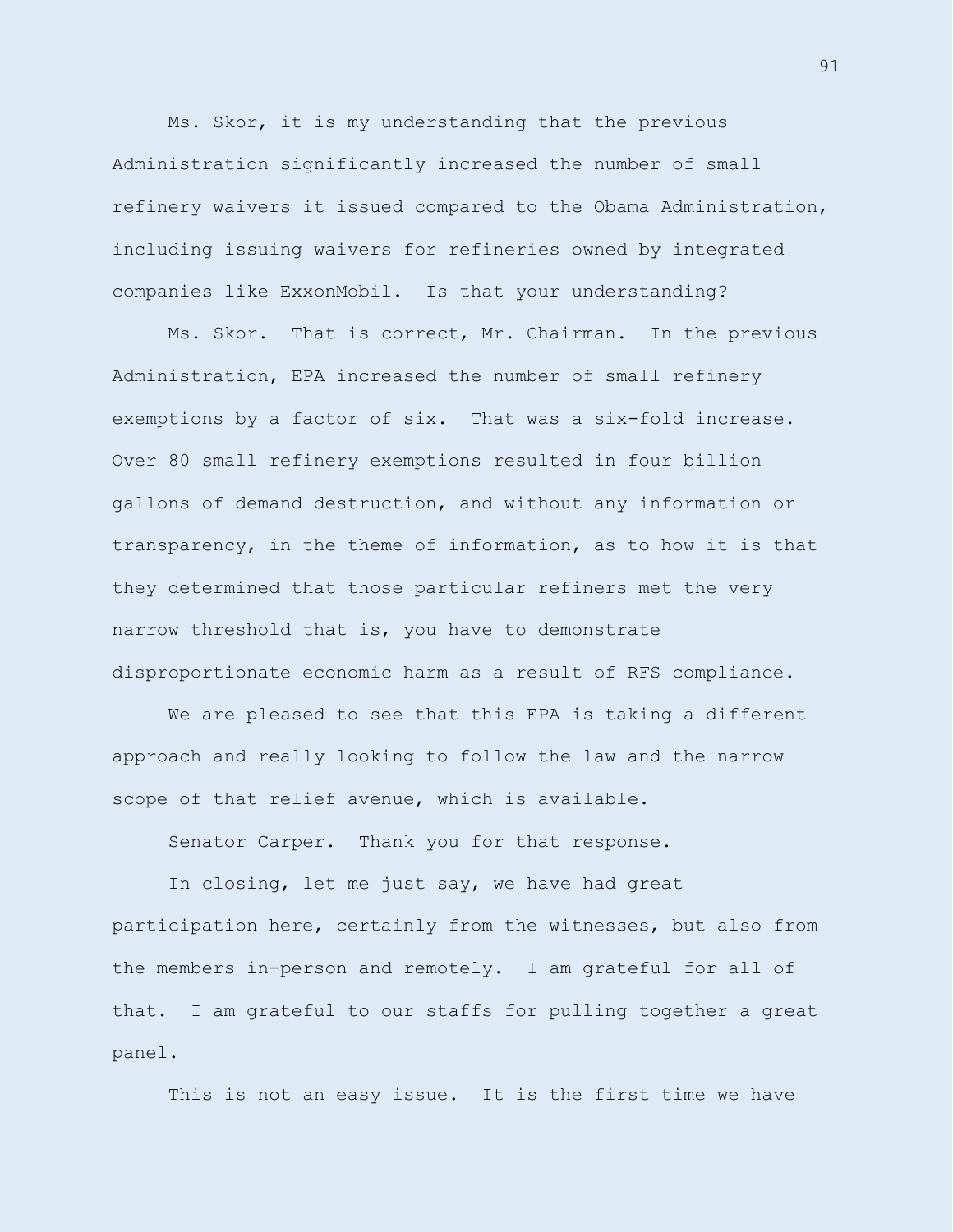Ms. Skor, it is my understanding that the previous Administration significantly increased the number of small refinery waivers it issued compared to the Obama Administration, including issuing waivers for refineries owned by integrated companies like ExxonMobil. Is that your understanding?

Ms. Skor. That is correct, Mr. Chairman. In the previous Administration, EPA increased the number of small refinery exemptions by a factor of six. That was a six-fold increase. Over 80 small refinery exemptions resulted in four billion gallons of demand destruction, and without any information or transparency, in the theme of information, as to how it is that they determined that those particular refiners met the very narrow threshold that is, you have to demonstrate disproportionate economic harm as a result of RFS compliance.

We are pleased to see that this EPA is taking a different approach and really looking to follow the law and the narrow scope of that relief avenue, which is available.

Senator Carper. Thank you for that response.

In closing, let me just say, we have had great participation here, certainly from the witnesses, but also from the members in-person and remotely. I am grateful for all of that. I am grateful to our staffs for pulling together a great panel.

This is not an easy issue. It is the first time we have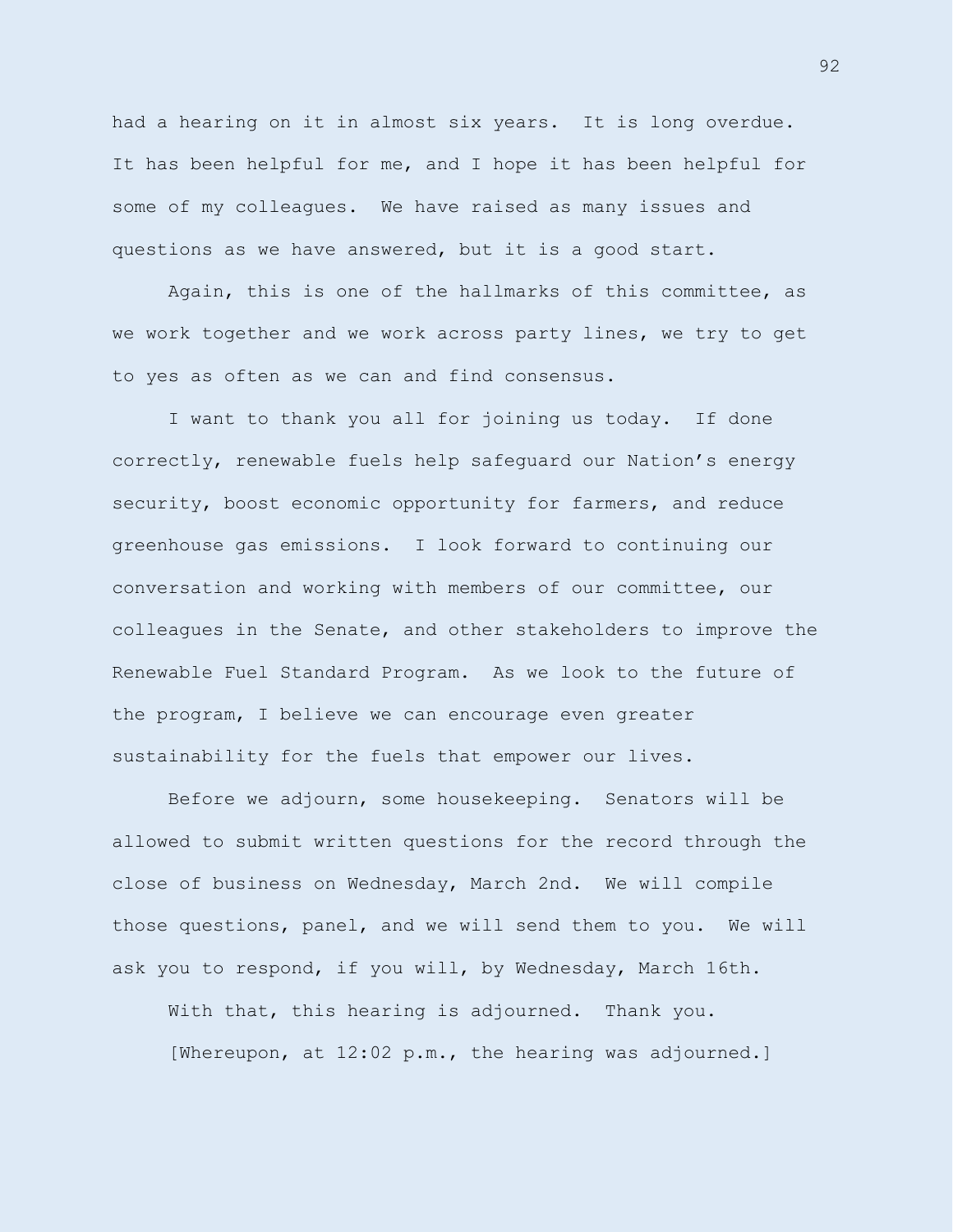had a hearing on it in almost six years. It is long overdue. It has been helpful for me, and I hope it has been helpful for some of my colleagues. We have raised as many issues and questions as we have answered, but it is a good start.

Again, this is one of the hallmarks of this committee, as we work together and we work across party lines, we try to get to yes as often as we can and find consensus.

I want to thank you all for joining us today. If done correctly, renewable fuels help safeguard our Nation's energy security, boost economic opportunity for farmers, and reduce greenhouse gas emissions. I look forward to continuing our conversation and working with members of our committee, our colleagues in the Senate, and other stakeholders to improve the Renewable Fuel Standard Program. As we look to the future of the program, I believe we can encourage even greater sustainability for the fuels that empower our lives.

Before we adjourn, some housekeeping. Senators will be allowed to submit written questions for the record through the close of business on Wednesday, March 2nd. We will compile those questions, panel, and we will send them to you. We will ask you to respond, if you will, by Wednesday, March 16th.

With that, this hearing is adjourned. Thank you.

[Whereupon, at 12:02 p.m., the hearing was adjourned.]